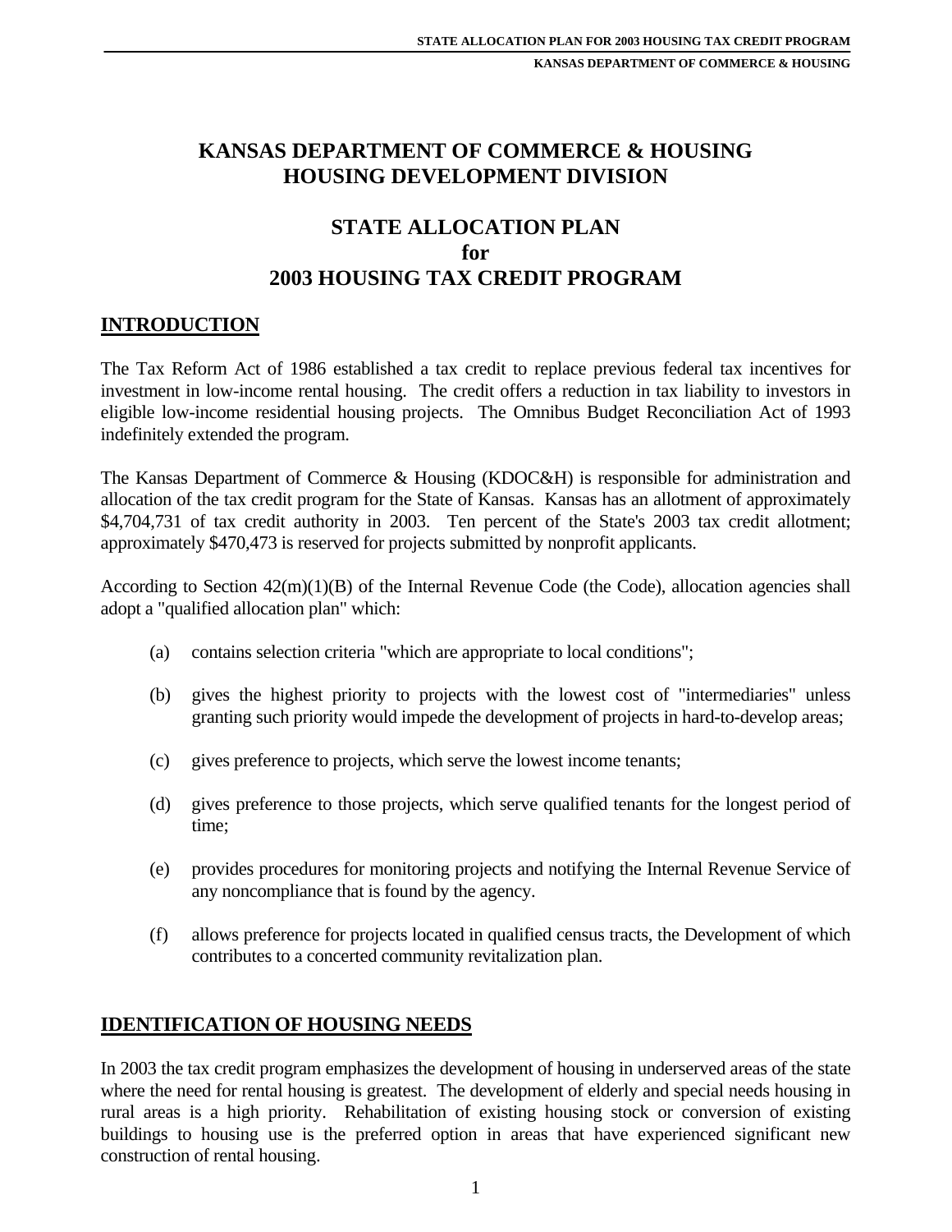# KANSAS DEPARTMENT OF COMMERCE & HOUSING
# HOUSING DEVELOPMENT DIVISION

# STATE ALLOCATION PLAN
# for
# 2003 HOUSING TAX CREDIT PROGRAM

## INTRODUCTION

The Tax Reform Act of 1986 established a tax credit to replace previous federal tax incentives for investment in low-income rental housing. The credit offers a reduction in tax liability to investors in eligible low-income residential housing projects. The Omnibus Budget Reconciliation Act of 1993 indefinitely extended the program.

The Kansas Department of Commerce & Housing (KDOC&H) is responsible for administration and allocation of the tax credit program for the State of Kansas. Kansas has an allotment of approximately $4,704,731 of tax credit authority in 2003. Ten percent of the State's 2003 tax credit allotment; approximately $470,473 is reserved for projects submitted by nonprofit applicants.

According to Section 42(m)(1)(B) of the Internal Revenue Code (the Code), allocation agencies shall adopt a "qualified allocation plan" which:

(a) contains selection criteria "which are appropriate to local conditions";

(b) gives the highest priority to projects with the lowest cost of "intermediaries" unless granting such priority would impede the development of projects in hard-to-develop areas;

(c) gives preference to projects, which serve the lowest income tenants;

(d) gives preference to those projects, which serve qualified tenants for the longest period of time;

(e) provides procedures for monitoring projects and notifying the Internal Revenue Service of any noncompliance that is found by the agency.

(f) allows preference for projects located in qualified census tracts, the Development of which contributes to a concerted community revitalization plan.

## IDENTIFICATION OF HOUSING NEEDS

In 2003 the tax credit program emphasizes the development of housing in underserved areas of the state where the need for rental housing is greatest. The development of elderly and special needs housing in rural areas is a high priority. Rehabilitation of existing housing stock or conversion of existing buildings to housing use is the preferred option in areas that have experienced significant new construction of rental housing.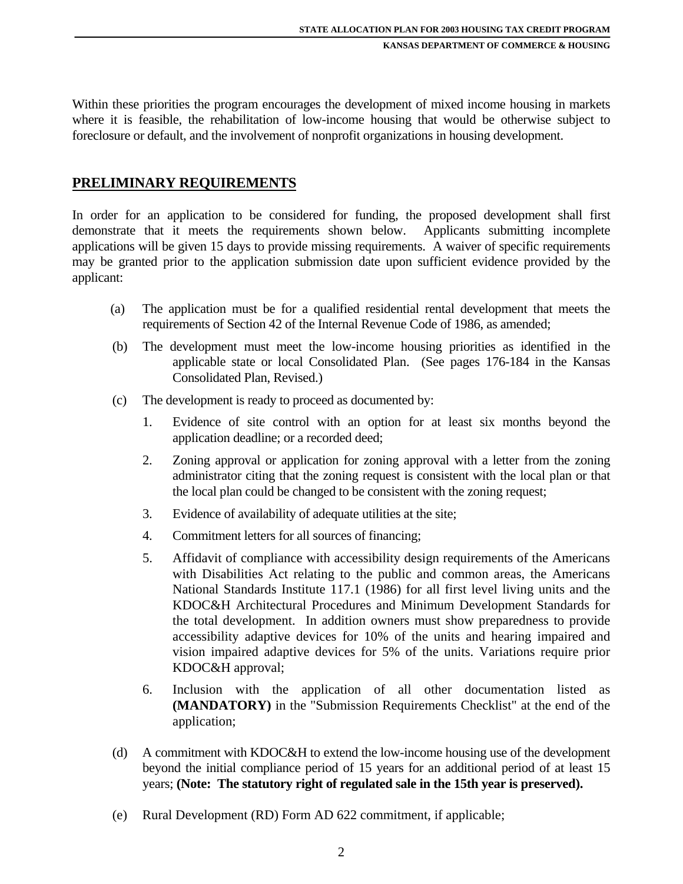Within these priorities the program encourages the development of mixed income housing in markets where it is feasible, the rehabilitation of low-income housing that would be otherwise subject to foreclosure or default, and the involvement of nonprofit organizations in housing development.

## PRELIMINARY REQUIREMENTS

In order for an application to be considered for funding, the proposed development shall first demonstrate that it meets the requirements shown below. Applicants submitting incomplete applications will be given 15 days to provide missing requirements. A waiver of specific requirements may be granted prior to the application submission date upon sufficient evidence provided by the applicant:

(a) The application must be for a qualified residential rental development that meets the requirements of Section 42 of the Internal Revenue Code of 1986, as amended;

(b) The development must meet the low-income housing priorities as identified in the applicable state or local Consolidated Plan. (See pages 176-184 in the Kansas Consolidated Plan, Revised.)

(c) The development is ready to proceed as documented by:

1. Evidence of site control with an option for at least six months beyond the application deadline; or a recorded deed;
2. Zoning approval or application for zoning approval with a letter from the zoning administrator citing that the zoning request is consistent with the local plan or that the local plan could be changed to be consistent with the zoning request;
3. Evidence of availability of adequate utilities at the site;
4. Commitment letters for all sources of financing;
5. Affidavit of compliance with accessibility design requirements of the Americans with Disabilities Act relating to the public and common areas, the Americans National Standards Institute 117.1 (1986) for all first level living units and the KDOC&H Architectural Procedures and Minimum Development Standards for the total development. In addition owners must show preparedness to provide accessibility adaptive devices for 10% of the units and hearing impaired and vision impaired adaptive devices for 5% of the units. Variations require prior KDOC&H approval;
6. Inclusion with the application of all other documentation listed as **(MANDATORY)** in the "Submission Requirements Checklist" at the end of the application;

(d) A commitment with KDOC&H to extend the low-income housing use of the development beyond the initial compliance period of 15 years for an additional period of at least 15 years; **(Note: The statutory right of regulated sale in the 15th year is preserved).**

(e) Rural Development (RD) Form AD 622 commitment, if applicable;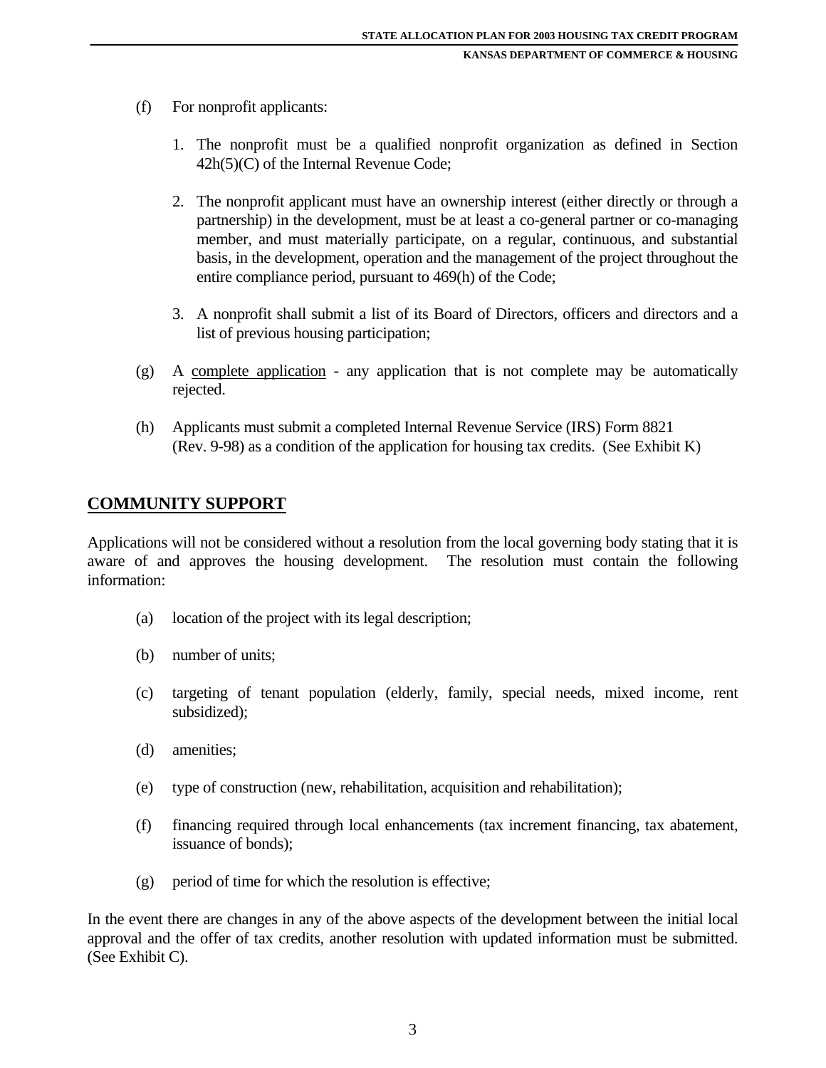(f) For nonprofit applicants:

1. The nonprofit must be a qualified nonprofit organization as defined in Section 42h(5)(C) of the Internal Revenue Code;

2. The nonprofit applicant must have an ownership interest (either directly or through a partnership) in the development, must be at least a co-general partner or co-managing member, and must materially participate, on a regular, continuous, and substantial basis, in the development, operation and the management of the project throughout the entire compliance period, pursuant to 469(h) of the Code;

3. A nonprofit shall submit a list of its Board of Directors, officers and directors and a list of previous housing participation;

(g) A <u>complete application</u> - any application that is not complete may be automatically rejected.

(h) Applicants must submit a completed Internal Revenue Service (IRS) Form 8821 (Rev. 9-98) as a condition of the application for housing tax credits. (See Exhibit K)

## COMMUNITY SUPPORT

Applications will not be considered without a resolution from the local governing body stating that it is aware of and approves the housing development. The resolution must contain the following information:

(a) location of the project with its legal description;

(b) number of units;

(c) targeting of tenant population (elderly, family, special needs, mixed income, rent subsidized);

(d) amenities;

(e) type of construction (new, rehabilitation, acquisition and rehabilitation);

(f) financing required through local enhancements (tax increment financing, tax abatement, issuance of bonds);

(g) period of time for which the resolution is effective;

In the event there are changes in any of the above aspects of the development between the initial local approval and the offer of tax credits, another resolution with updated information must be submitted. (See Exhibit C).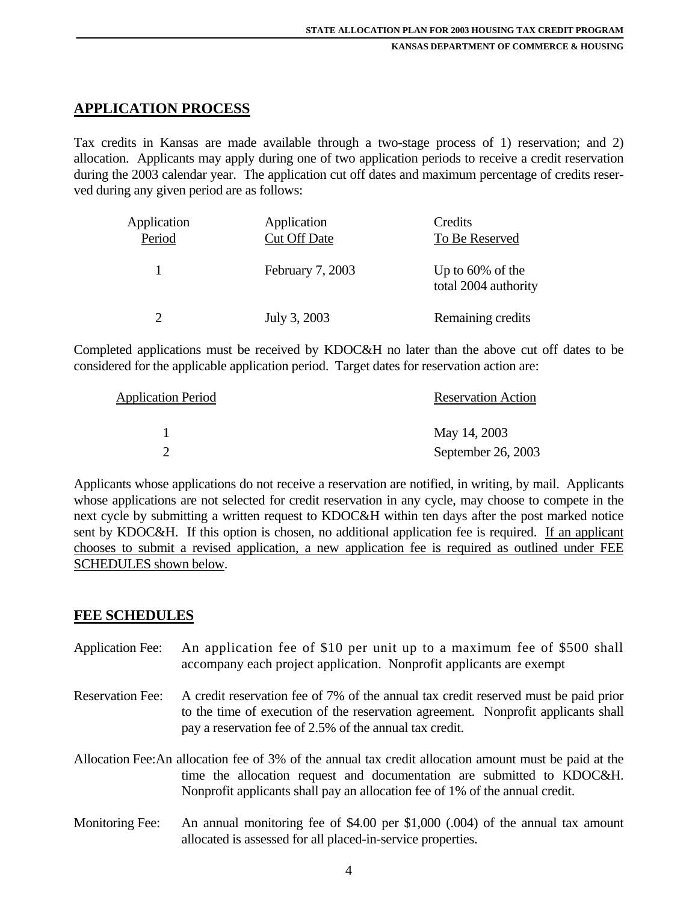## APPLICATION PROCESS

Tax credits in Kansas are made available through a two-stage process of 1) reservation; and 2) allocation. Applicants may apply during one of two application periods to receive a credit reservation during the 2003 calendar year. The application cut off dates and maximum percentage of credits reserved during any given period are as follows:

| Application Period | Application Cut Off Date | Credits To Be Reserved |
|---|---|---|
| 1 | February 7, 2003 | Up to 60% of the total 2004 authority |
| 2 | July 3, 2003 | Remaining credits |

Completed applications must be received by KDOC&H no later than the above cut off dates to be considered for the applicable application period. Target dates for reservation action are:

| Application Period | Reservation Action |
|---|---|
| 1 | May 14, 2003 |
| 2 | September 26, 2003 |

Applicants whose applications do not receive a reservation are notified, in writing, by mail. Applicants whose applications are not selected for credit reservation in any cycle, may choose to compete in the next cycle by submitting a written request to KDOC&H within ten days after the post marked notice sent by KDOC&H. If this option is chosen, no additional application fee is required. <u>If an applicant chooses to submit a revised application, a new application fee is required as outlined under FEE SCHEDULES shown below</u>.

## FEE SCHEDULES

Application Fee: An application fee of $10 per unit up to a maximum fee of $500 shall accompany each project application. Nonprofit applicants are exempt

Reservation Fee: A credit reservation fee of 7% of the annual tax credit reserved must be paid prior to the time of execution of the reservation agreement. Nonprofit applicants shall pay a reservation fee of 2.5% of the annual tax credit.

Allocation Fee: An allocation fee of 3% of the annual tax credit allocation amount must be paid at the time the allocation request and documentation are submitted to KDOC&H. Nonprofit applicants shall pay an allocation fee of 1% of the annual credit.

Monitoring Fee: An annual monitoring fee of $4.00 per $1,000 (.004) of the annual tax amount allocated is assessed for all placed-in-service properties.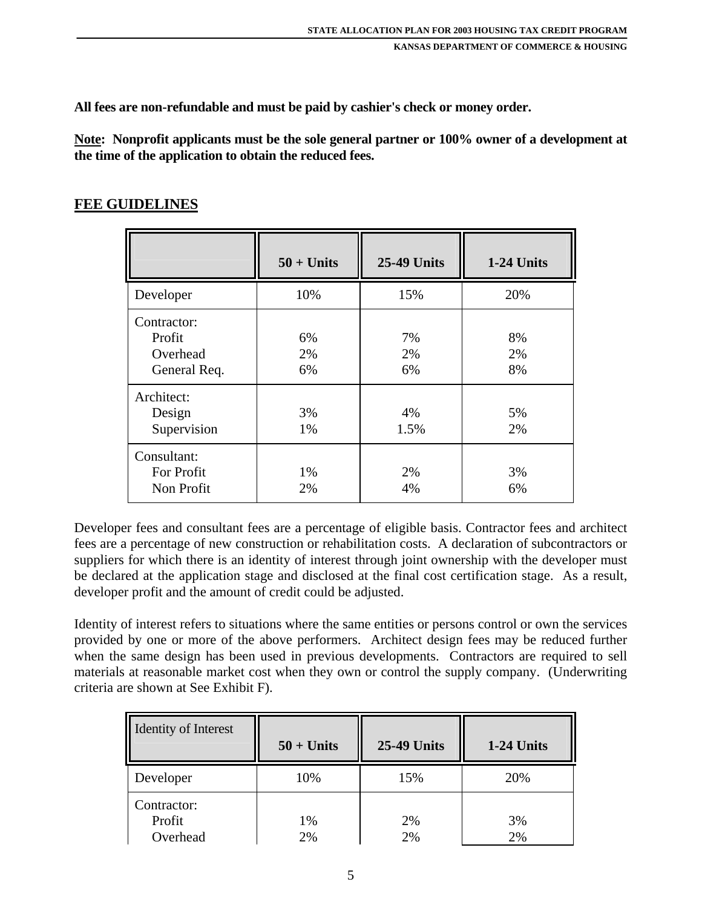**All fees are non-refundable and must be paid by cashier's check or money order.**

**Note: Nonprofit applicants must be the sole general partner or 100% owner of a development at the time of the application to obtain the reduced fees.**

## FEE GUIDELINES

| | 50 + Units | 25-49 Units | 1-24 Units |
|---|---|---|---|
| Developer | 10% | 15% | 20% |
| Contractor: | | | |
| Profit | 6% | 7% | 8% |
| Overhead | 2% | 2% | 2% |
| General Req. | 6% | 6% | 8% |
| Architect: | | | |
| Design | 3% | 4% | 5% |
| Supervision | 1% | 1.5% | 2% |
| Consultant: | | | |
| For Profit | 1% | 2% | 3% |
| Non Profit | 2% | 4% | 6% |

Developer fees and consultant fees are a percentage of eligible basis. Contractor fees and architect fees are a percentage of new construction or rehabilitation costs. A declaration of subcontractors or suppliers for which there is an identity of interest through joint ownership with the developer must be declared at the application stage and disclosed at the final cost certification stage. As a result, developer profit and the amount of credit could be adjusted.

Identity of interest refers to situations where the same entities or persons control or own the services provided by one or more of the above performers. Architect design fees may be reduced further when the same design has been used in previous developments. Contractors are required to sell materials at reasonable market cost when they own or control the supply company. (Underwriting criteria are shown at See Exhibit F).

| Identity of Interest | 50 + Units | 25-49 Units | 1-24 Units |
|---|---|---|---|
| Developer | 10% | 15% | 20% |
| Contractor: | | | |
| Profit | 1% | 2% | 3% |
| Overhead | 2% | 2% | 2% |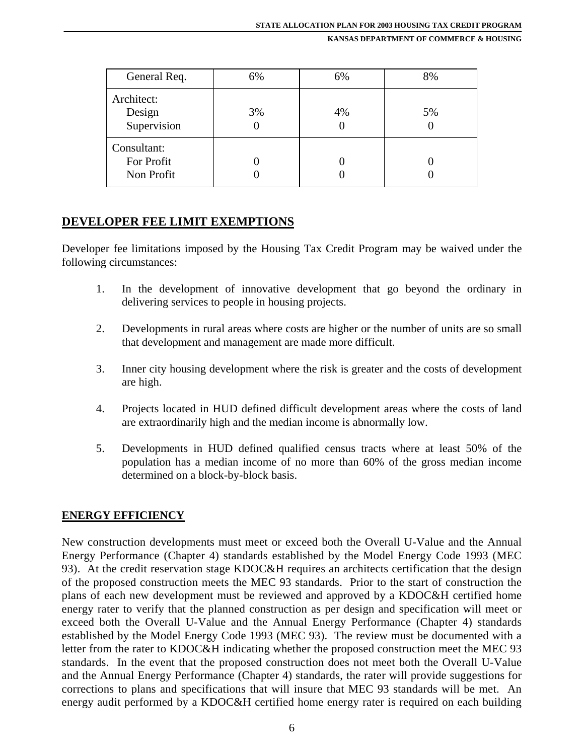| General Req. | 6% | 6% | 8% |
|---|---|---|---|
| Architect:<br>Design<br>Supervision | <br>3%<br>0 | <br>4%<br>0 | <br>5%<br>0 |
| Consultant:<br>For Profit<br>Non Profit | <br>0<br>0 | <br>0<br>0 | <br>0<br>0 |

## DEVELOPER FEE LIMIT EXEMPTIONS

Developer fee limitations imposed by the Housing Tax Credit Program may be waived under the following circumstances:

1. In the development of innovative development that go beyond the ordinary in delivering services to people in housing projects.

2. Developments in rural areas where costs are higher or the number of units are so small that development and management are made more difficult.

3. Inner city housing development where the risk is greater and the costs of development are high.

4. Projects located in HUD defined difficult development areas where the costs of land are extraordinarily high and the median income is abnormally low.

5. Developments in HUD defined qualified census tracts where at least 50% of the population has a median income of no more than 60% of the gross median income determined on a block-by-block basis.

## ENERGY EFFICIENCY

New construction developments must meet or exceed both the Overall U-Value and the Annual Energy Performance (Chapter 4) standards established by the Model Energy Code 1993 (MEC 93). At the credit reservation stage KDOC&H requires an architects certification that the design of the proposed construction meets the MEC 93 standards. Prior to the start of construction the plans of each new development must be reviewed and approved by a KDOC&H certified home energy rater to verify that the planned construction as per design and specification will meet or exceed both the Overall U-Value and the Annual Energy Performance (Chapter 4) standards established by the Model Energy Code 1993 (MEC 93). The review must be documented with a letter from the rater to KDOC&H indicating whether the proposed construction meet the MEC 93 standards. In the event that the proposed construction does not meet both the Overall U-Value and the Annual Energy Performance (Chapter 4) standards, the rater will provide suggestions for corrections to plans and specifications that will insure that MEC 93 standards will be met. An energy audit performed by a KDOC&H certified home energy rater is required on each building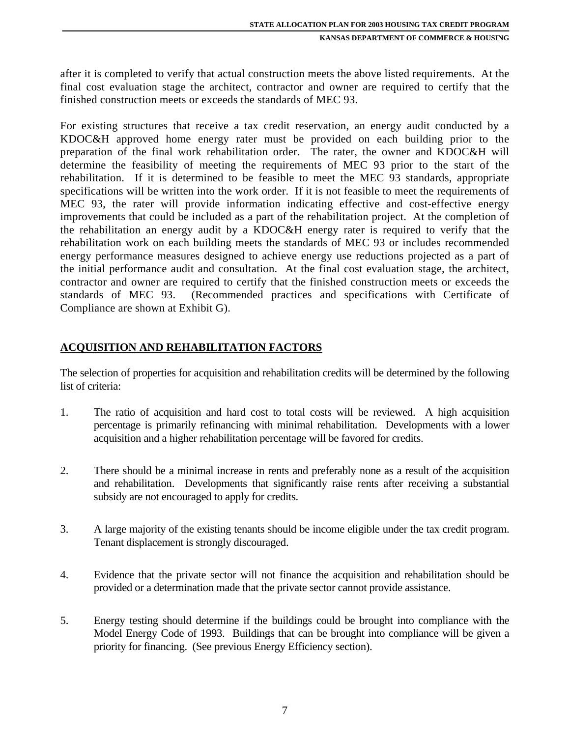after it is completed to verify that actual construction meets the above listed requirements. At the final cost evaluation stage the architect, contractor and owner are required to certify that the finished construction meets or exceeds the standards of MEC 93.

For existing structures that receive a tax credit reservation, an energy audit conducted by a KDOC&H approved home energy rater must be provided on each building prior to the preparation of the final work rehabilitation order. The rater, the owner and KDOC&H will determine the feasibility of meeting the requirements of MEC 93 prior to the start of the rehabilitation. If it is determined to be feasible to meet the MEC 93 standards, appropriate specifications will be written into the work order. If it is not feasible to meet the requirements of MEC 93, the rater will provide information indicating effective and cost-effective energy improvements that could be included as a part of the rehabilitation project. At the completion of the rehabilitation an energy audit by a KDOC&H energy rater is required to verify that the rehabilitation work on each building meets the standards of MEC 93 or includes recommended energy performance measures designed to achieve energy use reductions projected as a part of the initial performance audit and consultation. At the final cost evaluation stage, the architect, contractor and owner are required to certify that the finished construction meets or exceeds the standards of MEC 93. (Recommended practices and specifications with Certificate of Compliance are shown at Exhibit G).

## ACQUISITION AND REHABILITATION FACTORS

The selection of properties for acquisition and rehabilitation credits will be determined by the following list of criteria:

1. The ratio of acquisition and hard cost to total costs will be reviewed. A high acquisition percentage is primarily refinancing with minimal rehabilitation. Developments with a lower acquisition and a higher rehabilitation percentage will be favored for credits.

2. There should be a minimal increase in rents and preferably none as a result of the acquisition and rehabilitation. Developments that significantly raise rents after receiving a substantial subsidy are not encouraged to apply for credits.

3. A large majority of the existing tenants should be income eligible under the tax credit program. Tenant displacement is strongly discouraged.

4. Evidence that the private sector will not finance the acquisition and rehabilitation should be provided or a determination made that the private sector cannot provide assistance.

5. Energy testing should determine if the buildings could be brought into compliance with the Model Energy Code of 1993. Buildings that can be brought into compliance will be given a priority for financing. (See previous Energy Efficiency section).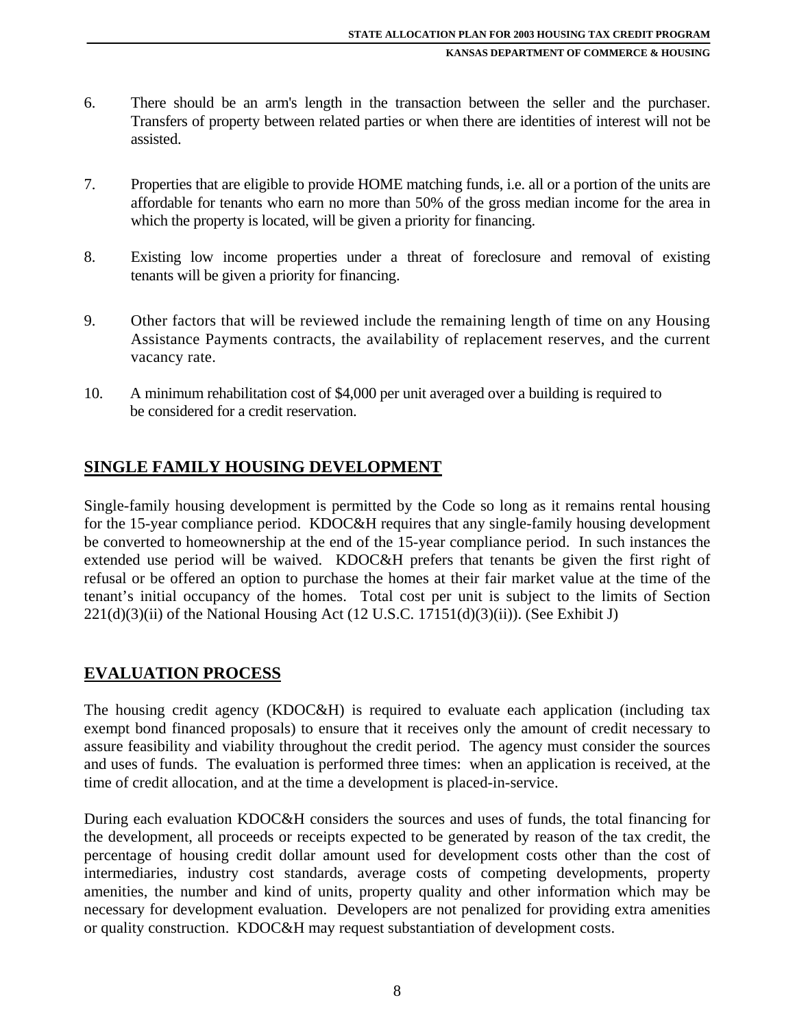6. There should be an arm's length in the transaction between the seller and the purchaser. Transfers of property between related parties or when there are identities of interest will not be assisted.

7. Properties that are eligible to provide HOME matching funds, i.e. all or a portion of the units are affordable for tenants who earn no more than 50% of the gross median income for the area in which the property is located, will be given a priority for financing.

8. Existing low income properties under a threat of foreclosure and removal of existing tenants will be given a priority for financing.

9. Other factors that will be reviewed include the remaining length of time on any Housing Assistance Payments contracts, the availability of replacement reserves, and the current vacancy rate.

10. A minimum rehabilitation cost of $4,000 per unit averaged over a building is required to be considered for a credit reservation.

## SINGLE FAMILY HOUSING DEVELOPMENT

Single-family housing development is permitted by the Code so long as it remains rental housing for the 15-year compliance period. KDOC&H requires that any single-family housing development be converted to homeownership at the end of the 15-year compliance period. In such instances the extended use period will be waived. KDOC&H prefers that tenants be given the first right of refusal or be offered an option to purchase the homes at their fair market value at the time of the tenant's initial occupancy of the homes. Total cost per unit is subject to the limits of Section 221(d)(3)(ii) of the National Housing Act (12 U.S.C. 17151(d)(3)(ii)). (See Exhibit J)

## EVALUATION PROCESS

The housing credit agency (KDOC&H) is required to evaluate each application (including tax exempt bond financed proposals) to ensure that it receives only the amount of credit necessary to assure feasibility and viability throughout the credit period. The agency must consider the sources and uses of funds. The evaluation is performed three times: when an application is received, at the time of credit allocation, and at the time a development is placed-in-service.

During each evaluation KDOC&H considers the sources and uses of funds, the total financing for the development, all proceeds or receipts expected to be generated by reason of the tax credit, the percentage of housing credit dollar amount used for development costs other than the cost of intermediaries, industry cost standards, average costs of competing developments, property amenities, the number and kind of units, property quality and other information which may be necessary for development evaluation. Developers are not penalized for providing extra amenities or quality construction. KDOC&H may request substantiation of development costs.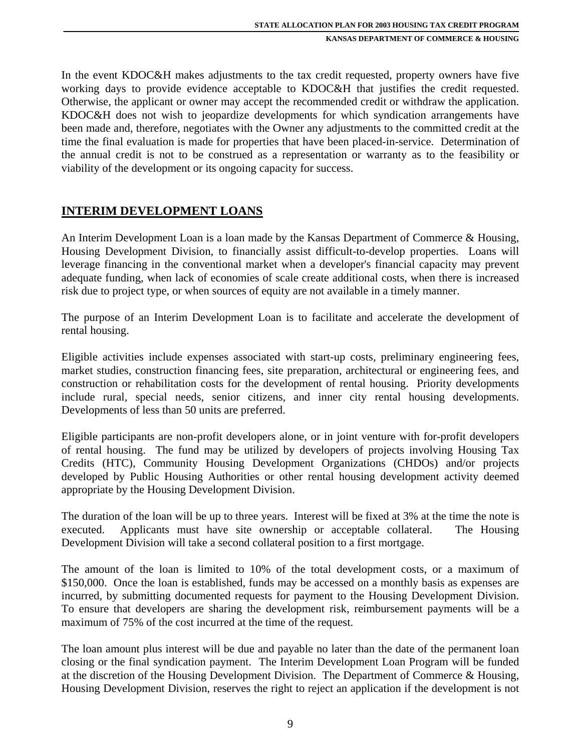In the event KDOC&H makes adjustments to the tax credit requested, property owners have five working days to provide evidence acceptable to KDOC&H that justifies the credit requested. Otherwise, the applicant or owner may accept the recommended credit or withdraw the application. KDOC&H does not wish to jeopardize developments for which syndication arrangements have been made and, therefore, negotiates with the Owner any adjustments to the committed credit at the time the final evaluation is made for properties that have been placed-in-service. Determination of the annual credit is not to be construed as a representation or warranty as to the feasibility or viability of the development or its ongoing capacity for success.

## INTERIM DEVELOPMENT LOANS

An Interim Development Loan is a loan made by the Kansas Department of Commerce & Housing, Housing Development Division, to financially assist difficult-to-develop properties. Loans will leverage financing in the conventional market when a developer's financial capacity may prevent adequate funding, when lack of economies of scale create additional costs, when there is increased risk due to project type, or when sources of equity are not available in a timely manner.

The purpose of an Interim Development Loan is to facilitate and accelerate the development of rental housing.

Eligible activities include expenses associated with start-up costs, preliminary engineering fees, market studies, construction financing fees, site preparation, architectural or engineering fees, and construction or rehabilitation costs for the development of rental housing. Priority developments include rural, special needs, senior citizens, and inner city rental housing developments. Developments of less than 50 units are preferred.

Eligible participants are non-profit developers alone, or in joint venture with for-profit developers of rental housing. The fund may be utilized by developers of projects involving Housing Tax Credits (HTC), Community Housing Development Organizations (CHDOs) and/or projects developed by Public Housing Authorities or other rental housing development activity deemed appropriate by the Housing Development Division.

The duration of the loan will be up to three years. Interest will be fixed at 3% at the time the note is executed. Applicants must have site ownership or acceptable collateral. The Housing Development Division will take a second collateral position to a first mortgage.

The amount of the loan is limited to 10% of the total development costs, or a maximum of $150,000. Once the loan is established, funds may be accessed on a monthly basis as expenses are incurred, by submitting documented requests for payment to the Housing Development Division. To ensure that developers are sharing the development risk, reimbursement payments will be a maximum of 75% of the cost incurred at the time of the request.

The loan amount plus interest will be due and payable no later than the date of the permanent loan closing or the final syndication payment. The Interim Development Loan Program will be funded at the discretion of the Housing Development Division. The Department of Commerce & Housing, Housing Development Division, reserves the right to reject an application if the development is not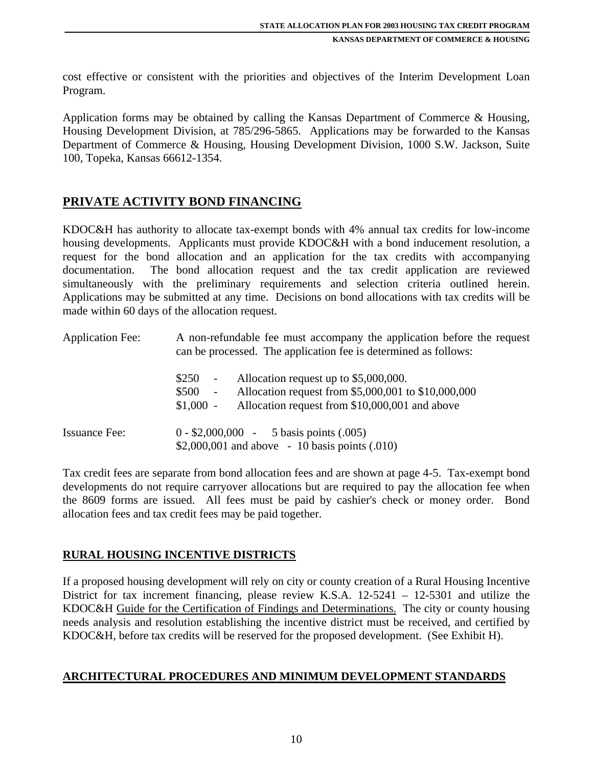cost effective or consistent with the priorities and objectives of the Interim Development Loan Program.

Application forms may be obtained by calling the Kansas Department of Commerce & Housing, Housing Development Division, at 785/296-5865. Applications may be forwarded to the Kansas Department of Commerce & Housing, Housing Development Division, 1000 S.W. Jackson, Suite 100, Topeka, Kansas 66612-1354.

## PRIVATE ACTIVITY BOND FINANCING

KDOC&H has authority to allocate tax-exempt bonds with 4% annual tax credits for low-income housing developments. Applicants must provide KDOC&H with a bond inducement resolution, a request for the bond allocation and an application for the tax credits with accompanying documentation. The bond allocation request and the tax credit application are reviewed simultaneously with the preliminary requirements and selection criteria outlined herein. Applications may be submitted at any time. Decisions on bond allocations with tax credits will be made within 60 days of the allocation request.

Application Fee: A non-refundable fee must accompany the application before the request can be processed. The application fee is determined as follows:

- $250 - Allocation request up to $5,000,000.
- $500 - Allocation request from $5,000,001 to $10,000,000
- $1,000 - Allocation request from $10,000,001 and above

Issuance Fee:

- 0 - $2,000,000 - 5 basis points (.005)
- $2,000,001 and above - 10 basis points (.010)

Tax credit fees are separate from bond allocation fees and are shown at page 4-5. Tax-exempt bond developments do not require carryover allocations but are required to pay the allocation fee when the 8609 forms are issued. All fees must be paid by cashier's check or money order. Bond allocation fees and tax credit fees may be paid together.

## RURAL HOUSING INCENTIVE DISTRICTS

If a proposed housing development will rely on city or county creation of a Rural Housing Incentive District for tax increment financing, please review K.S.A. 12-5241 – 12-5301 and utilize the KDOC&H Guide for the Certification of Findings and Determinations. The city or county housing needs analysis and resolution establishing the incentive district must be received, and certified by KDOC&H, before tax credits will be reserved for the proposed development. (See Exhibit H).

## ARCHITECTURAL PROCEDURES AND MINIMUM DEVELOPMENT STANDARDS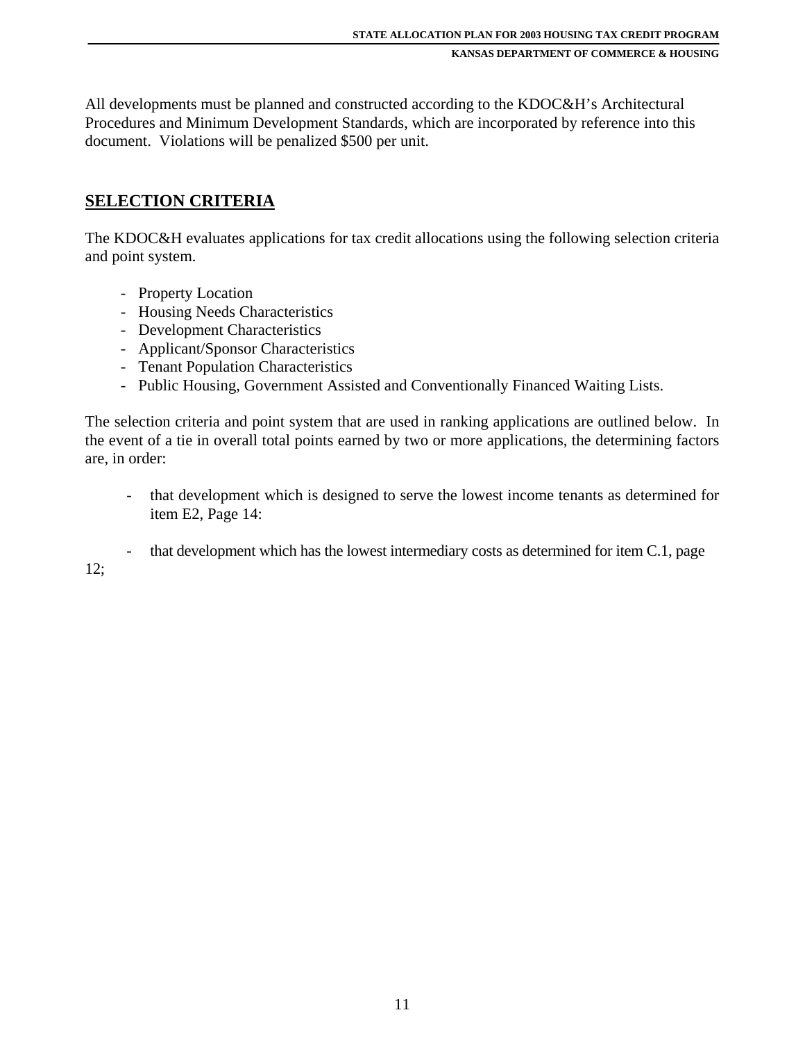All developments must be planned and constructed according to the KDOC&H's Architectural Procedures and Minimum Development Standards, which are incorporated by reference into this document. Violations will be penalized $500 per unit.

## SELECTION CRITERIA

The KDOC&H evaluates applications for tax credit allocations using the following selection criteria and point system.

- Property Location
- Housing Needs Characteristics
- Development Characteristics
- Applicant/Sponsor Characteristics
- Tenant Population Characteristics
- Public Housing, Government Assisted and Conventionally Financed Waiting Lists.

The selection criteria and point system that are used in ranking applications are outlined below. In the event of a tie in overall total points earned by two or more applications, the determining factors are, in order:

- that development which is designed to serve the lowest income tenants as determined for item E2, Page 14:

- that development which has the lowest intermediary costs as determined for item C.1, page 12;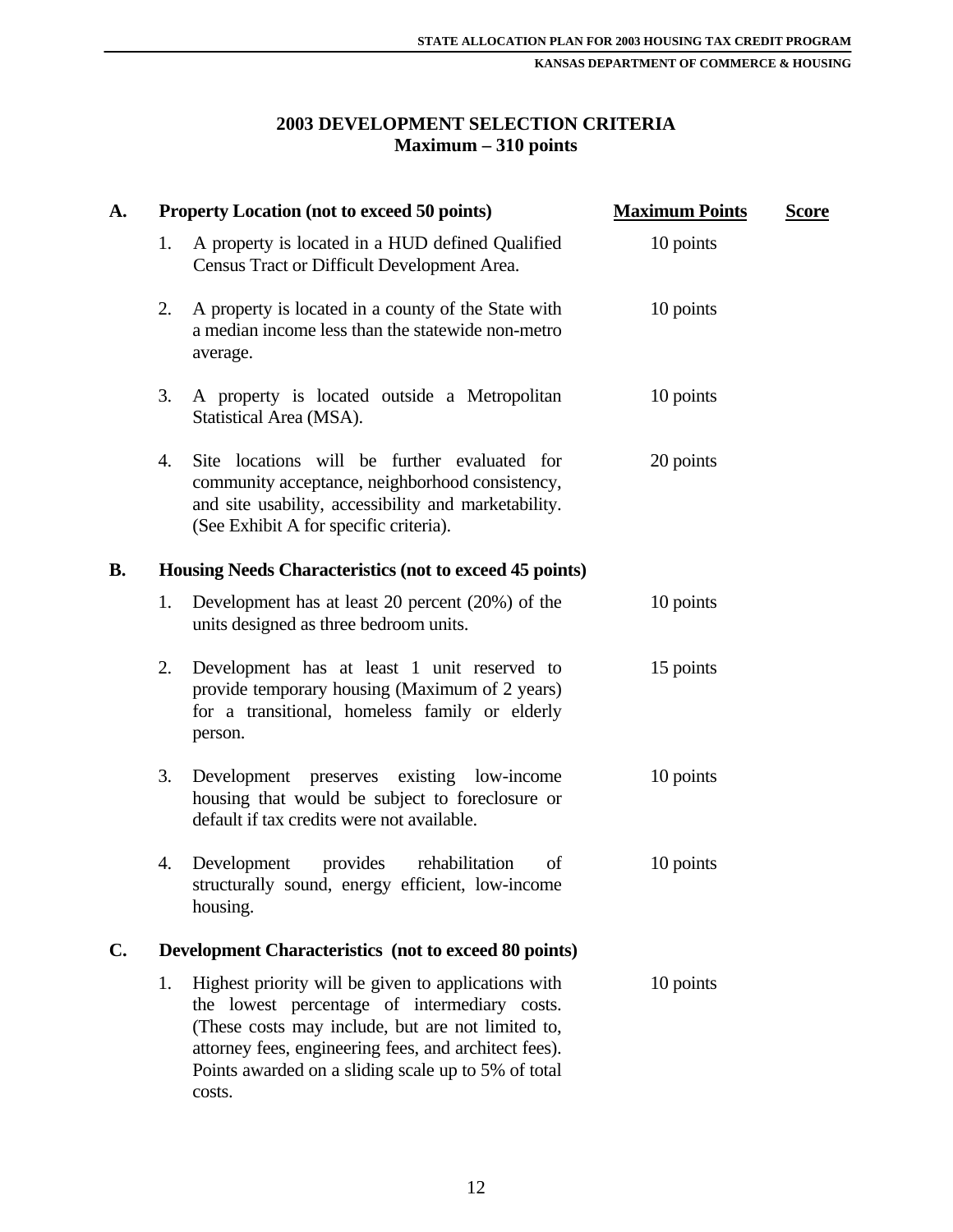# 2003 DEVELOPMENT SELECTION CRITERIA
## Maximum – 310 points

| | | Maximum Points | Score |
|---|---|---|---|
| **A.** | **Property Location (not to exceed 50 points)** | | |
| 1. | A property is located in a HUD defined Qualified Census Tract or Difficult Development Area. | 10 points | |
| 2. | A property is located in a county of the State with a median income less than the statewide non-metro average. | 10 points | |
| 3. | A property is located outside a Metropolitan Statistical Area (MSA). | 10 points | |
| 4. | Site locations will be further evaluated for community acceptance, neighborhood consistency, and site usability, accessibility and marketability. (See Exhibit A for specific criteria). | 20 points | |
| **B.** | **Housing Needs Characteristics (not to exceed 45 points)** | | |
| 1. | Development has at least 20 percent (20%) of the units designed as three bedroom units. | 10 points | |
| 2. | Development has at least 1 unit reserved to provide temporary housing (Maximum of 2 years) for a transitional, homeless family or elderly person. | 15 points | |
| 3. | Development preserves existing low-income housing that would be subject to foreclosure or default if tax credits were not available. | 10 points | |
| 4. | Development provides rehabilitation of structurally sound, energy efficient, low-income housing. | 10 points | |
| **C.** | **Development Characteristics (not to exceed 80 points)** | | |
| 1. | Highest priority will be given to applications with the lowest percentage of intermediary costs. (These costs may include, but are not limited to, attorney fees, engineering fees, and architect fees). Points awarded on a sliding scale up to 5% of total costs. | 10 points | |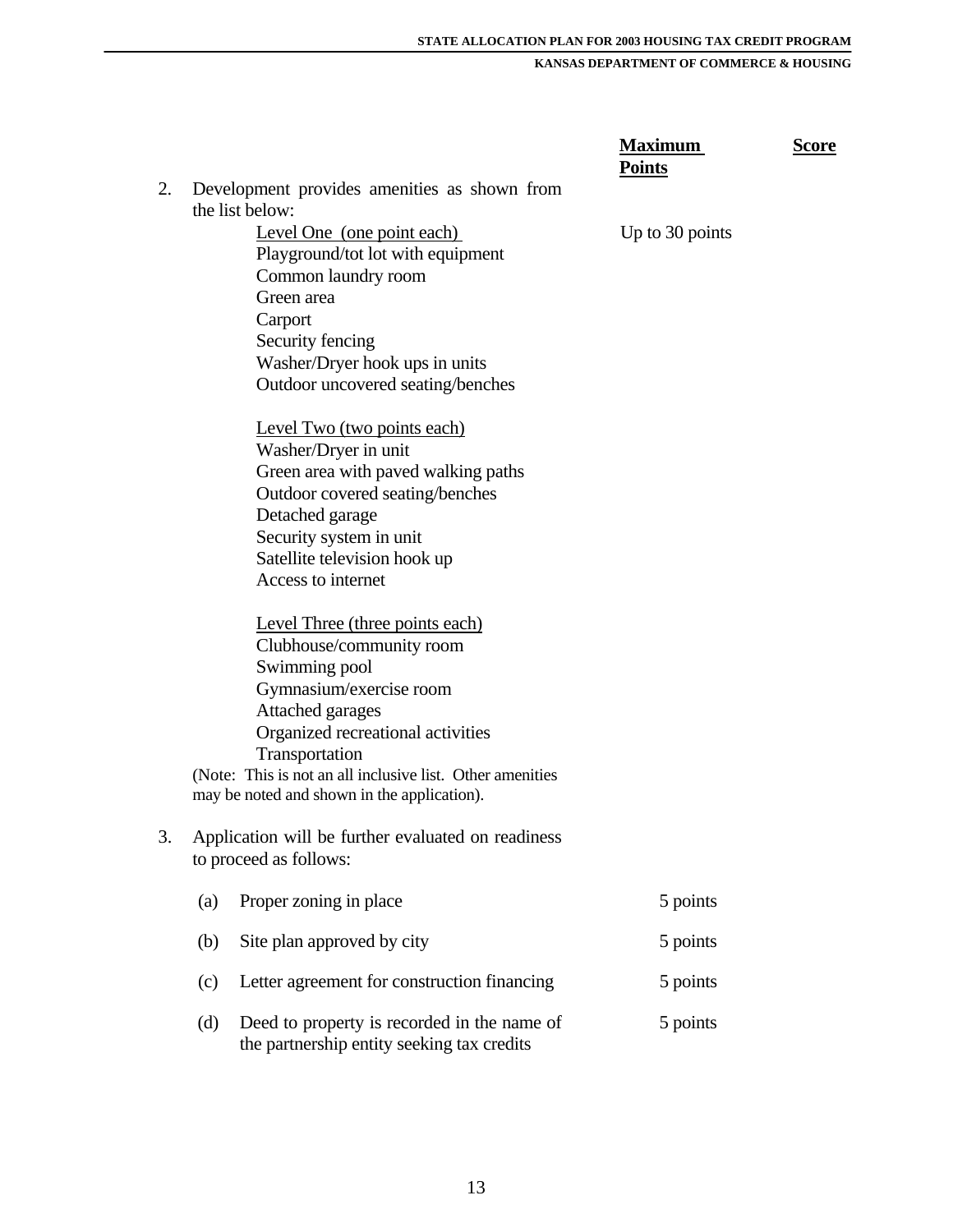| | Maximum Points | Score |
|---|---|---|
| 2. Development provides amenities as shown from the list below: | | |
| Level One (one point each)<br>Playground/tot lot with equipment<br>Common laundry room<br>Green area<br>Carport<br>Security fencing<br>Washer/Dryer hook ups in units<br>Outdoor uncovered seating/benches | Up to 30 points | |
| Level Two (two points each)<br>Washer/Dryer in unit<br>Green area with paved walking paths<br>Outdoor covered seating/benches<br>Detached garage<br>Security system in unit<br>Satellite television hook up<br>Access to internet | | |
| Level Three (three points each)<br>Clubhouse/community room<br>Swimming pool<br>Gymnasium/exercise room<br>Attached garages<br>Organized recreational activities<br>Transportation | | |
| (Note: This is not an all inclusive list. Other amenities may be noted and shown in the application). | | |
| 3. Application will be further evaluated on readiness to proceed as follows: | | |
| (a) Proper zoning in place | 5 points | |
| (b) Site plan approved by city | 5 points | |
| (c) Letter agreement for construction financing | 5 points | |
| (d) Deed to property is recorded in the name of the partnership entity seeking tax credits | 5 points | |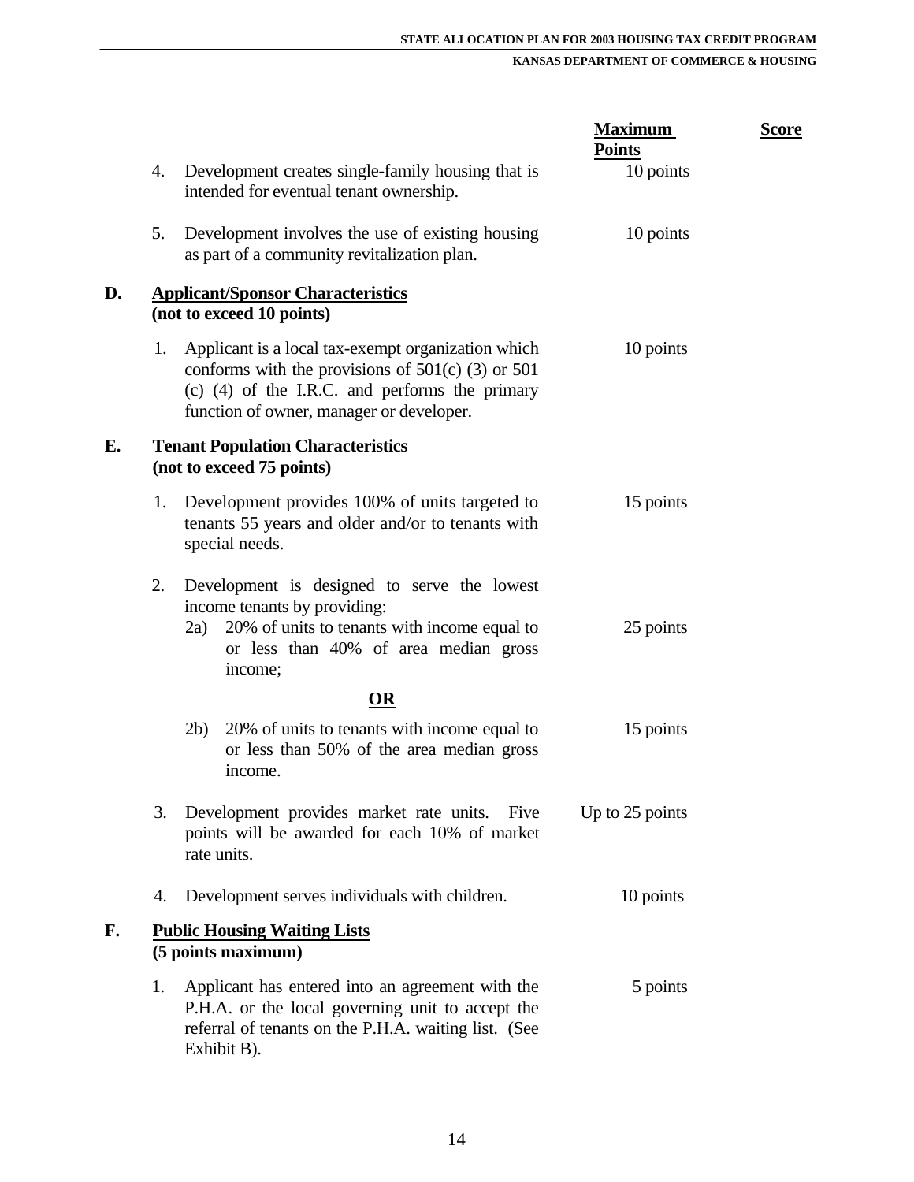| | | Maximum Points | Score |
|---|---|---|---|
| 4. | Development creates single-family housing that is intended for eventual tenant ownership. | 10 points | |
| 5. | Development involves the use of existing housing as part of a community revitalization plan. | 10 points | |
| **D.** | **Applicant/Sponsor Characteristics (not to exceed 10 points)** | | |
| 1. | Applicant is a local tax-exempt organization which conforms with the provisions of 501(c) (3) or 501 (c) (4) of the I.R.C. and performs the primary function of owner, manager or developer. | 10 points | |
| **E.** | **Tenant Population Characteristics (not to exceed 75 points)** | | |
| 1. | Development provides 100% of units targeted to tenants 55 years and older and/or to tenants with special needs. | 15 points | |
| 2. | Development is designed to serve the lowest income tenants by providing: | | |
| 2a) | 20% of units to tenants with income equal to or less than 40% of area median gross income; | 25 points | |
| | **OR** | | |
| 2b) | 20% of units to tenants with income equal to or less than 50% of the area median gross income. | 15 points | |
| 3. | Development provides market rate units. Five points will be awarded for each 10% of market rate units. | Up to 25 points | |
| 4. | Development serves individuals with children. | 10 points | |
| **F.** | **Public Housing Waiting Lists (5 points maximum)** | | |
| 1. | Applicant has entered into an agreement with the P.H.A. or the local governing unit to accept the referral of tenants on the P.H.A. waiting list. (See Exhibit B). | 5 points | |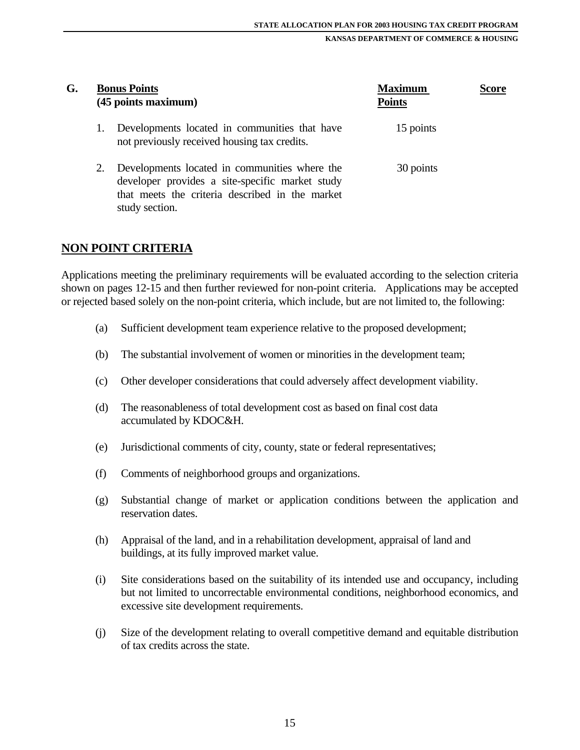| G. | **Bonus Points**<br>**(45 points maximum)** | **Maximum Points** | **Score** |
|---|---|---|---|
| 1. | Developments located in communities that have not previously received housing tax credits. | 15 points | |
| 2. | Developments located in communities where the developer provides a site-specific market study that meets the criteria described in the market study section. | 30 points | |

## NON POINT CRITERIA

Applications meeting the preliminary requirements will be evaluated according to the selection criteria shown on pages 12-15 and then further reviewed for non-point criteria. Applications may be accepted or rejected based solely on the non-point criteria, which include, but are not limited to, the following:

(a) Sufficient development team experience relative to the proposed development;

(b) The substantial involvement of women or minorities in the development team;

(c) Other developer considerations that could adversely affect development viability.

(d) The reasonableness of total development cost as based on final cost data accumulated by KDOC&H.

(e) Jurisdictional comments of city, county, state or federal representatives;

(f) Comments of neighborhood groups and organizations.

(g) Substantial change of market or application conditions between the application and reservation dates.

(h) Appraisal of the land, and in a rehabilitation development, appraisal of land and buildings, at its fully improved market value.

(i) Site considerations based on the suitability of its intended use and occupancy, including but not limited to uncorrectable environmental conditions, neighborhood economics, and excessive site development requirements.

(j) Size of the development relating to overall competitive demand and equitable distribution of tax credits across the state.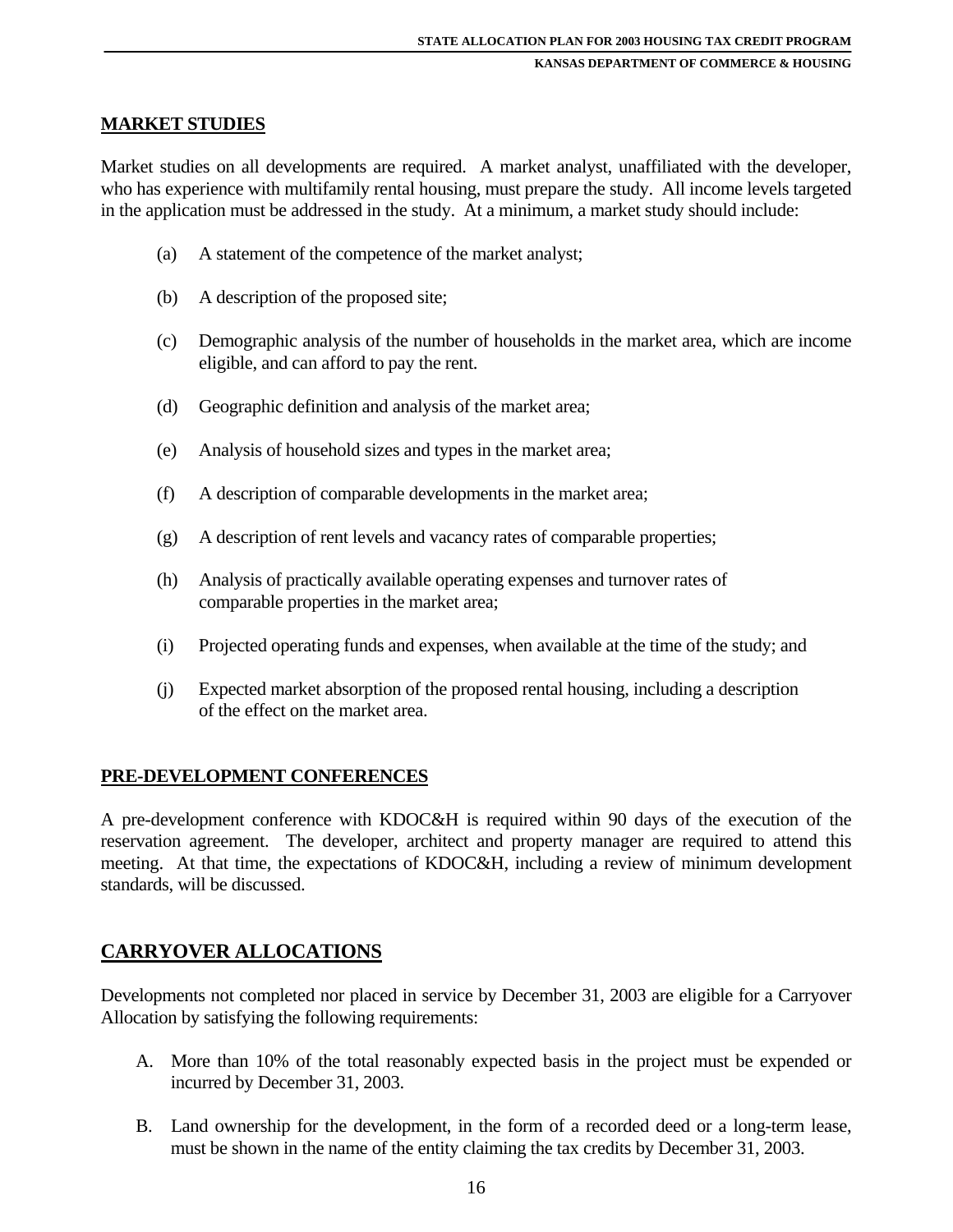## MARKET STUDIES

Market studies on all developments are required. A market analyst, unaffiliated with the developer, who has experience with multifamily rental housing, must prepare the study. All income levels targeted in the application must be addressed in the study. At a minimum, a market study should include:

(a) A statement of the competence of the market analyst;

(b) A description of the proposed site;

(c) Demographic analysis of the number of households in the market area, which are income eligible, and can afford to pay the rent.

(d) Geographic definition and analysis of the market area;

(e) Analysis of household sizes and types in the market area;

(f) A description of comparable developments in the market area;

(g) A description of rent levels and vacancy rates of comparable properties;

(h) Analysis of practically available operating expenses and turnover rates of comparable properties in the market area;

(i) Projected operating funds and expenses, when available at the time of the study; and

(j) Expected market absorption of the proposed rental housing, including a description of the effect on the market area.

## PRE-DEVELOPMENT CONFERENCES

A pre-development conference with KDOC&H is required within 90 days of the execution of the reservation agreement. The developer, architect and property manager are required to attend this meeting. At that time, the expectations of KDOC&H, including a review of minimum development standards, will be discussed.

## CARRYOVER ALLOCATIONS

Developments not completed nor placed in service by December 31, 2003 are eligible for a Carryover Allocation by satisfying the following requirements:

A. More than 10% of the total reasonably expected basis in the project must be expended or incurred by December 31, 2003.

B. Land ownership for the development, in the form of a recorded deed or a long-term lease, must be shown in the name of the entity claiming the tax credits by December 31, 2003.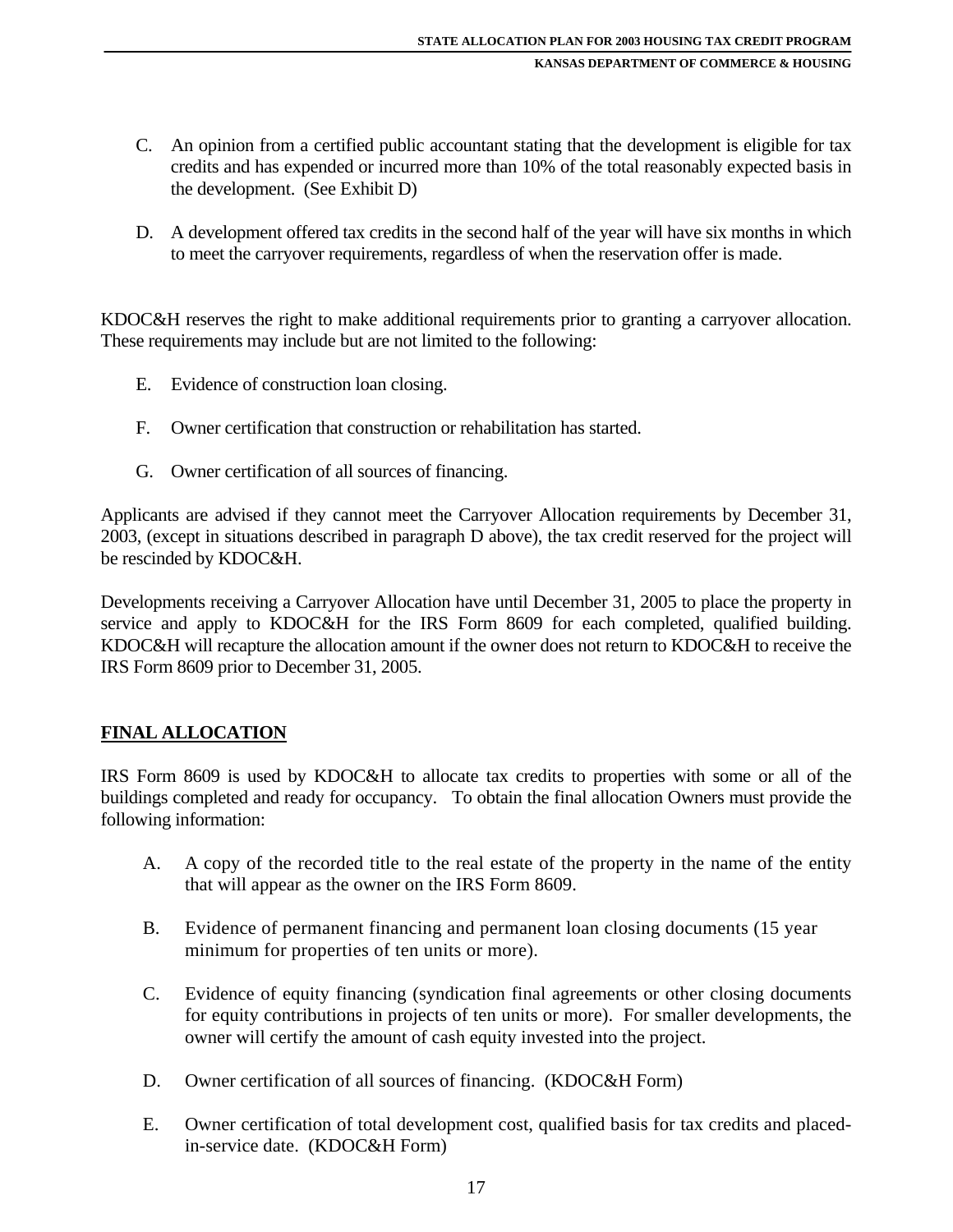C. An opinion from a certified public accountant stating that the development is eligible for tax credits and has expended or incurred more than 10% of the total reasonably expected basis in the development. (See Exhibit D)

D. A development offered tax credits in the second half of the year will have six months in which to meet the carryover requirements, regardless of when the reservation offer is made.

KDOC&H reserves the right to make additional requirements prior to granting a carryover allocation. These requirements may include but are not limited to the following:

E. Evidence of construction loan closing.

F. Owner certification that construction or rehabilitation has started.

G. Owner certification of all sources of financing.

Applicants are advised if they cannot meet the Carryover Allocation requirements by December 31, 2003, (except in situations described in paragraph D above), the tax credit reserved for the project will be rescinded by KDOC&H.

Developments receiving a Carryover Allocation have until December 31, 2005 to place the property in service and apply to KDOC&H for the IRS Form 8609 for each completed, qualified building. KDOC&H will recapture the allocation amount if the owner does not return to KDOC&H to receive the IRS Form 8609 prior to December 31, 2005.

## FINAL ALLOCATION

IRS Form 8609 is used by KDOC&H to allocate tax credits to properties with some or all of the buildings completed and ready for occupancy. To obtain the final allocation Owners must provide the following information:

A. A copy of the recorded title to the real estate of the property in the name of the entity that will appear as the owner on the IRS Form 8609.

B. Evidence of permanent financing and permanent loan closing documents (15 year minimum for properties of ten units or more).

C. Evidence of equity financing (syndication final agreements or other closing documents for equity contributions in projects of ten units or more). For smaller developments, the owner will certify the amount of cash equity invested into the project.

D. Owner certification of all sources of financing. (KDOC&H Form)

E. Owner certification of total development cost, qualified basis for tax credits and placed-in-service date. (KDOC&H Form)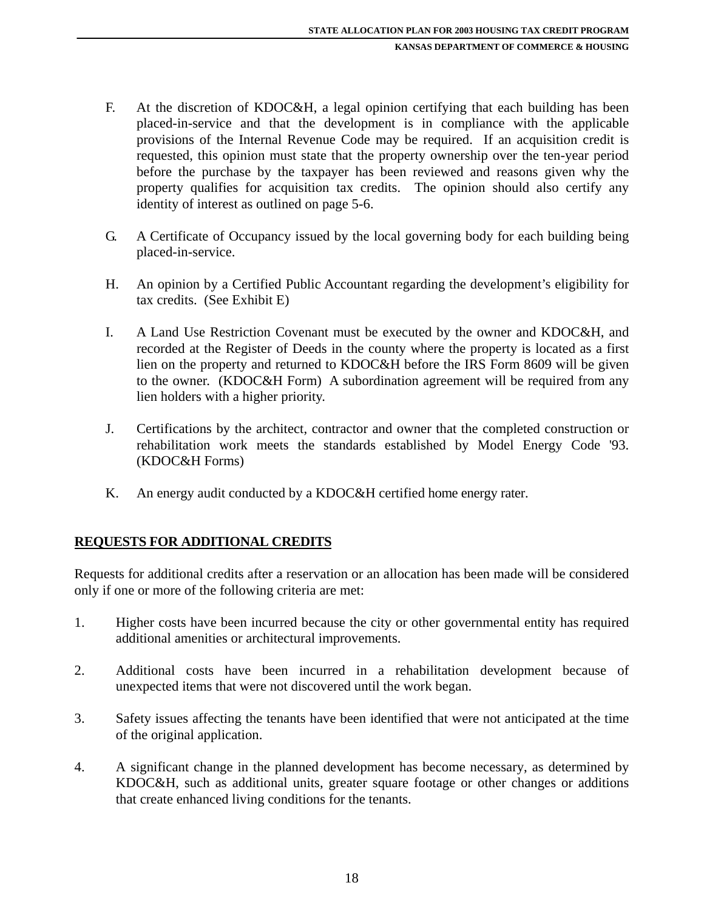F. At the discretion of KDOC&H, a legal opinion certifying that each building has been placed-in-service and that the development is in compliance with the applicable provisions of the Internal Revenue Code may be required. If an acquisition credit is requested, this opinion must state that the property ownership over the ten-year period before the purchase by the taxpayer has been reviewed and reasons given why the property qualifies for acquisition tax credits. The opinion should also certify any identity of interest as outlined on page 5-6.

G. A Certificate of Occupancy issued by the local governing body for each building being placed-in-service.

H. An opinion by a Certified Public Accountant regarding the development's eligibility for tax credits. (See Exhibit E)

I. A Land Use Restriction Covenant must be executed by the owner and KDOC&H, and recorded at the Register of Deeds in the county where the property is located as a first lien on the property and returned to KDOC&H before the IRS Form 8609 will be given to the owner. (KDOC&H Form) A subordination agreement will be required from any lien holders with a higher priority.

J. Certifications by the architect, contractor and owner that the completed construction or rehabilitation work meets the standards established by Model Energy Code '93. (KDOC&H Forms)

K. An energy audit conducted by a KDOC&H certified home energy rater.

## REQUESTS FOR ADDITIONAL CREDITS

Requests for additional credits after a reservation or an allocation has been made will be considered only if one or more of the following criteria are met:

1. Higher costs have been incurred because the city or other governmental entity has required additional amenities or architectural improvements.

2. Additional costs have been incurred in a rehabilitation development because of unexpected items that were not discovered until the work began.

3. Safety issues affecting the tenants have been identified that were not anticipated at the time of the original application.

4. A significant change in the planned development has become necessary, as determined by KDOC&H, such as additional units, greater square footage or other changes or additions that create enhanced living conditions for the tenants.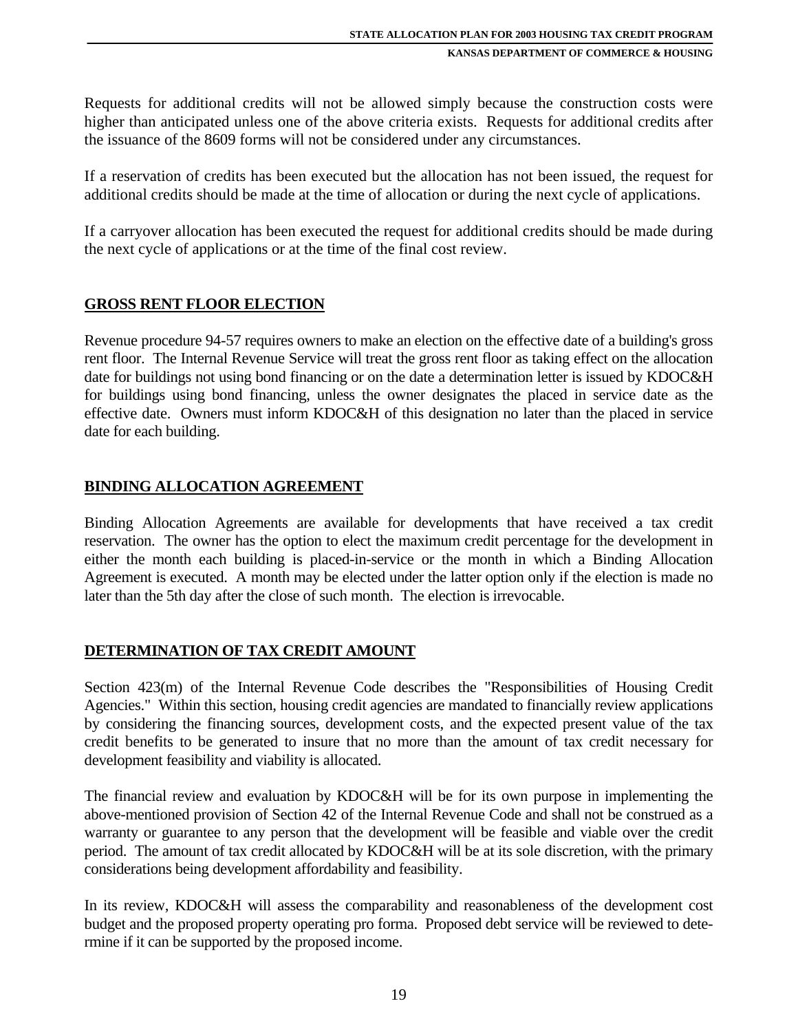Requests for additional credits will not be allowed simply because the construction costs were higher than anticipated unless one of the above criteria exists. Requests for additional credits after the issuance of the 8609 forms will not be considered under any circumstances.

If a reservation of credits has been executed but the allocation has not been issued, the request for additional credits should be made at the time of allocation or during the next cycle of applications.

If a carryover allocation has been executed the request for additional credits should be made during the next cycle of applications or at the time of the final cost review.

## GROSS RENT FLOOR ELECTION

Revenue procedure 94-57 requires owners to make an election on the effective date of a building's gross rent floor. The Internal Revenue Service will treat the gross rent floor as taking effect on the allocation date for buildings not using bond financing or on the date a determination letter is issued by KDOC&H for buildings using bond financing, unless the owner designates the placed in service date as the effective date. Owners must inform KDOC&H of this designation no later than the placed in service date for each building.

## BINDING ALLOCATION AGREEMENT

Binding Allocation Agreements are available for developments that have received a tax credit reservation. The owner has the option to elect the maximum credit percentage for the development in either the month each building is placed-in-service or the month in which a Binding Allocation Agreement is executed. A month may be elected under the latter option only if the election is made no later than the 5th day after the close of such month. The election is irrevocable.

## DETERMINATION OF TAX CREDIT AMOUNT

Section 423(m) of the Internal Revenue Code describes the "Responsibilities of Housing Credit Agencies." Within this section, housing credit agencies are mandated to financially review applications by considering the financing sources, development costs, and the expected present value of the tax credit benefits to be generated to insure that no more than the amount of tax credit necessary for development feasibility and viability is allocated.

The financial review and evaluation by KDOC&H will be for its own purpose in implementing the above-mentioned provision of Section 42 of the Internal Revenue Code and shall not be construed as a warranty or guarantee to any person that the development will be feasible and viable over the credit period. The amount of tax credit allocated by KDOC&H will be at its sole discretion, with the primary considerations being development affordability and feasibility.

In its review, KDOC&H will assess the comparability and reasonableness of the development cost budget and the proposed property operating pro forma. Proposed debt service will be reviewed to determine if it can be supported by the proposed income.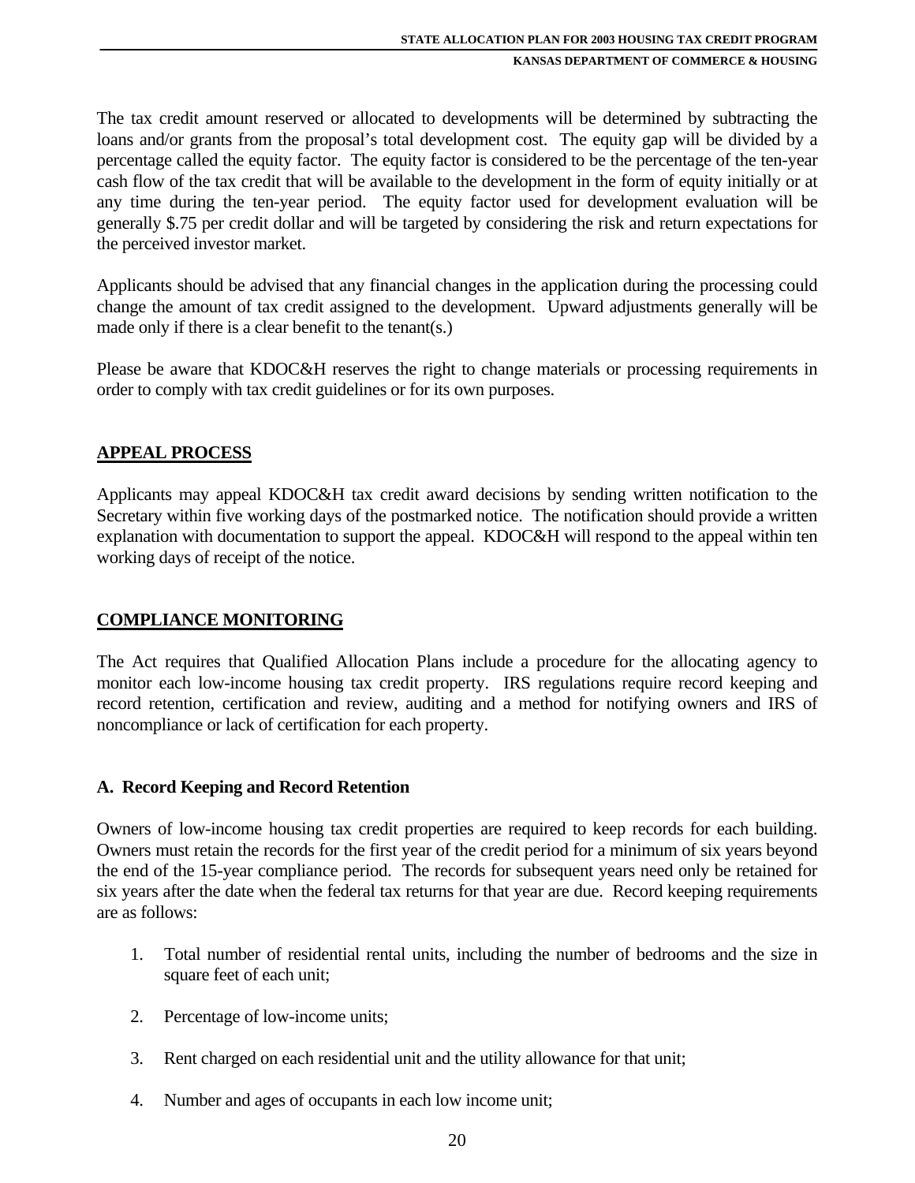The tax credit amount reserved or allocated to developments will be determined by subtracting the loans and/or grants from the proposal's total development cost. The equity gap will be divided by a percentage called the equity factor. The equity factor is considered to be the percentage of the ten-year cash flow of the tax credit that will be available to the development in the form of equity initially or at any time during the ten-year period. The equity factor used for development evaluation will be generally $.75 per credit dollar and will be targeted by considering the risk and return expectations for the perceived investor market.

Applicants should be advised that any financial changes in the application during the processing could change the amount of tax credit assigned to the development. Upward adjustments generally will be made only if there is a clear benefit to the tenant(s.)

Please be aware that KDOC&H reserves the right to change materials or processing requirements in order to comply with tax credit guidelines or for its own purposes.

## APPEAL PROCESS

Applicants may appeal KDOC&H tax credit award decisions by sending written notification to the Secretary within five working days of the postmarked notice. The notification should provide a written explanation with documentation to support the appeal. KDOC&H will respond to the appeal within ten working days of receipt of the notice.

## COMPLIANCE MONITORING

The Act requires that Qualified Allocation Plans include a procedure for the allocating agency to monitor each low-income housing tax credit property. IRS regulations require record keeping and record retention, certification and review, auditing and a method for notifying owners and IRS of noncompliance or lack of certification for each property.

### A. Record Keeping and Record Retention

Owners of low-income housing tax credit properties are required to keep records for each building. Owners must retain the records for the first year of the credit period for a minimum of six years beyond the end of the 15-year compliance period. The records for subsequent years need only be retained for six years after the date when the federal tax returns for that year are due. Record keeping requirements are as follows:

1. Total number of residential rental units, including the number of bedrooms and the size in square feet of each unit;
2. Percentage of low-income units;
3. Rent charged on each residential unit and the utility allowance for that unit;
4. Number and ages of occupants in each low income unit;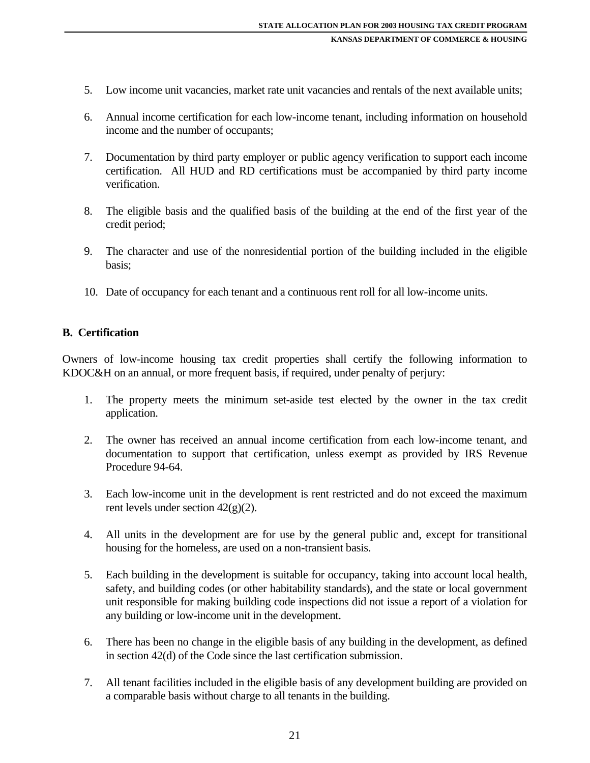5. Low income unit vacancies, market rate unit vacancies and rentals of the next available units;

6. Annual income certification for each low-income tenant, including information on household income and the number of occupants;

7. Documentation by third party employer or public agency verification to support each income certification. All HUD and RD certifications must be accompanied by third party income verification.

8. The eligible basis and the qualified basis of the building at the end of the first year of the credit period;

9. The character and use of the nonresidential portion of the building included in the eligible basis;

10. Date of occupancy for each tenant and a continuous rent roll for all low-income units.

**B. Certification**

Owners of low-income housing tax credit properties shall certify the following information to KDOC&H on an annual, or more frequent basis, if required, under penalty of perjury:

1. The property meets the minimum set-aside test elected by the owner in the tax credit application.

2. The owner has received an annual income certification from each low-income tenant, and documentation to support that certification, unless exempt as provided by IRS Revenue Procedure 94-64.

3. Each low-income unit in the development is rent restricted and do not exceed the maximum rent levels under section 42(g)(2).

4. All units in the development are for use by the general public and, except for transitional housing for the homeless, are used on a non-transient basis.

5. Each building in the development is suitable for occupancy, taking into account local health, safety, and building codes (or other habitability standards), and the state or local government unit responsible for making building code inspections did not issue a report of a violation for any building or low-income unit in the development.

6. There has been no change in the eligible basis of any building in the development, as defined in section 42(d) of the Code since the last certification submission.

7. All tenant facilities included in the eligible basis of any development building are provided on a comparable basis without charge to all tenants in the building.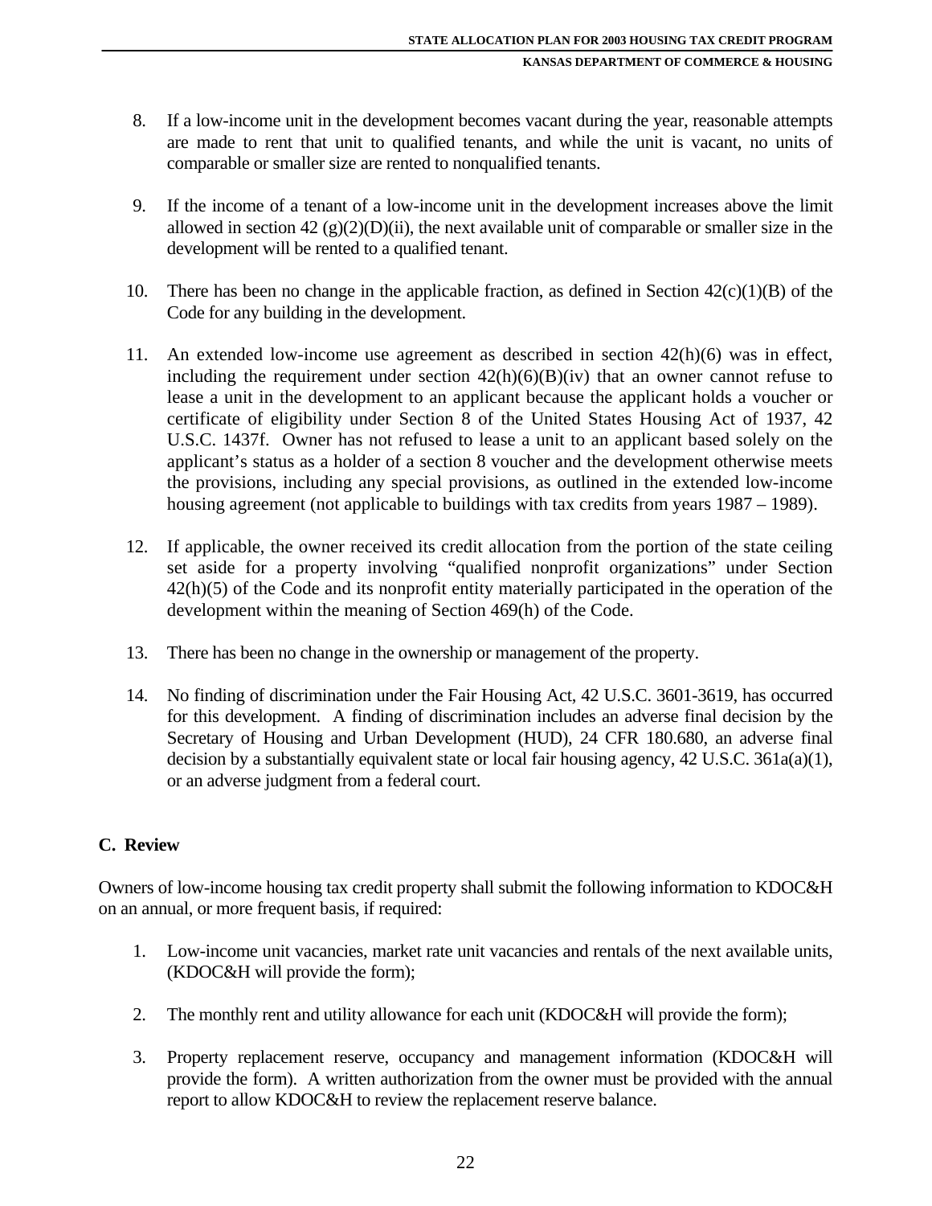8. If a low-income unit in the development becomes vacant during the year, reasonable attempts are made to rent that unit to qualified tenants, and while the unit is vacant, no units of comparable or smaller size are rented to nonqualified tenants.

9. If the income of a tenant of a low-income unit in the development increases above the limit allowed in section 42 (g)(2)(D)(ii), the next available unit of comparable or smaller size in the development will be rented to a qualified tenant.

10. There has been no change in the applicable fraction, as defined in Section 42(c)(1)(B) of the Code for any building in the development.

11. An extended low-income use agreement as described in section 42(h)(6) was in effect, including the requirement under section 42(h)(6)(B)(iv) that an owner cannot refuse to lease a unit in the development to an applicant because the applicant holds a voucher or certificate of eligibility under Section 8 of the United States Housing Act of 1937, 42 U.S.C. 1437f. Owner has not refused to lease a unit to an applicant based solely on the applicant's status as a holder of a section 8 voucher and the development otherwise meets the provisions, including any special provisions, as outlined in the extended low-income housing agreement (not applicable to buildings with tax credits from years 1987 – 1989).

12. If applicable, the owner received its credit allocation from the portion of the state ceiling set aside for a property involving "qualified nonprofit organizations" under Section 42(h)(5) of the Code and its nonprofit entity materially participated in the operation of the development within the meaning of Section 469(h) of the Code.

13. There has been no change in the ownership or management of the property.

14. No finding of discrimination under the Fair Housing Act, 42 U.S.C. 3601-3619, has occurred for this development. A finding of discrimination includes an adverse final decision by the Secretary of Housing and Urban Development (HUD), 24 CFR 180.680, an adverse final decision by a substantially equivalent state or local fair housing agency, 42 U.S.C. 361a(a)(1), or an adverse judgment from a federal court.

## C. Review

Owners of low-income housing tax credit property shall submit the following information to KDOC&H on an annual, or more frequent basis, if required:

1. Low-income unit vacancies, market rate unit vacancies and rentals of the next available units, (KDOC&H will provide the form);

2. The monthly rent and utility allowance for each unit (KDOC&H will provide the form);

3. Property replacement reserve, occupancy and management information (KDOC&H will provide the form). A written authorization from the owner must be provided with the annual report to allow KDOC&H to review the replacement reserve balance.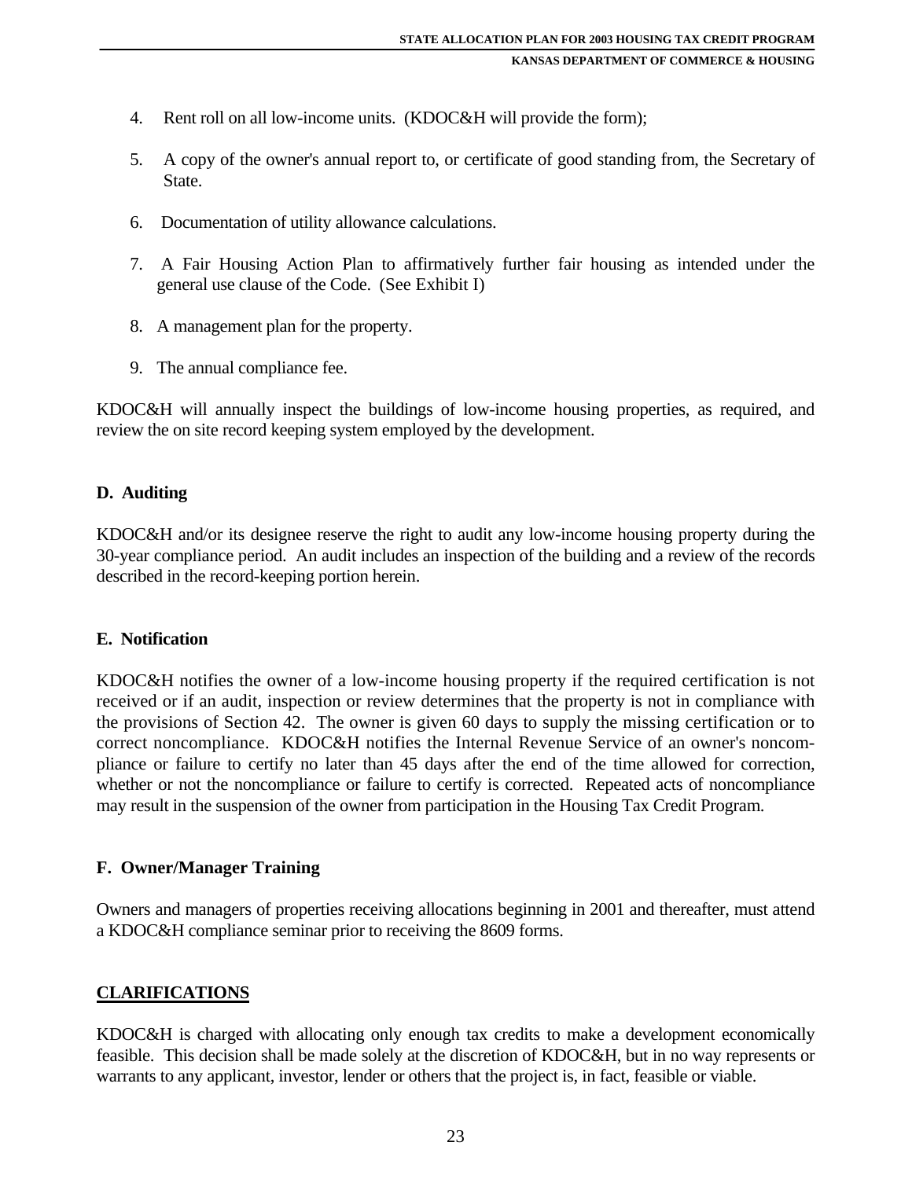4. Rent roll on all low-income units. (KDOC&H will provide the form);
5. A copy of the owner's annual report to, or certificate of good standing from, the Secretary of State.
6. Documentation of utility allowance calculations.
7. A Fair Housing Action Plan to affirmatively further fair housing as intended under the general use clause of the Code. (See Exhibit I)
8. A management plan for the property.
9. The annual compliance fee.

KDOC&H will annually inspect the buildings of low-income housing properties, as required, and review the on site record keeping system employed by the development.

### D. Auditing

KDOC&H and/or its designee reserve the right to audit any low-income housing property during the 30-year compliance period. An audit includes an inspection of the building and a review of the records described in the record-keeping portion herein.

### E. Notification

KDOC&H notifies the owner of a low-income housing property if the required certification is not received or if an audit, inspection or review determines that the property is not in compliance with the provisions of Section 42. The owner is given 60 days to supply the missing certification or to correct noncompliance. KDOC&H notifies the Internal Revenue Service of an owner's noncompliance or failure to certify no later than 45 days after the end of the time allowed for correction, whether or not the noncompliance or failure to certify is corrected. Repeated acts of noncompliance may result in the suspension of the owner from participation in the Housing Tax Credit Program.

### F. Owner/Manager Training

Owners and managers of properties receiving allocations beginning in 2001 and thereafter, must attend a KDOC&H compliance seminar prior to receiving the 8609 forms.

## CLARIFICATIONS

KDOC&H is charged with allocating only enough tax credits to make a development economically feasible. This decision shall be made solely at the discretion of KDOC&H, but in no way represents or warrants to any applicant, investor, lender or others that the project is, in fact, feasible or viable.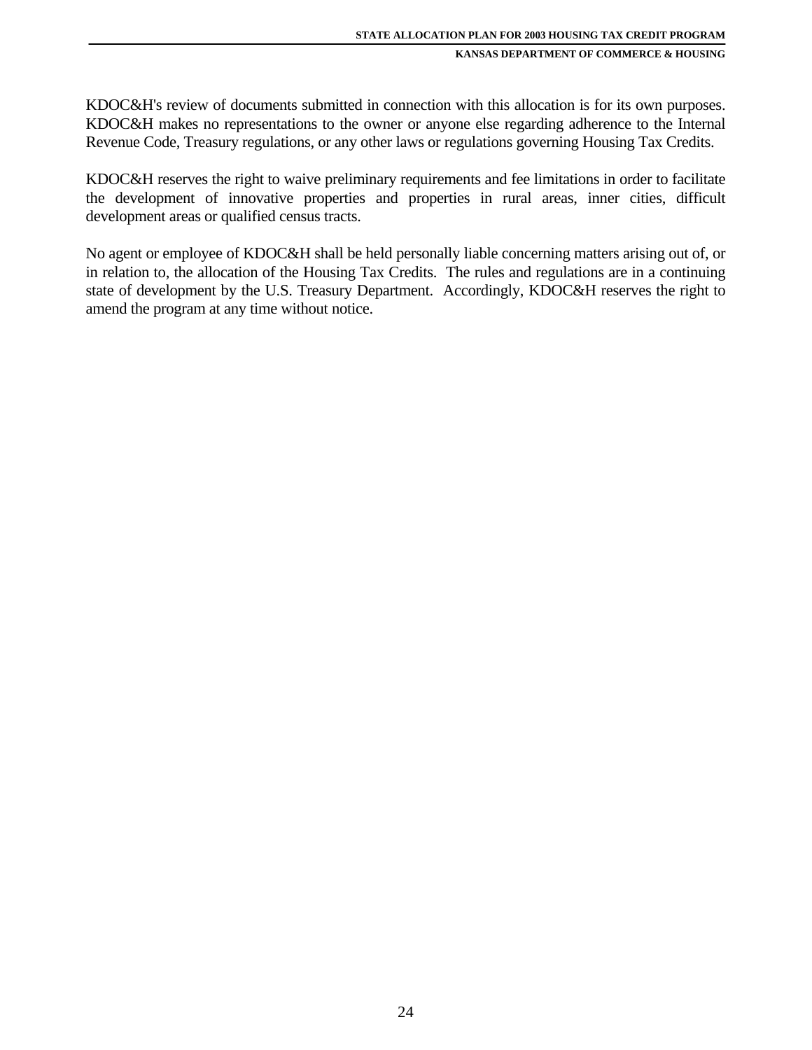KDOC&H's review of documents submitted in connection with this allocation is for its own purposes. KDOC&H makes no representations to the owner or anyone else regarding adherence to the Internal Revenue Code, Treasury regulations, or any other laws or regulations governing Housing Tax Credits.

KDOC&H reserves the right to waive preliminary requirements and fee limitations in order to facilitate the development of innovative properties and properties in rural areas, inner cities, difficult development areas or qualified census tracts.

No agent or employee of KDOC&H shall be held personally liable concerning matters arising out of, or in relation to, the allocation of the Housing Tax Credits. The rules and regulations are in a continuing state of development by the U.S. Treasury Department. Accordingly, KDOC&H reserves the right to amend the program at any time without notice.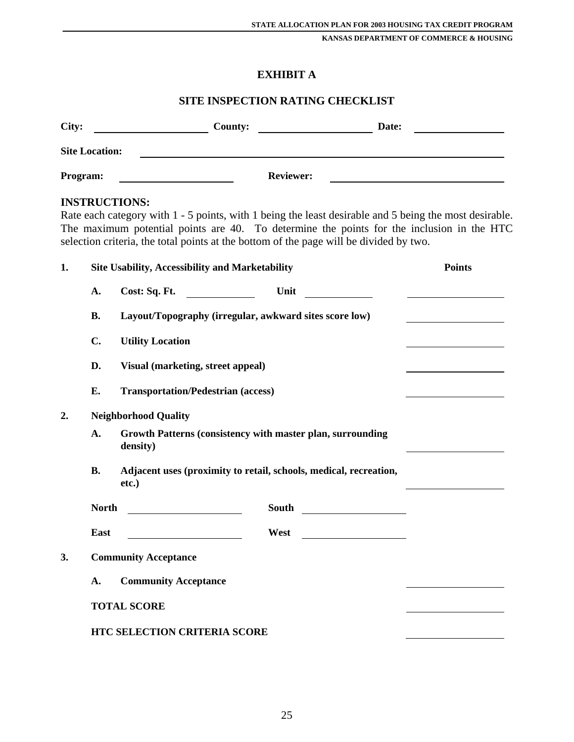# EXHIBIT A

## SITE INSPECTION RATING CHECKLIST

**City:** ____________________ **County:** ____________________ **Date:** ________________

**Site Location:** ________________________________________________________________

**Program:** ____________________ **Reviewer:** ______________________________

**INSTRUCTIONS:**
Rate each category with 1 - 5 points, with 1 being the least desirable and 5 being the most desirable. The maximum potential points are 40. To determine the points for the inclusion in the HTC selection criteria, the total points at the bottom of the page will be divided by two.

**1. Site Usability, Accessibility and Marketability** — **Points**

- **A. Cost: Sq. Ft.** ____________ **Unit** ____________ — ________________
- **B. Layout/Topography (irregular, awkward sites score low)** — ________________
- **C. Utility Location** — ________________
- **D. Visual (marketing, street appeal)** — ________________
- **E. Transportation/Pedestrian (access)** — ________________

**2. Neighborhood Quality**

- **A. Growth Patterns (consistency with master plan, surrounding density)** — ________________
- **B. Adjacent uses (proximity to retail, schools, medical, recreation, etc.)** — ________________

**North** ____________________ **South** ____________________

**East** ____________________ **West** ____________________

**3. Community Acceptance**

- **A. Community Acceptance** — ________________

**TOTAL SCORE** — ________________

**HTC SELECTION CRITERIA SCORE** — ________________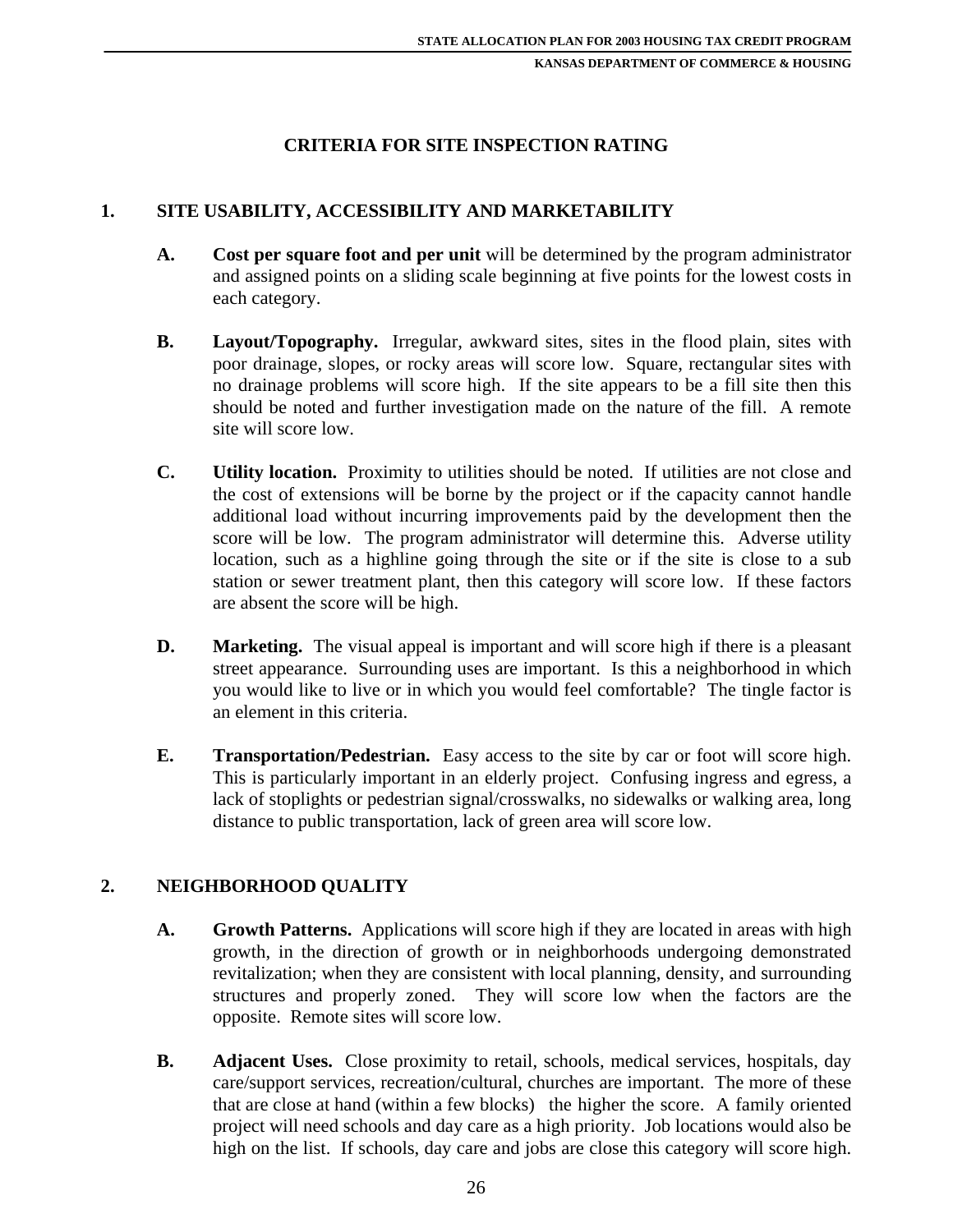## CRITERIA FOR SITE INSPECTION RATING

### 1. SITE USABILITY, ACCESSIBILITY AND MARKETABILITY

**A. Cost per square foot and per unit** will be determined by the program administrator and assigned points on a sliding scale beginning at five points for the lowest costs in each category.

**B. Layout/Topography.** Irregular, awkward sites, sites in the flood plain, sites with poor drainage, slopes, or rocky areas will score low. Square, rectangular sites with no drainage problems will score high. If the site appears to be a fill site then this should be noted and further investigation made on the nature of the fill. A remote site will score low.

**C. Utility location.** Proximity to utilities should be noted. If utilities are not close and the cost of extensions will be borne by the project or if the capacity cannot handle additional load without incurring improvements paid by the development then the score will be low. The program administrator will determine this. Adverse utility location, such as a highline going through the site or if the site is close to a sub station or sewer treatment plant, then this category will score low. If these factors are absent the score will be high.

**D. Marketing.** The visual appeal is important and will score high if there is a pleasant street appearance. Surrounding uses are important. Is this a neighborhood in which you would like to live or in which you would feel comfortable? The tingle factor is an element in this criteria.

**E. Transportation/Pedestrian.** Easy access to the site by car or foot will score high. This is particularly important in an elderly project. Confusing ingress and egress, a lack of stoplights or pedestrian signal/crosswalks, no sidewalks or walking area, long distance to public transportation, lack of green area will score low.

### 2. NEIGHBORHOOD QUALITY

**A. Growth Patterns.** Applications will score high if they are located in areas with high growth, in the direction of growth or in neighborhoods undergoing demonstrated revitalization; when they are consistent with local planning, density, and surrounding structures and properly zoned. They will score low when the factors are the opposite. Remote sites will score low.

**B. Adjacent Uses.** Close proximity to retail, schools, medical services, hospitals, day care/support services, recreation/cultural, churches are important. The more of these that are close at hand (within a few blocks) the higher the score. A family oriented project will need schools and day care as a high priority. Job locations would also be high on the list. If schools, day care and jobs are close this category will score high.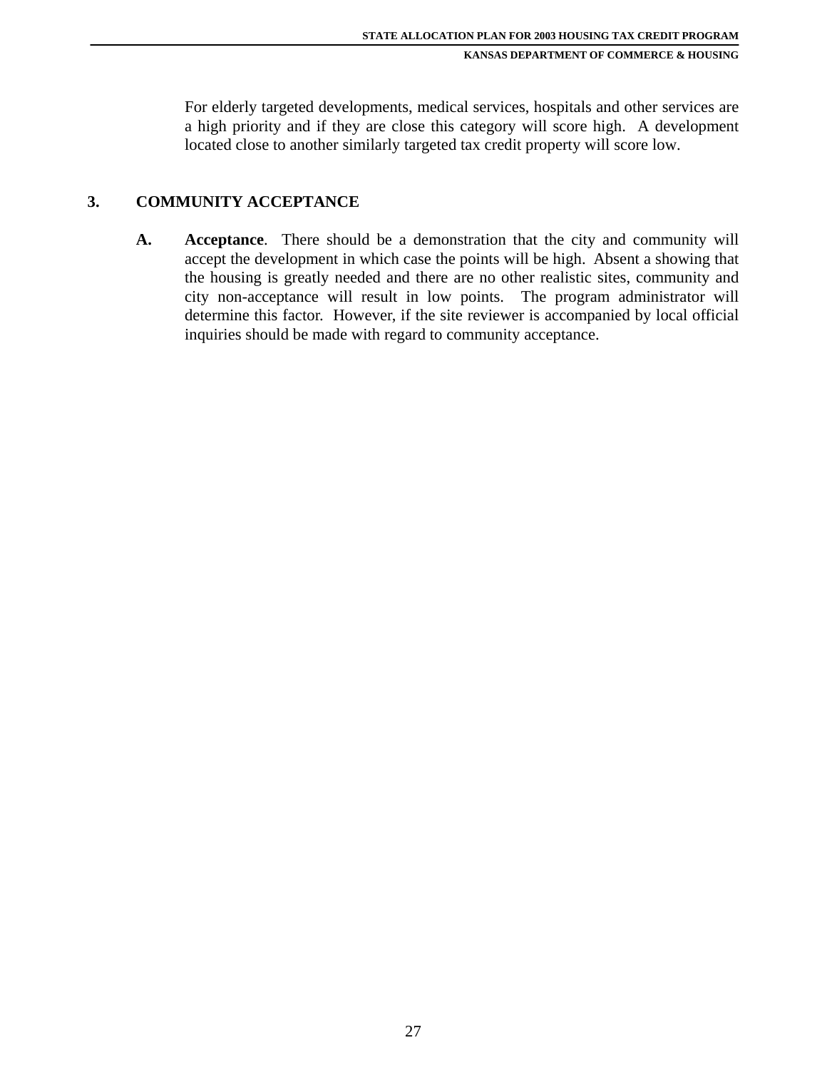For elderly targeted developments, medical services, hospitals and other services are a high priority and if they are close this category will score high. A development located close to another similarly targeted tax credit property will score low.

## 3. COMMUNITY ACCEPTANCE

**A. Acceptance**. There should be a demonstration that the city and community will accept the development in which case the points will be high. Absent a showing that the housing is greatly needed and there are no other realistic sites, community and city non-acceptance will result in low points. The program administrator will determine this factor. However, if the site reviewer is accompanied by local official inquiries should be made with regard to community acceptance.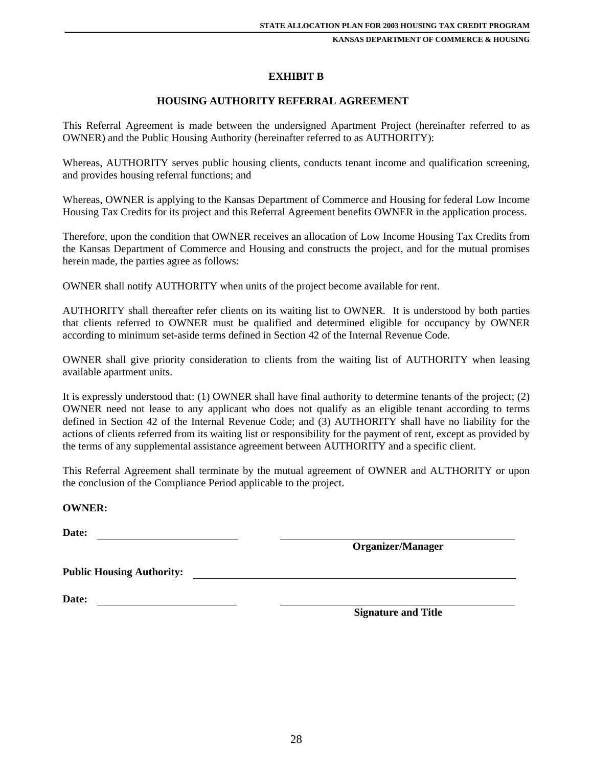## EXHIBIT B

## HOUSING AUTHORITY REFERRAL AGREEMENT

This Referral Agreement is made between the undersigned Apartment Project (hereinafter referred to as OWNER) and the Public Housing Authority (hereinafter referred to as AUTHORITY):

Whereas, AUTHORITY serves public housing clients, conducts tenant income and qualification screening, and provides housing referral functions; and

Whereas, OWNER is applying to the Kansas Department of Commerce and Housing for federal Low Income Housing Tax Credits for its project and this Referral Agreement benefits OWNER in the application process.

Therefore, upon the condition that OWNER receives an allocation of Low Income Housing Tax Credits from the Kansas Department of Commerce and Housing and constructs the project, and for the mutual promises herein made, the parties agree as follows:

OWNER shall notify AUTHORITY when units of the project become available for rent.

AUTHORITY shall thereafter refer clients on its waiting list to OWNER. It is understood by both parties that clients referred to OWNER must be qualified and determined eligible for occupancy by OWNER according to minimum set-aside terms defined in Section 42 of the Internal Revenue Code.

OWNER shall give priority consideration to clients from the waiting list of AUTHORITY when leasing available apartment units.

It is expressly understood that: (1) OWNER shall have final authority to determine tenants of the project; (2) OWNER need not lease to any applicant who does not qualify as an eligible tenant according to terms defined in Section 42 of the Internal Revenue Code; and (3) AUTHORITY shall have no liability for the actions of clients referred from its waiting list or responsibility for the payment of rent, except as provided by the terms of any supplemental assistance agreement between AUTHORITY and a specific client.

This Referral Agreement shall terminate by the mutual agreement of OWNER and AUTHORITY or upon the conclusion of the Compliance Period applicable to the project.

**OWNER:**

**Date:** ____________________ ____________________________________
**Organizer/Manager**

**Public Housing Authority:** ____________________________________________

**Date:** ____________________ ____________________________________
**Signature and Title**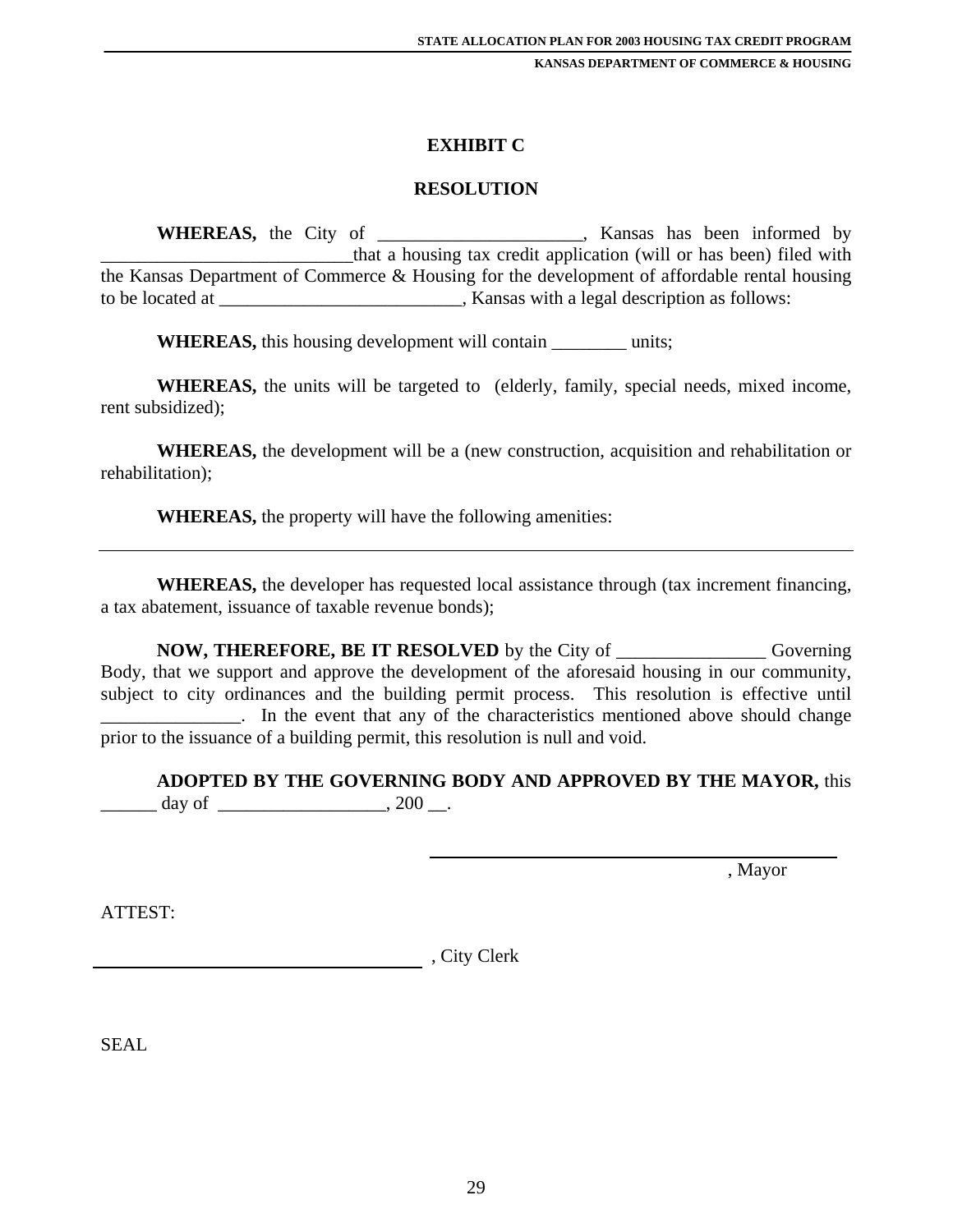# EXHIBIT C

## RESOLUTION

**WHEREAS,** the City of ______________________, Kansas has been informed by ___________________________that a housing tax credit application (will or has been) filed with the Kansas Department of Commerce & Housing for the development of affordable rental housing to be located at __________________________, Kansas with a legal description as follows:

**WHEREAS,** this housing development will contain ________ units;

**WHEREAS,** the units will be targeted to (elderly, family, special needs, mixed income, rent subsidized);

**WHEREAS,** the development will be a (new construction, acquisition and rehabilitation or rehabilitation);

**WHEREAS,** the property will have the following amenities:

---

**WHEREAS,** the developer has requested local assistance through (tax increment financing, a tax abatement, issuance of taxable revenue bonds);

**NOW, THEREFORE, BE IT RESOLVED** by the City of ________________ Governing Body, that we support and approve the development of the aforesaid housing in our community, subject to city ordinances and the building permit process. This resolution is effective until _______________. In the event that any of the characteristics mentioned above should change prior to the issuance of a building permit, this resolution is null and void.

**ADOPTED BY THE GOVERNING BODY AND APPROVED BY THE MAYOR,** this ______ day of __________________, 200 __.

____________________________________, Mayor

ATTEST:

____________________________________, City Clerk

SEAL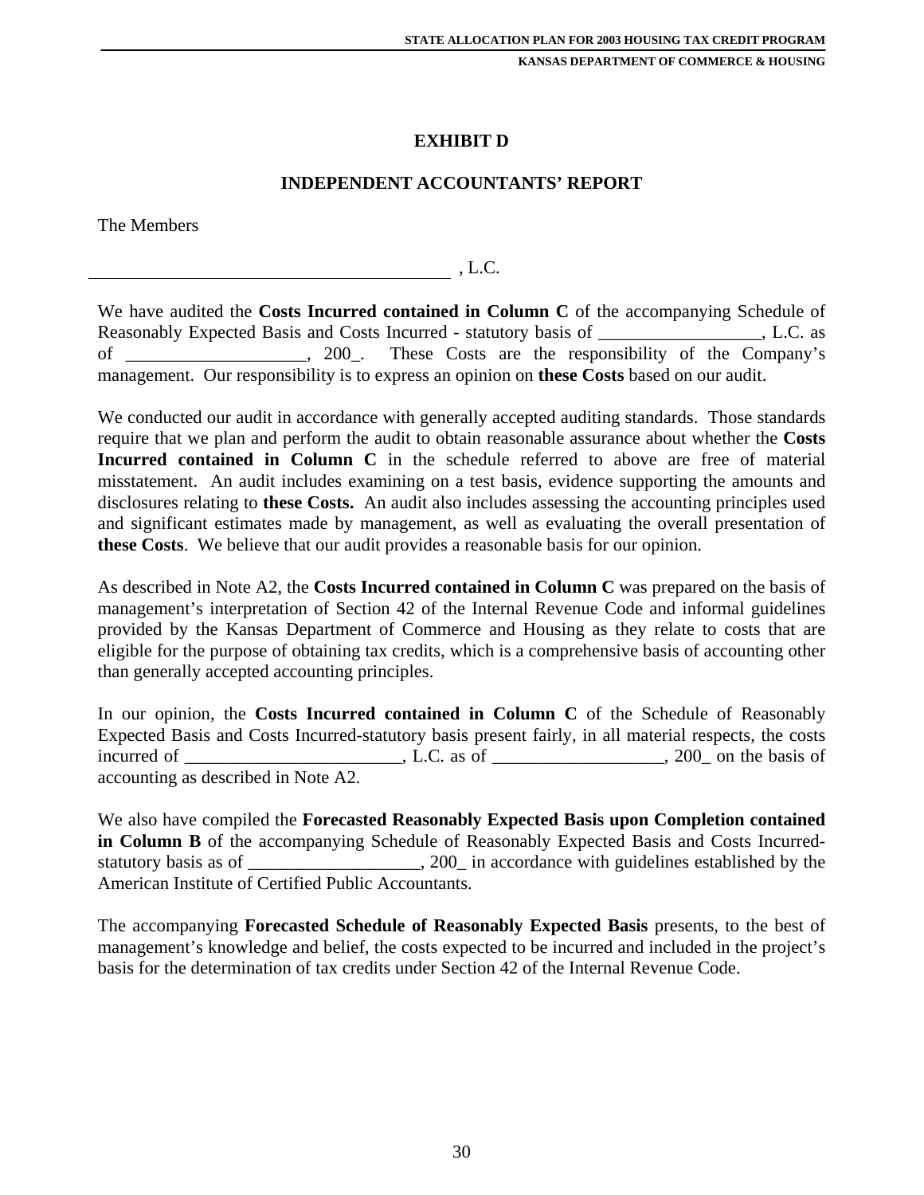# EXHIBIT D

## INDEPENDENT ACCOUNTANTS' REPORT

The Members

________________________________________ , L.C.

We have audited the **Costs Incurred contained in Column C** of the accompanying Schedule of Reasonably Expected Basis and Costs Incurred - statutory basis of __________________, L.C. as of ____________________, 200_. These Costs are the responsibility of the Company's management. Our responsibility is to express an opinion on **these Costs** based on our audit.

We conducted our audit in accordance with generally accepted auditing standards. Those standards require that we plan and perform the audit to obtain reasonable assurance about whether the **Costs Incurred contained in Column C** in the schedule referred to above are free of material misstatement. An audit includes examining on a test basis, evidence supporting the amounts and disclosures relating to **these Costs.** An audit also includes assessing the accounting principles used and significant estimates made by management, as well as evaluating the overall presentation of **these Costs**. We believe that our audit provides a reasonable basis for our opinion.

As described in Note A2, the **Costs Incurred contained in Column C** was prepared on the basis of management's interpretation of Section 42 of the Internal Revenue Code and informal guidelines provided by the Kansas Department of Commerce and Housing as they relate to costs that are eligible for the purpose of obtaining tax credits, which is a comprehensive basis of accounting other than generally accepted accounting principles.

In our opinion, the **Costs Incurred contained in Column C** of the Schedule of Reasonably Expected Basis and Costs Incurred-statutory basis present fairly, in all material respects, the costs incurred of ________________________, L.C. as of ___________________, 200_ on the basis of accounting as described in Note A2.

We also have compiled the **Forecasted Reasonably Expected Basis upon Completion contained in Column B** of the accompanying Schedule of Reasonably Expected Basis and Costs Incurred-statutory basis as of ___________________, 200_ in accordance with guidelines established by the American Institute of Certified Public Accountants.

The accompanying **Forecasted Schedule of Reasonably Expected Basis** presents, to the best of management's knowledge and belief, the costs expected to be incurred and included in the project's basis for the determination of tax credits under Section 42 of the Internal Revenue Code.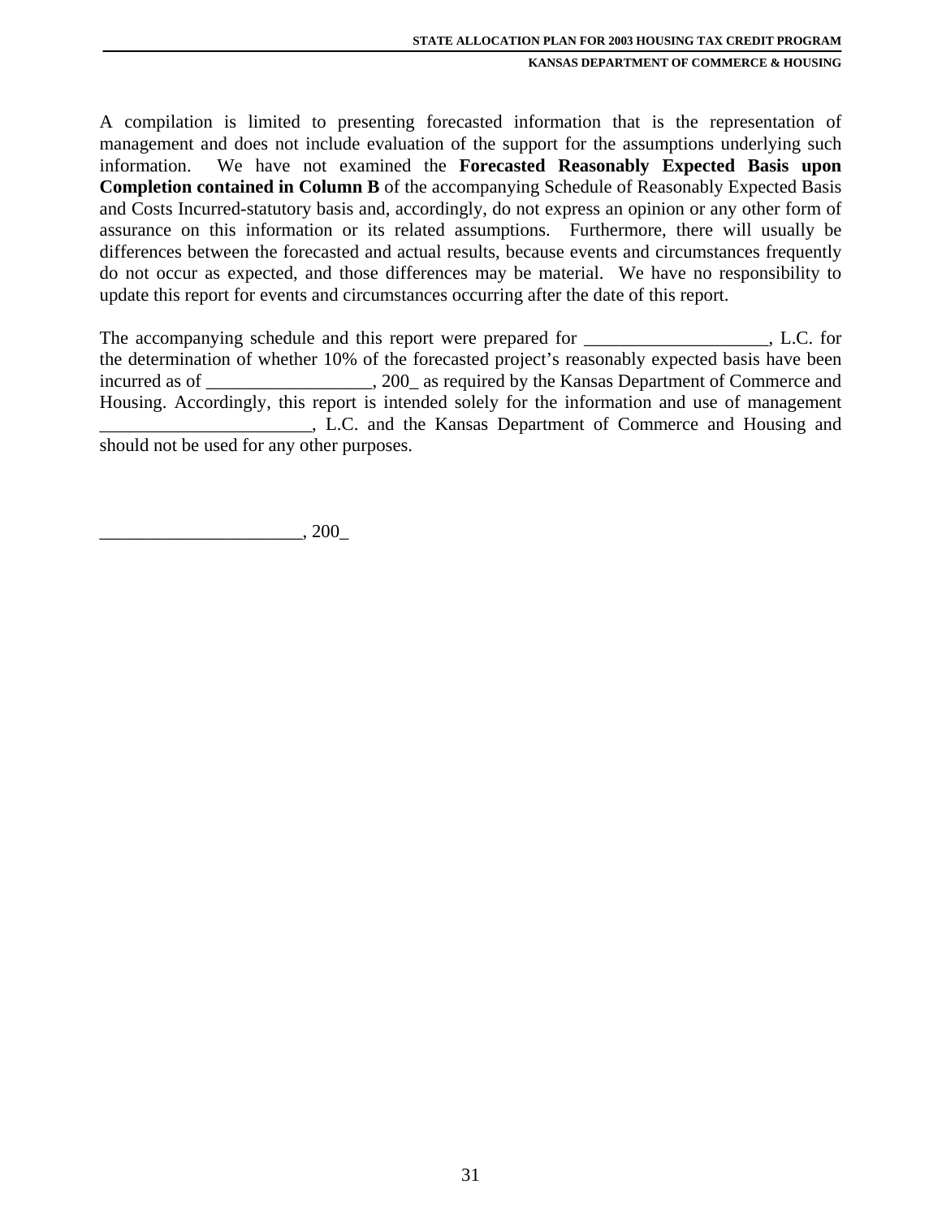A compilation is limited to presenting forecasted information that is the representation of management and does not include evaluation of the support for the assumptions underlying such information. We have not examined the **Forecasted Reasonably Expected Basis upon Completion contained in Column B** of the accompanying Schedule of Reasonably Expected Basis and Costs Incurred-statutory basis and, accordingly, do not express an opinion or any other form of assurance on this information or its related assumptions. Furthermore, there will usually be differences between the forecasted and actual results, because events and circumstances frequently do not occur as expected, and those differences may be material. We have no responsibility to update this report for events and circumstances occurring after the date of this report.

The accompanying schedule and this report were prepared for ____________________, L.C. for the determination of whether 10% of the forecasted project's reasonably expected basis have been incurred as of __________________, 200_ as required by the Kansas Department of Commerce and Housing. Accordingly, this report is intended solely for the information and use of management _______________________, L.C. and the Kansas Department of Commerce and Housing and should not be used for any other purposes.

______________________, 200_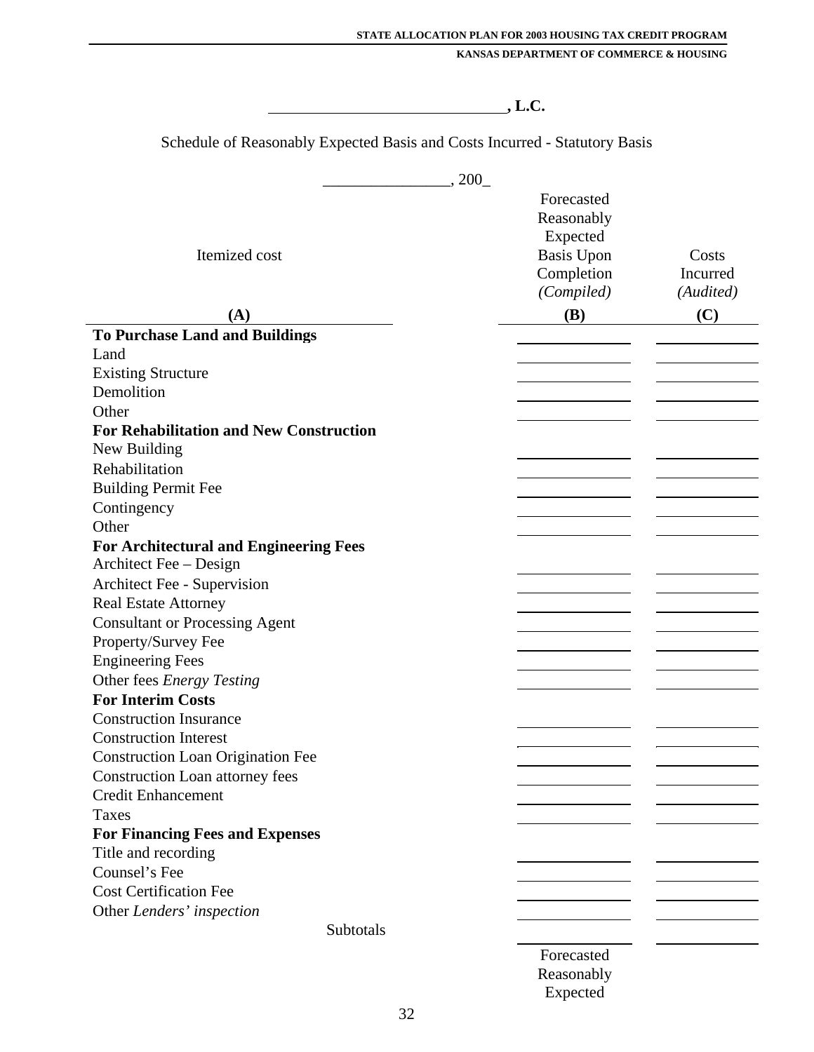_____________________________**, L.C.**

Schedule of Reasonably Expected Basis and Costs Incurred - Statutory Basis

________________, 200_

| Itemized cost (A) | Forecasted Reasonably Expected Basis Upon Completion *(Compiled)* (B) | Costs Incurred *(Audited)* (C) |
|---|---|---|
| **To Purchase Land and Buildings** | | |
| Land | | |
| Existing Structure | | |
| Demolition | | |
| Other | | |
| **For Rehabilitation and New Construction** | | |
| New Building | | |
| Rehabilitation | | |
| Building Permit Fee | | |
| Contingency | | |
| Other | | |
| **For Architectural and Engineering Fees** | | |
| Architect Fee – Design | | |
| Architect Fee - Supervision | | |
| Real Estate Attorney | | |
| Consultant or Processing Agent | | |
| Property/Survey Fee | | |
| Engineering Fees | | |
| Other fees *Energy Testing* | | |
| **For Interim Costs** | | |
| Construction Insurance | | |
| Construction Interest | | |
| Construction Loan Origination Fee | | |
| Construction Loan attorney fees | | |
| Credit Enhancement | | |
| Taxes | | |
| **For Financing Fees and Expenses** | | |
| Title and recording | | |
| Counsel's Fee | | |
| Cost Certification Fee | | |
| Other *Lenders' inspection* | | |
| Subtotals | | |

Forecasted
Reasonably
Expected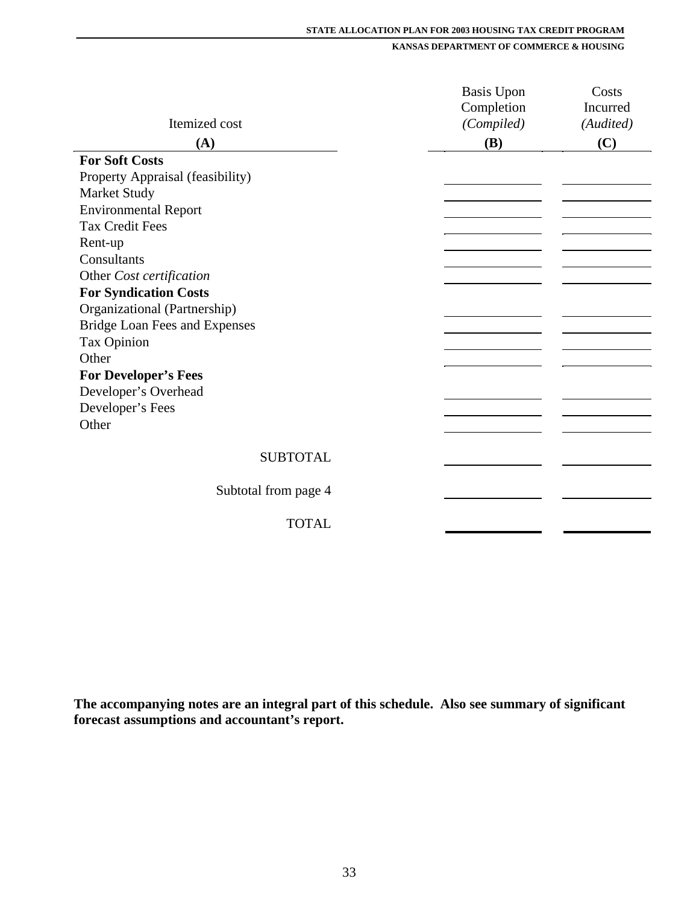| Itemized cost<br>**(A)** | Basis Upon Completion *(Compiled)*<br>**(B)** | Costs Incurred *(Audited)*<br>**(C)** |
|---|---|---|
| **For Soft Costs** | | |
| Property Appraisal (feasibility) | | |
| Market Study | | |
| Environmental Report | | |
| Tax Credit Fees | | |
| Rent-up | | |
| Consultants | | |
| Other *Cost certification* | | |
| **For Syndication Costs** | | |
| Organizational (Partnership) | | |
| Bridge Loan Fees and Expenses | | |
| Tax Opinion | | |
| Other | | |
| **For Developer's Fees** | | |
| Developer's Overhead | | |
| Developer's Fees | | |
| Other | | |
| SUBTOTAL | | |
| Subtotal from page 4 | | |
| TOTAL | | |

**The accompanying notes are an integral part of this schedule. Also see summary of significant forecast assumptions and accountant's report.**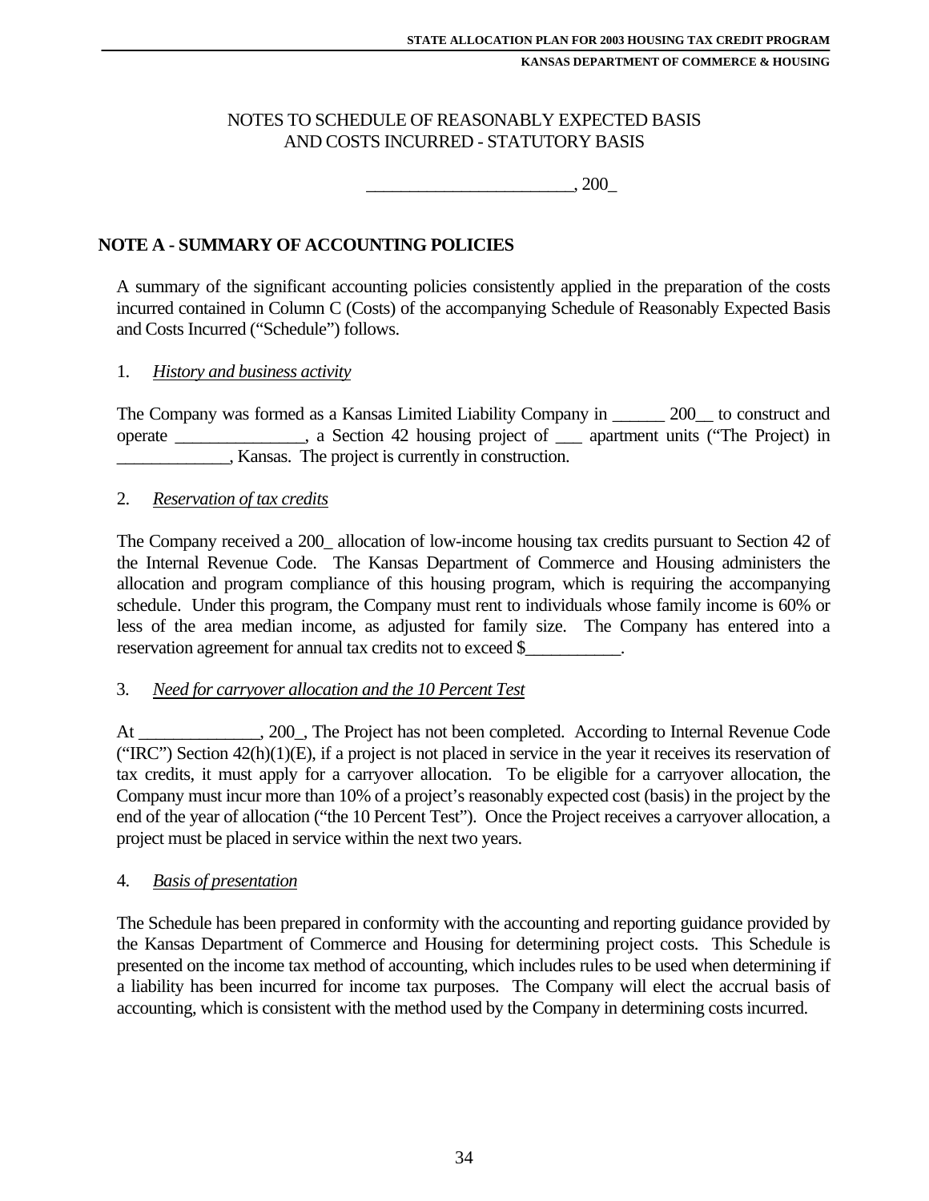NOTES TO SCHEDULE OF REASONABLY EXPECTED BASIS
AND COSTS INCURRED - STATUTORY BASIS

________________________, 200_

## NOTE A - SUMMARY OF ACCOUNTING POLICIES

A summary of the significant accounting policies consistently applied in the preparation of the costs incurred contained in Column C (Costs) of the accompanying Schedule of Reasonably Expected Basis and Costs Incurred ("Schedule") follows.

1. *History and business activity*

The Company was formed as a Kansas Limited Liability Company in ______ 200__ to construct and operate _______________, a Section 42 housing project of ___ apartment units ("The Project) in _____________, Kansas. The project is currently in construction.

2. *Reservation of tax credits*

The Company received a 200_ allocation of low-income housing tax credits pursuant to Section 42 of the Internal Revenue Code. The Kansas Department of Commerce and Housing administers the allocation and program compliance of this housing program, which is requiring the accompanying schedule. Under this program, the Company must rent to individuals whose family income is 60% or less of the area median income, as adjusted for family size. The Company has entered into a reservation agreement for annual tax credits not to exceed $___________.

3. *Need for carryover allocation and the 10 Percent Test*

At ______________, 200_, The Project has not been completed. According to Internal Revenue Code ("IRC") Section 42(h)(1)(E), if a project is not placed in service in the year it receives its reservation of tax credits, it must apply for a carryover allocation. To be eligible for a carryover allocation, the Company must incur more than 10% of a project's reasonably expected cost (basis) in the project by the end of the year of allocation ("the 10 Percent Test"). Once the Project receives a carryover allocation, a project must be placed in service within the next two years.

4. *Basis of presentation*

The Schedule has been prepared in conformity with the accounting and reporting guidance provided by the Kansas Department of Commerce and Housing for determining project costs. This Schedule is presented on the income tax method of accounting, which includes rules to be used when determining if a liability has been incurred for income tax purposes. The Company will elect the accrual basis of accounting, which is consistent with the method used by the Company in determining costs incurred.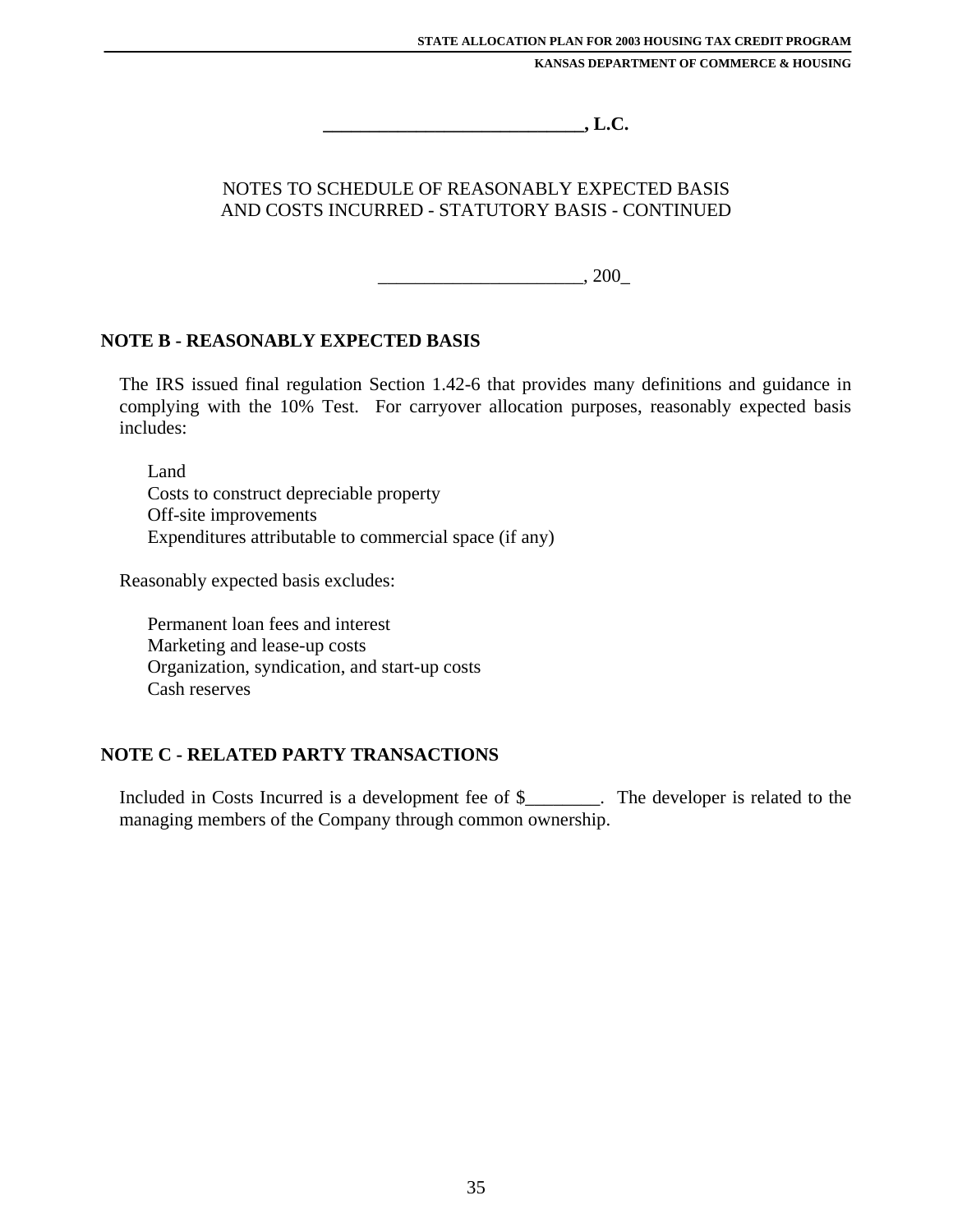**____________________________, L.C.**

NOTES TO SCHEDULE OF REASONABLY EXPECTED BASIS
AND COSTS INCURRED - STATUTORY BASIS - CONTINUED

______________________, 200_

## NOTE B - REASONABLY EXPECTED BASIS

The IRS issued final regulation Section 1.42-6 that provides many definitions and guidance in complying with the 10% Test. For carryover allocation purposes, reasonably expected basis includes:

Land
Costs to construct depreciable property
Off-site improvements
Expenditures attributable to commercial space (if any)

Reasonably expected basis excludes:

Permanent loan fees and interest
Marketing and lease-up costs
Organization, syndication, and start-up costs
Cash reserves

## NOTE C - RELATED PARTY TRANSACTIONS

Included in Costs Incurred is a development fee of $________. The developer is related to the managing members of the Company through common ownership.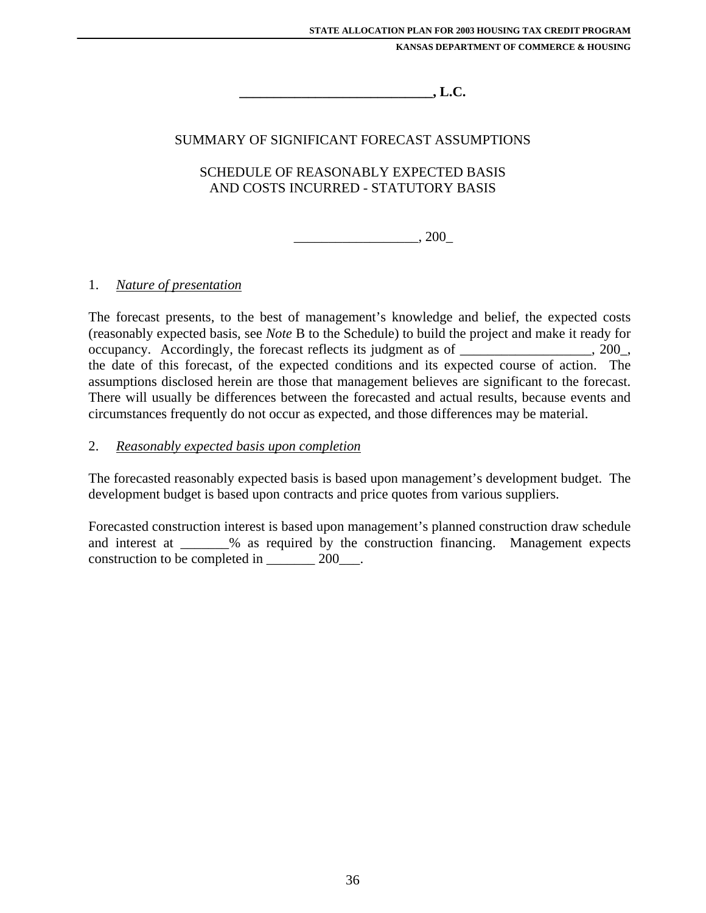**\_\_\_\_\_\_\_\_\_\_\_\_\_\_\_\_\_\_\_\_\_\_\_\_\_\_\_\_\_, L.C.**

SUMMARY OF SIGNIFICANT FORECAST ASSUMPTIONS

SCHEDULE OF REASONABLY EXPECTED BASIS
AND COSTS INCURRED - STATUTORY BASIS

\_\_\_\_\_\_\_\_\_\_\_\_\_\_\_\_\_\_, 200\_

1. *Nature of presentation*

The forecast presents, to the best of management's knowledge and belief, the expected costs (reasonably expected basis, see *Note* B to the Schedule) to build the project and make it ready for occupancy. Accordingly, the forecast reflects its judgment as of \_\_\_\_\_\_\_\_\_\_\_\_\_\_\_\_\_\_\_, 200\_, the date of this forecast, of the expected conditions and its expected course of action. The assumptions disclosed herein are those that management believes are significant to the forecast. There will usually be differences between the forecasted and actual results, because events and circumstances frequently do not occur as expected, and those differences may be material.

2. *Reasonably expected basis upon completion*

The forecasted reasonably expected basis is based upon management's development budget. The development budget is based upon contracts and price quotes from various suppliers.

Forecasted construction interest is based upon management's planned construction draw schedule and interest at \_\_\_\_\_\_\_% as required by the construction financing. Management expects construction to be completed in \_\_\_\_\_\_\_ 200\_\_\_.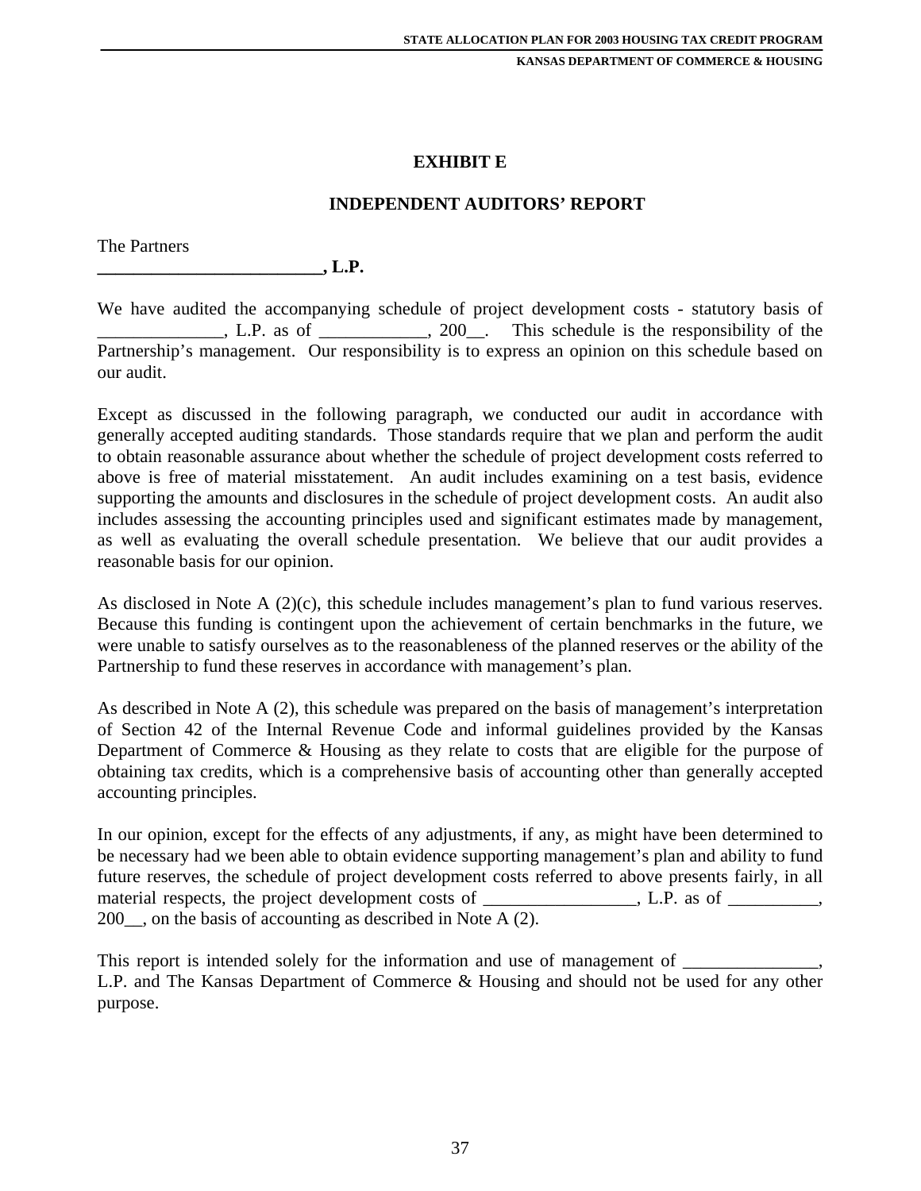# EXHIBIT E

## INDEPENDENT AUDITORS' REPORT

The Partners
**_________________________, L.P.**

We have audited the accompanying schedule of project development costs - statutory basis of ______________, L.P. as of ____________, 200__. This schedule is the responsibility of the Partnership's management. Our responsibility is to express an opinion on this schedule based on our audit.

Except as discussed in the following paragraph, we conducted our audit in accordance with generally accepted auditing standards. Those standards require that we plan and perform the audit to obtain reasonable assurance about whether the schedule of project development costs referred to above is free of material misstatement. An audit includes examining on a test basis, evidence supporting the amounts and disclosures in the schedule of project development costs. An audit also includes assessing the accounting principles used and significant estimates made by management, as well as evaluating the overall schedule presentation. We believe that our audit provides a reasonable basis for our opinion.

As disclosed in Note A (2)(c), this schedule includes management's plan to fund various reserves. Because this funding is contingent upon the achievement of certain benchmarks in the future, we were unable to satisfy ourselves as to the reasonableness of the planned reserves or the ability of the Partnership to fund these reserves in accordance with management's plan.

As described in Note A (2), this schedule was prepared on the basis of management's interpretation of Section 42 of the Internal Revenue Code and informal guidelines provided by the Kansas Department of Commerce & Housing as they relate to costs that are eligible for the purpose of obtaining tax credits, which is a comprehensive basis of accounting other than generally accepted accounting principles.

In our opinion, except for the effects of any adjustments, if any, as might have been determined to be necessary had we been able to obtain evidence supporting management's plan and ability to fund future reserves, the schedule of project development costs referred to above presents fairly, in all material respects, the project development costs of _________________, L.P. as of __________, 200__, on the basis of accounting as described in Note A (2).

This report is intended solely for the information and use of management of _______________, L.P. and The Kansas Department of Commerce & Housing and should not be used for any other purpose.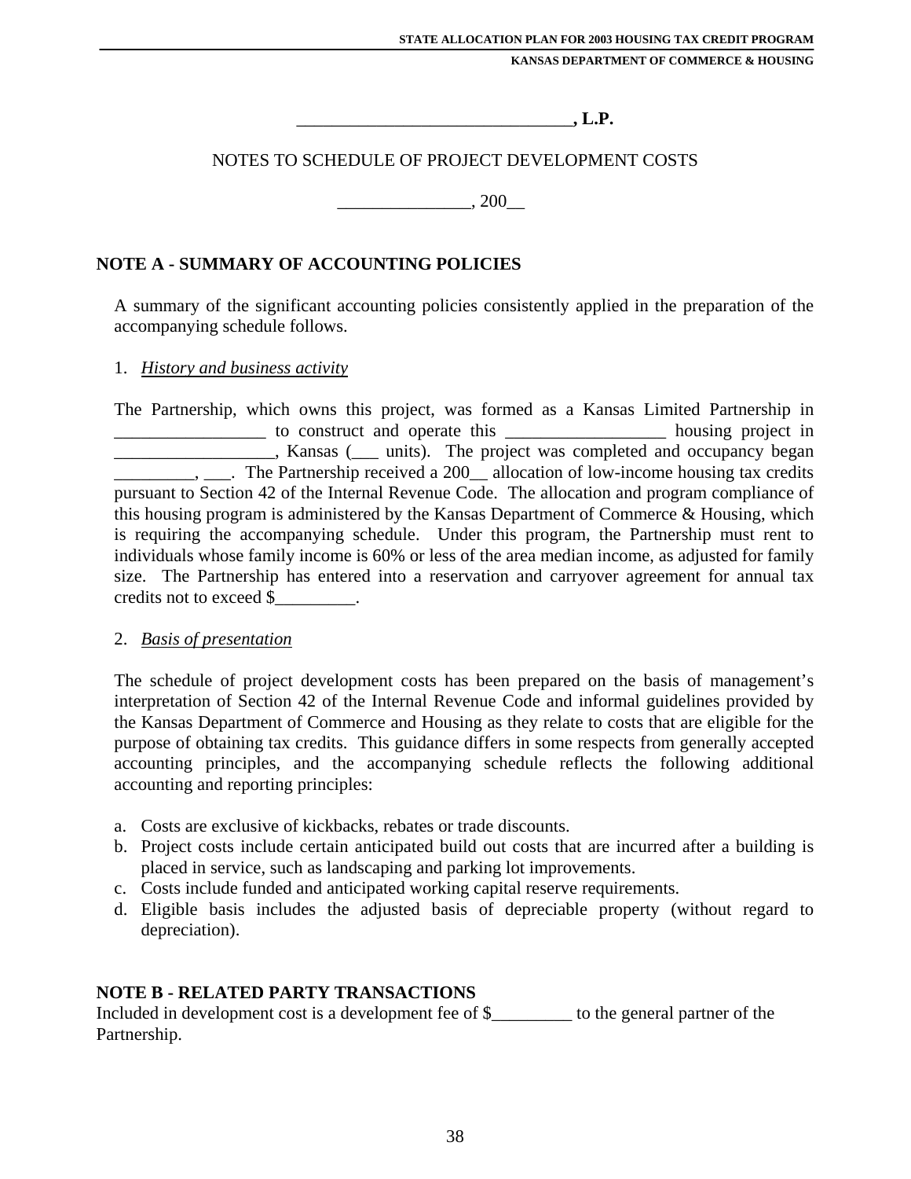**_______________________________, L.P.**

NOTES TO SCHEDULE OF PROJECT DEVELOPMENT COSTS

_______________, 200__

## NOTE A - SUMMARY OF ACCOUNTING POLICIES

A summary of the significant accounting policies consistently applied in the preparation of the accompanying schedule follows.

1. *History and business activity*

The Partnership, which owns this project, was formed as a Kansas Limited Partnership in _________________ to construct and operate this __________________ housing project in __________________, Kansas (___ units). The project was completed and occupancy began _________, ___. The Partnership received a 200__ allocation of low-income housing tax credits pursuant to Section 42 of the Internal Revenue Code. The allocation and program compliance of this housing program is administered by the Kansas Department of Commerce & Housing, which is requiring the accompanying schedule. Under this program, the Partnership must rent to individuals whose family income is 60% or less of the area median income, as adjusted for family size. The Partnership has entered into a reservation and carryover agreement for annual tax credits not to exceed $_________.

2. *Basis of presentation*

The schedule of project development costs has been prepared on the basis of management's interpretation of Section 42 of the Internal Revenue Code and informal guidelines provided by the Kansas Department of Commerce and Housing as they relate to costs that are eligible for the purpose of obtaining tax credits. This guidance differs in some respects from generally accepted accounting principles, and the accompanying schedule reflects the following additional accounting and reporting principles:

a. Costs are exclusive of kickbacks, rebates or trade discounts.
b. Project costs include certain anticipated build out costs that are incurred after a building is placed in service, such as landscaping and parking lot improvements.
c. Costs include funded and anticipated working capital reserve requirements.
d. Eligible basis includes the adjusted basis of depreciable property (without regard to depreciation).

## NOTE B - RELATED PARTY TRANSACTIONS

Included in development cost is a development fee of $_________ to the general partner of the Partnership.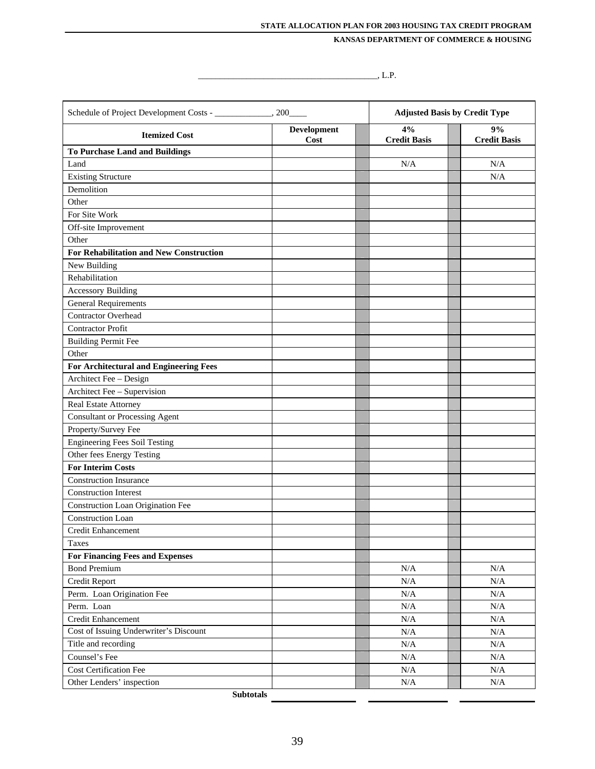_______________________________________, L.P.

| Schedule of Project Development Costs - _____________, 200____ | | | Adjusted Basis by Credit Type | | |
|---|---|---|---|---|---|
| **Itemized Cost** | **Development Cost** | | **4% Credit Basis** | | **9% Credit Basis** |
| **To Purchase Land and Buildings** | | | | | |
| Land | | | N/A | | N/A |
| Existing Structure | | | | | N/A |
| Demolition | | | | | |
| Other | | | | | |
| For Site Work | | | | | |
| Off-site Improvement | | | | | |
| Other | | | | | |
| **For Rehabilitation and New Construction** | | | | | |
| New Building | | | | | |
| Rehabilitation | | | | | |
| Accessory Building | | | | | |
| General Requirements | | | | | |
| Contractor Overhead | | | | | |
| Contractor Profit | | | | | |
| Building Permit Fee | | | | | |
| Other | | | | | |
| **For Architectural and Engineering Fees** | | | | | |
| Architect Fee – Design | | | | | |
| Architect Fee – Supervision | | | | | |
| Real Estate Attorney | | | | | |
| Consultant or Processing Agent | | | | | |
| Property/Survey Fee | | | | | |
| Engineering Fees Soil Testing | | | | | |
| Other fees Energy Testing | | | | | |
| **For Interim Costs** | | | | | |
| Construction Insurance | | | | | |
| Construction Interest | | | | | |
| Construction Loan Origination Fee | | | | | |
| Construction Loan | | | | | |
| Credit Enhancement | | | | | |
| Taxes | | | | | |
| **For Financing Fees and Expenses** | | | | | |
| Bond Premium | | | N/A | | N/A |
| Credit Report | | | N/A | | N/A |
| Perm. Loan Origination Fee | | | N/A | | N/A |
| Perm. Loan | | | N/A | | N/A |
| Credit Enhancement | | | N/A | | N/A |
| Cost of Issuing Underwriter's Discount | | | N/A | | N/A |
| Title and recording | | | N/A | | N/A |
| Counsel's Fee | | | N/A | | N/A |
| Cost Certification Fee | | | N/A | | N/A |
| Other Lenders' inspection | | | N/A | | N/A |
| **Subtotals** | | | | | |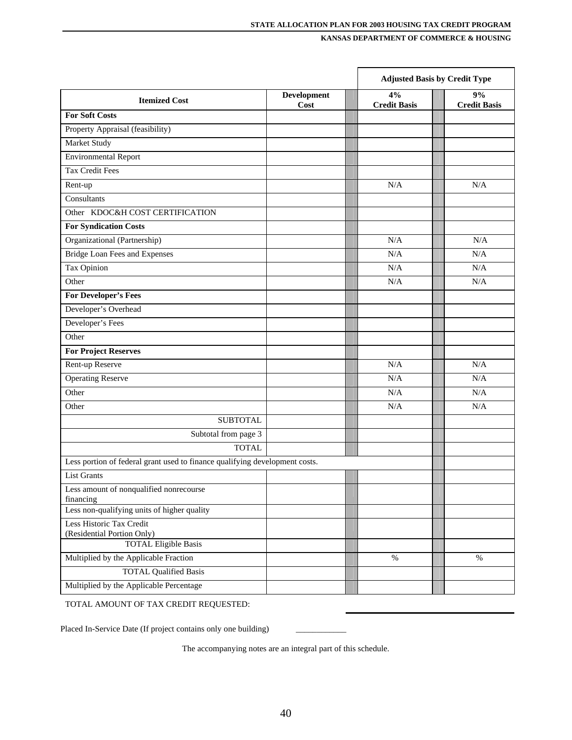| | | | Adjusted Basis by Credit Type | | |
|---|---|---|---|---|---|
| **Itemized Cost** | **Development Cost** | | **4% Credit Basis** | | **9% Credit Basis** |
| **For Soft Costs** | | | | | |
| Property Appraisal (feasibility) | | | | | |
| Market Study | | | | | |
| Environmental Report | | | | | |
| Tax Credit Fees | | | | | |
| Rent-up | | | N/A | | N/A |
| Consultants | | | | | |
| Other KDOC&H COST CERTIFICATION | | | | | |
| **For Syndication Costs** | | | | | |
| Organizational (Partnership) | | | N/A | | N/A |
| Bridge Loan Fees and Expenses | | | N/A | | N/A |
| Tax Opinion | | | N/A | | N/A |
| Other | | | N/A | | N/A |
| **For Developer's Fees** | | | | | |
| Developer's Overhead | | | | | |
| Developer's Fees | | | | | |
| Other | | | | | |
| **For Project Reserves** | | | | | |
| Rent-up Reserve | | | N/A | | N/A |
| Operating Reserve | | | N/A | | N/A |
| Other | | | N/A | | N/A |
| Other | | | N/A | | N/A |
| SUBTOTAL | | | | | |
| Subtotal from page 3 | | | | | |
| TOTAL | | | | | |
| Less portion of federal grant used to finance qualifying development costs. | | | | | |
| List Grants | | | | | |
| Less amount of nonqualified nonrecourse financing | | | | | |
| Less non-qualifying units of higher quality | | | | | |
| Less Historic Tax Credit (Residential Portion Only) | | | | | |
| TOTAL Eligible Basis | | | | | |
| Multiplied by the Applicable Fraction | | | % | | % |
| TOTAL Qualified Basis | | | | | |
| Multiplied by the Applicable Percentage | | | | | |

TOTAL AMOUNT OF TAX CREDIT REQUESTED: ____________________

Placed In-Service Date (If project contains only one building) ____________

The accompanying notes are an integral part of this schedule.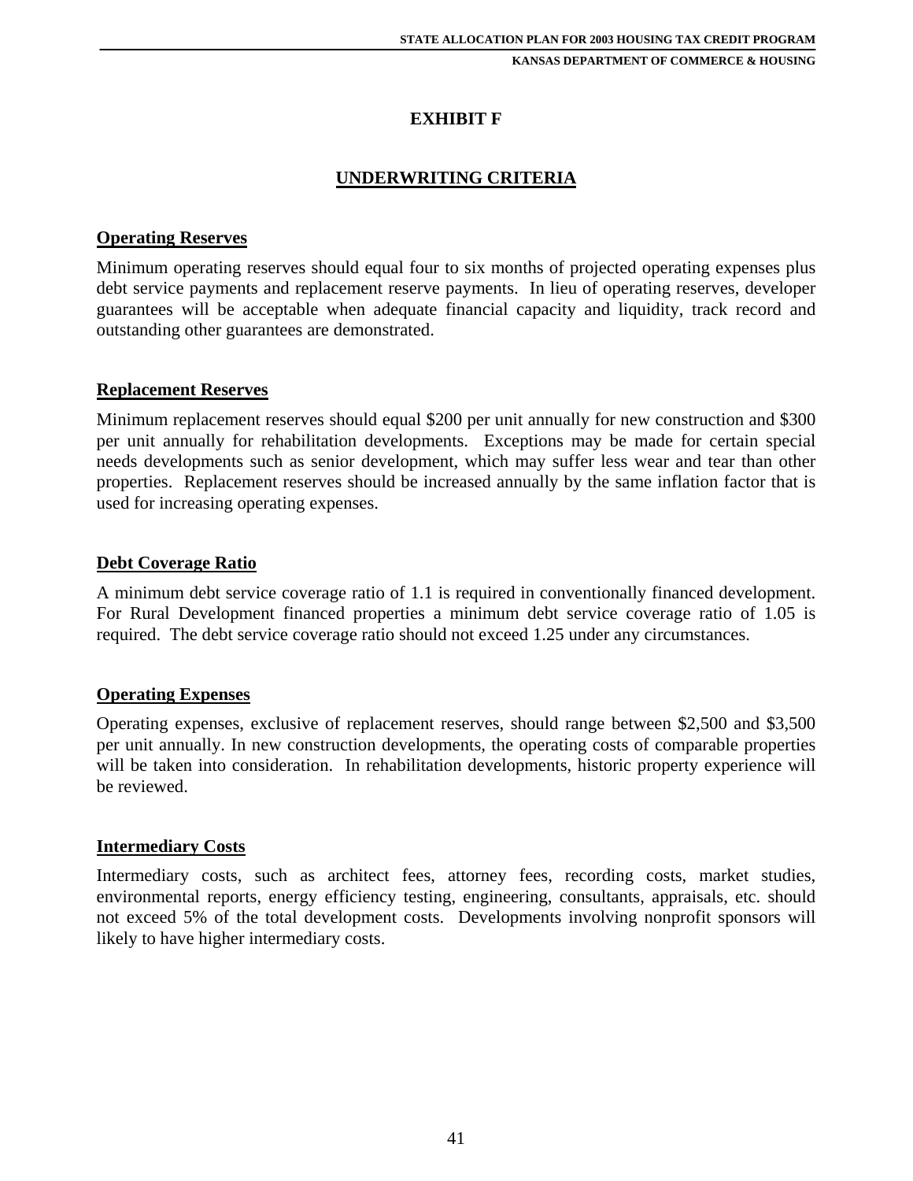# EXHIBIT F

## UNDERWRITING CRITERIA

### Operating Reserves

Minimum operating reserves should equal four to six months of projected operating expenses plus debt service payments and replacement reserve payments. In lieu of operating reserves, developer guarantees will be acceptable when adequate financial capacity and liquidity, track record and outstanding other guarantees are demonstrated.

### Replacement Reserves

Minimum replacement reserves should equal $200 per unit annually for new construction and $300 per unit annually for rehabilitation developments. Exceptions may be made for certain special needs developments such as senior development, which may suffer less wear and tear than other properties. Replacement reserves should be increased annually by the same inflation factor that is used for increasing operating expenses.

### Debt Coverage Ratio

A minimum debt service coverage ratio of 1.1 is required in conventionally financed development. For Rural Development financed properties a minimum debt service coverage ratio of 1.05 is required. The debt service coverage ratio should not exceed 1.25 under any circumstances.

### Operating Expenses

Operating expenses, exclusive of replacement reserves, should range between $2,500 and $3,500 per unit annually. In new construction developments, the operating costs of comparable properties will be taken into consideration. In rehabilitation developments, historic property experience will be reviewed.

### Intermediary Costs

Intermediary costs, such as architect fees, attorney fees, recording costs, market studies, environmental reports, energy efficiency testing, engineering, consultants, appraisals, etc. should not exceed 5% of the total development costs. Developments involving nonprofit sponsors will likely to have higher intermediary costs.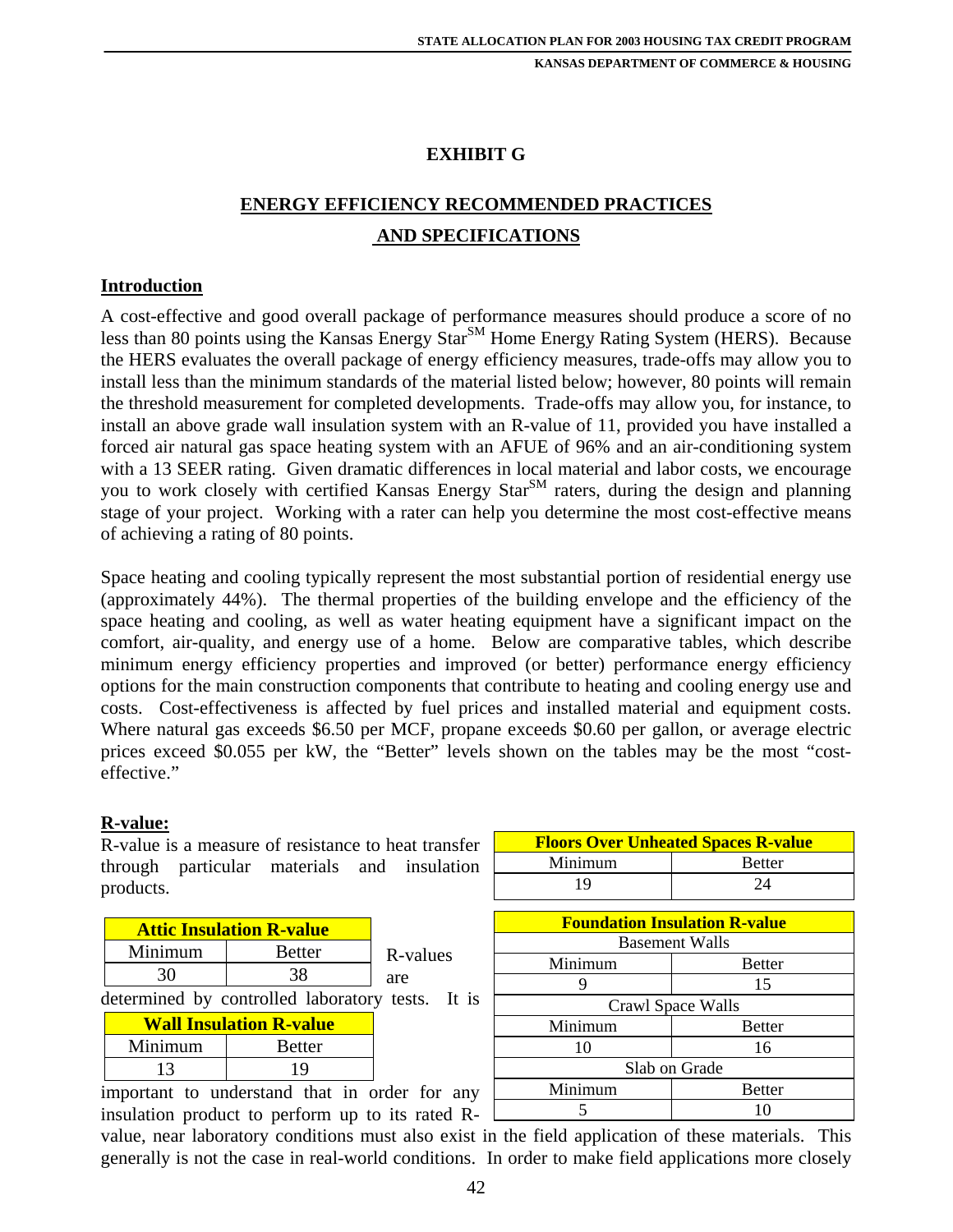# EXHIBIT G

## ENERGY EFFICIENCY RECOMMENDED PRACTICES AND SPECIFICATIONS

### Introduction

A cost-effective and good overall package of performance measures should produce a score of no less than 80 points using the Kansas Energy Star[SM] Home Energy Rating System (HERS). Because the HERS evaluates the overall package of energy efficiency measures, trade-offs may allow you to install less than the minimum standards of the material listed below; however, 80 points will remain the threshold measurement for completed developments. Trade-offs may allow you, for instance, to install an above grade wall insulation system with an R-value of 11, provided you have installed a forced air natural gas space heating system with an AFUE of 96% and an air-conditioning system with a 13 SEER rating. Given dramatic differences in local material and labor costs, we encourage you to work closely with certified Kansas Energy Star[SM] raters, during the design and planning stage of your project. Working with a rater can help you determine the most cost-effective means of achieving a rating of 80 points.

Space heating and cooling typically represent the most substantial portion of residential energy use (approximately 44%). The thermal properties of the building envelope and the efficiency of the space heating and cooling, as well as water heating equipment have a significant impact on the comfort, air-quality, and energy use of a home. Below are comparative tables, which describe minimum energy efficiency properties and improved (or better) performance energy efficiency options for the main construction components that contribute to heating and cooling energy use and costs. Cost-effectiveness is affected by fuel prices and installed material and equipment costs. Where natural gas exceeds $6.50 per MCF, propane exceeds $0.60 per gallon, or average electric prices exceed $0.055 per kW, the “Better” levels shown on the tables may be the most “cost-effective.”

### R-value:

R-value is a measure of resistance to heat transfer through particular materials and insulation products.

| Floors Over Unheated Spaces R-value | |
|---|---|
| Minimum | Better |
| 19 | 24 |

| Attic Insulation R-value | |
|---|---|
| Minimum | Better |
| 30 | 38 |

| Wall Insulation R-value | |
|---|---|
| Minimum | Better |
| 13 | 19 |

| Foundation Insulation R-value | |
|---|---|
| Basement Walls | |
| Minimum | Better |
| 9 | 15 |
| Crawl Space Walls | |
| Minimum | Better |
| 10 | 16 |
| Slab on Grade | |
| Minimum | Better |
| 5 | 10 |

R-values are determined by controlled laboratory tests. It is important to understand that in order for any insulation product to perform up to its rated R-value, near laboratory conditions must also exist in the field application of these materials. This generally is not the case in real-world conditions. In order to make field applications more closely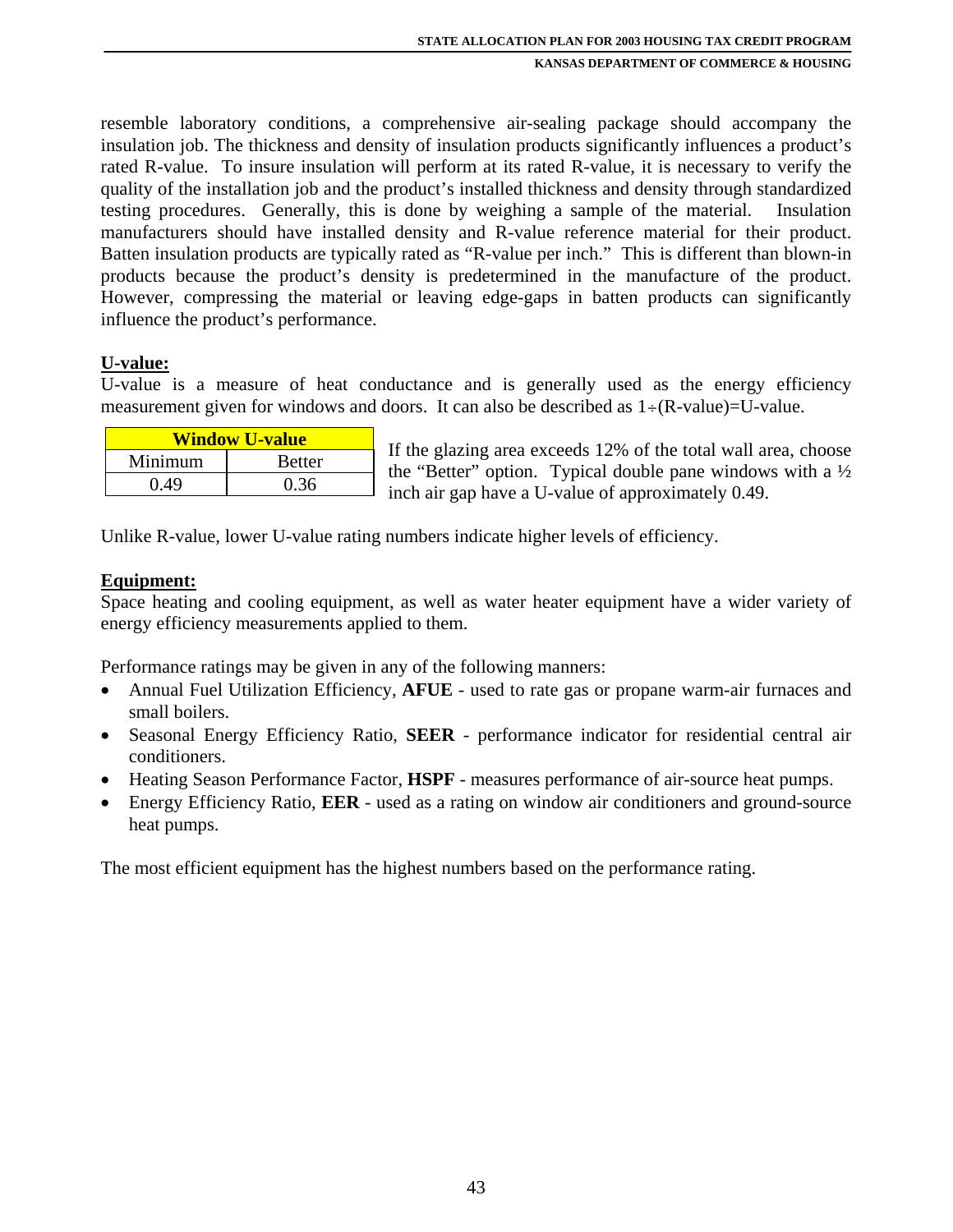resemble laboratory conditions, a comprehensive air-sealing package should accompany the insulation job. The thickness and density of insulation products significantly influences a product's rated R-value. To insure insulation will perform at its rated R-value, it is necessary to verify the quality of the installation job and the product's installed thickness and density through standardized testing procedures. Generally, this is done by weighing a sample of the material. Insulation manufacturers should have installed density and R-value reference material for their product. Batten insulation products are typically rated as "R-value per inch." This is different than blown-in products because the product's density is predetermined in the manufacture of the product. However, compressing the material or leaving edge-gaps in batten products can significantly influence the product's performance.

**U-value:**

U-value is a measure of heat conductance and is generally used as the energy efficiency measurement given for windows and doors. It can also be described as 1÷(R-value)=U-value.

| Window U-value | |
|---|---|
| Minimum | Better |
| 0.49 | 0.36 |

If the glazing area exceeds 12% of the total wall area, choose the "Better" option. Typical double pane windows with a ½ inch air gap have a U-value of approximately 0.49.

Unlike R-value, lower U-value rating numbers indicate higher levels of efficiency.

**Equipment:**

Space heating and cooling equipment, as well as water heater equipment have a wider variety of energy efficiency measurements applied to them.

Performance ratings may be given in any of the following manners:

- Annual Fuel Utilization Efficiency, **AFUE** - used to rate gas or propane warm-air furnaces and small boilers.
- Seasonal Energy Efficiency Ratio, **SEER** - performance indicator for residential central air conditioners.
- Heating Season Performance Factor, **HSPF** - measures performance of air-source heat pumps.
- Energy Efficiency Ratio, **EER** - used as a rating on window air conditioners and ground-source heat pumps.

The most efficient equipment has the highest numbers based on the performance rating.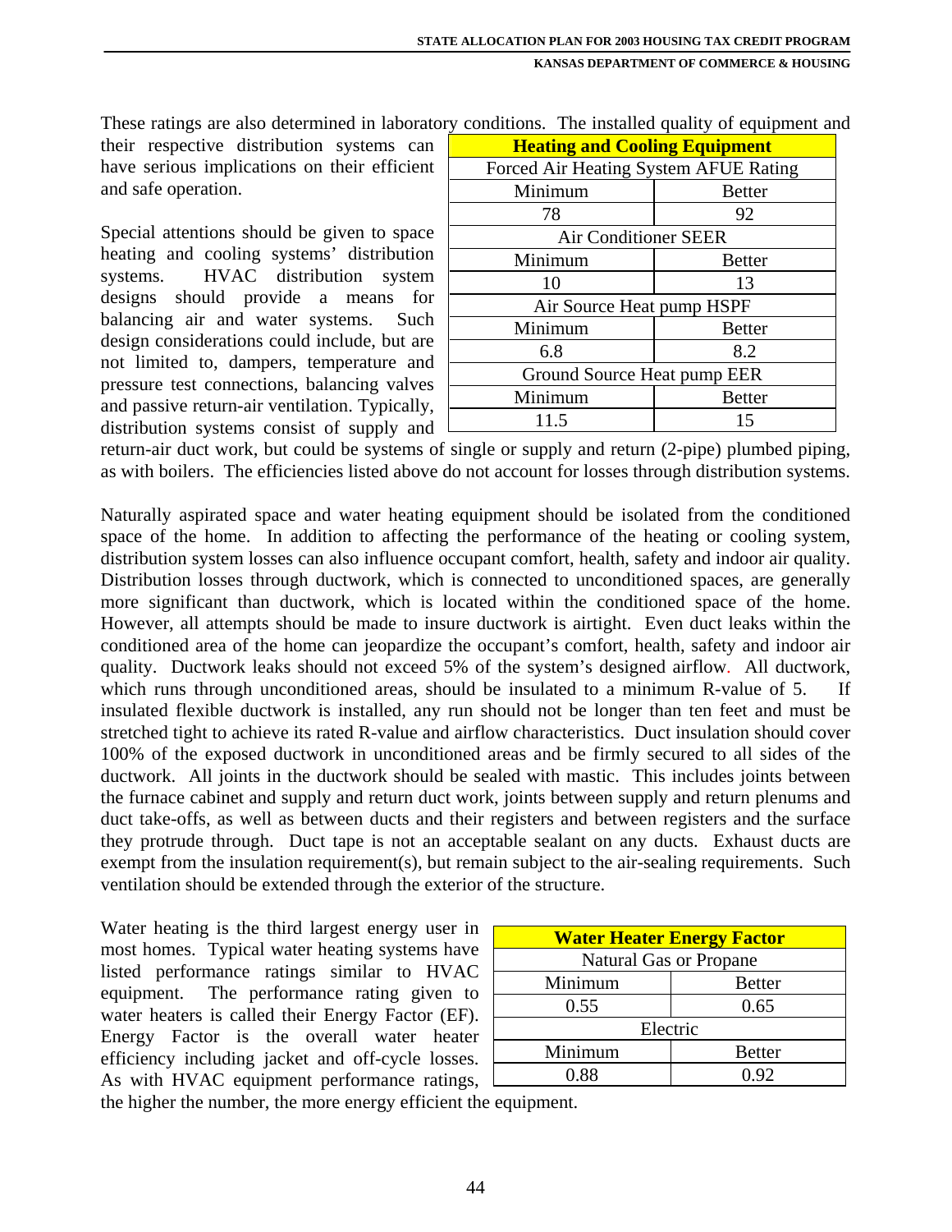These ratings are also determined in laboratory conditions. The installed quality of equipment and their respective distribution systems can have serious implications on their efficient and safe operation.

| Heating and Cooling Equipment | |
|---|---|
| Forced Air Heating System AFUE Rating | |
| Minimum | Better |
| 78 | 92 |
| Air Conditioner SEER | |
| Minimum | Better |
| 10 | 13 |
| Air Source Heat pump HSPF | |
| Minimum | Better |
| 6.8 | 8.2 |
| Ground Source Heat pump EER | |
| Minimum | Better |
| 11.5 | 15 |

Special attentions should be given to space heating and cooling systems' distribution systems. HVAC distribution system designs should provide a means for balancing air and water systems. Such design considerations could include, but are not limited to, dampers, temperature and pressure test connections, balancing valves and passive return-air ventilation. Typically, distribution systems consist of supply and return-air duct work, but could be systems of single or supply and return (2-pipe) plumbed piping, as with boilers. The efficiencies listed above do not account for losses through distribution systems.

Naturally aspirated space and water heating equipment should be isolated from the conditioned space of the home. In addition to affecting the performance of the heating or cooling system, distribution system losses can also influence occupant comfort, health, safety and indoor air quality. Distribution losses through ductwork, which is connected to unconditioned spaces, are generally more significant than ductwork, which is located within the conditioned space of the home. However, all attempts should be made to insure ductwork is airtight. Even duct leaks within the conditioned area of the home can jeopardize the occupant's comfort, health, safety and indoor air quality. Ductwork leaks should not exceed 5% of the system's designed airflow. All ductwork, which runs through unconditioned areas, should be insulated to a minimum R-value of 5. If insulated flexible ductwork is installed, any run should not be longer than ten feet and must be stretched tight to achieve its rated R-value and airflow characteristics. Duct insulation should cover 100% of the exposed ductwork in unconditioned areas and be firmly secured to all sides of the ductwork. All joints in the ductwork should be sealed with mastic. This includes joints between the furnace cabinet and supply and return duct work, joints between supply and return plenums and duct take-offs, as well as between ducts and their registers and between registers and the surface they protrude through. Duct tape is not an acceptable sealant on any ducts. Exhaust ducts are exempt from the insulation requirement(s), but remain subject to the air-sealing requirements. Such ventilation should be extended through the exterior of the structure.

Water heating is the third largest energy user in most homes. Typical water heating systems have listed performance ratings similar to HVAC equipment. The performance rating given to water heaters is called their Energy Factor (EF). Energy Factor is the overall water heater efficiency including jacket and off-cycle losses. As with HVAC equipment performance ratings, the higher the number, the more energy efficient the equipment.

| Water Heater Energy Factor | |
|---|---|
| Natural Gas or Propane | |
| Minimum | Better |
| 0.55 | 0.65 |
| Electric | |
| Minimum | Better |
| 0.88 | 0.92 |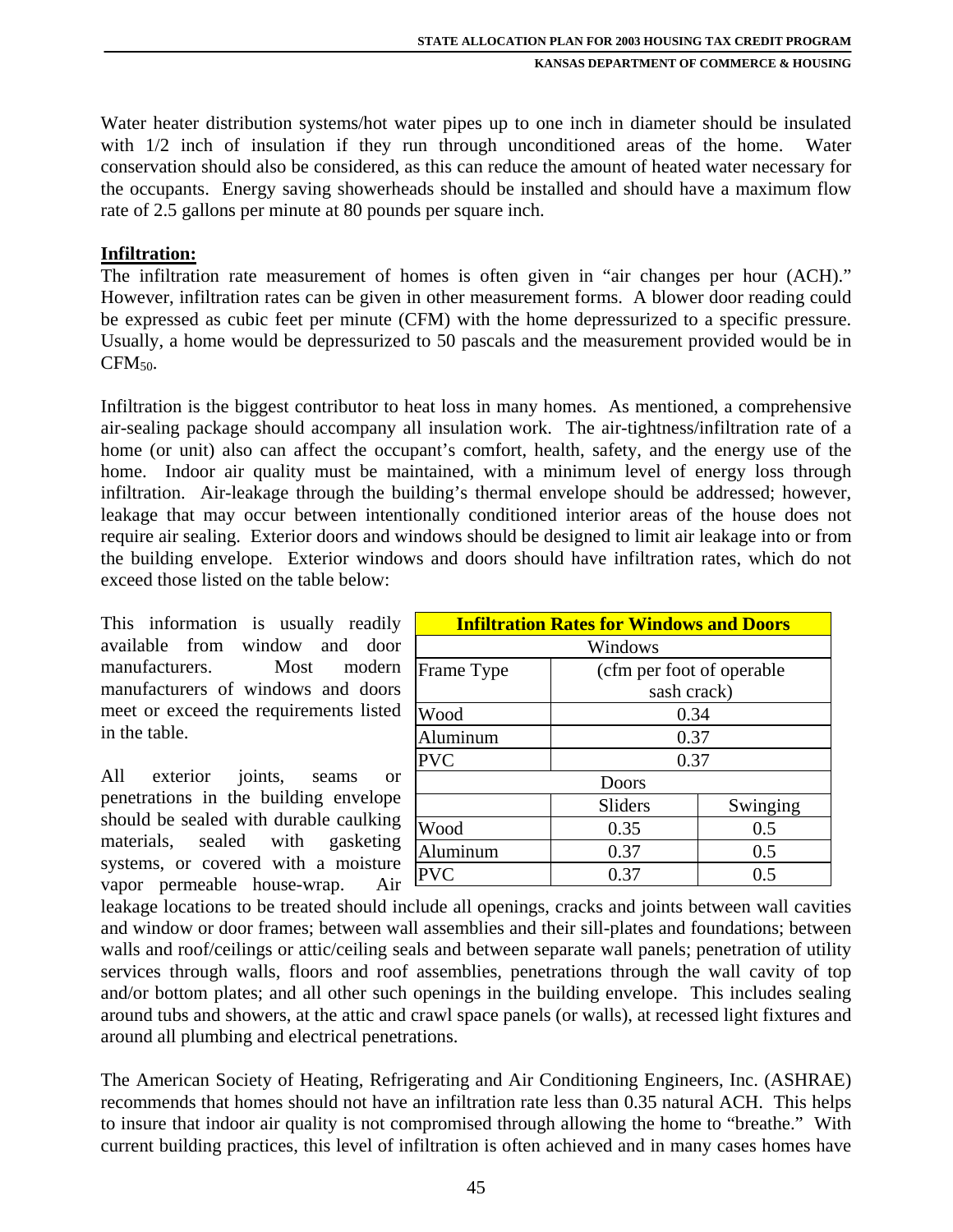Water heater distribution systems/hot water pipes up to one inch in diameter should be insulated with 1/2 inch of insulation if they run through unconditioned areas of the home. Water conservation should also be considered, as this can reduce the amount of heated water necessary for the occupants. Energy saving showerheads should be installed and should have a maximum flow rate of 2.5 gallons per minute at 80 pounds per square inch.

**Infiltration:**

The infiltration rate measurement of homes is often given in "air changes per hour (ACH)." However, infiltration rates can be given in other measurement forms. A blower door reading could be expressed as cubic feet per minute (CFM) with the home depressurized to a specific pressure. Usually, a home would be depressurized to 50 pascals and the measurement provided would be in $CFM_{50}$.

Infiltration is the biggest contributor to heat loss in many homes. As mentioned, a comprehensive air-sealing package should accompany all insulation work. The air-tightness/infiltration rate of a home (or unit) also can affect the occupant's comfort, health, safety, and the energy use of the home. Indoor air quality must be maintained, with a minimum level of energy loss through infiltration. Air-leakage through the building's thermal envelope should be addressed; however, leakage that may occur between intentionally conditioned interior areas of the house does not require air sealing. Exterior doors and windows should be designed to limit air leakage into or from the building envelope. Exterior windows and doors should have infiltration rates, which do not exceed those listed on the table below:

| **Infiltration Rates for Windows and Doors** | | |
|---|---|---|
| Windows | | |
| Frame Type | (cfm per foot of operable sash crack) | |
| Wood | 0.34 | |
| Aluminum | 0.37 | |
| PVC | 0.37 | |
| Doors | | |
| | Sliders | Swinging |
| Wood | 0.35 | 0.5 |
| Aluminum | 0.37 | 0.5 |
| PVC | 0.37 | 0.5 |

This information is usually readily available from window and door manufacturers. Most modern manufacturers of windows and doors meet or exceed the requirements listed in the table.

All exterior joints, seams or penetrations in the building envelope should be sealed with durable caulking materials, sealed with gasketing systems, or covered with a moisture vapor permeable house-wrap. Air leakage locations to be treated should include all openings, cracks and joints between wall cavities and window or door frames; between wall assemblies and their sill-plates and foundations; between walls and roof/ceilings or attic/ceiling seals and between separate wall panels; penetration of utility services through walls, floors and roof assemblies, penetrations through the wall cavity of top and/or bottom plates; and all other such openings in the building envelope. This includes sealing around tubs and showers, at the attic and crawl space panels (or walls), at recessed light fixtures and around all plumbing and electrical penetrations.

The American Society of Heating, Refrigerating and Air Conditioning Engineers, Inc. (ASHRAE) recommends that homes should not have an infiltration rate less than 0.35 natural ACH. This helps to insure that indoor air quality is not compromised through allowing the home to "breathe." With current building practices, this level of infiltration is often achieved and in many cases homes have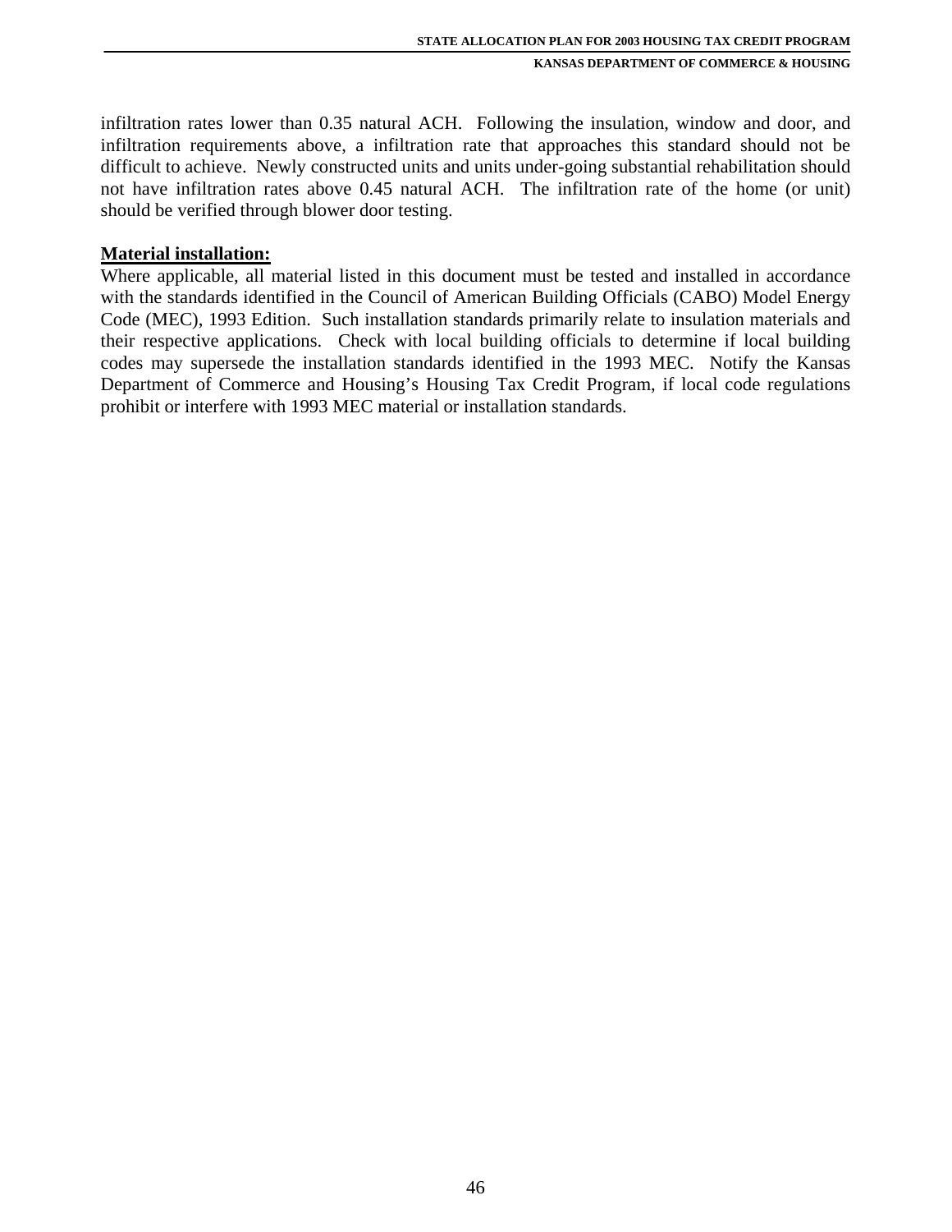infiltration rates lower than 0.35 natural ACH. Following the insulation, window and door, and infiltration requirements above, a infiltration rate that approaches this standard should not be difficult to achieve. Newly constructed units and units under-going substantial rehabilitation should not have infiltration rates above 0.45 natural ACH. The infiltration rate of the home (or unit) should be verified through blower door testing.

**Material installation:**

Where applicable, all material listed in this document must be tested and installed in accordance with the standards identified in the Council of American Building Officials (CABO) Model Energy Code (MEC), 1993 Edition. Such installation standards primarily relate to insulation materials and their respective applications. Check with local building officials to determine if local building codes may supersede the installation standards identified in the 1993 MEC. Notify the Kansas Department of Commerce and Housing's Housing Tax Credit Program, if local code regulations prohibit or interfere with 1993 MEC material or installation standards.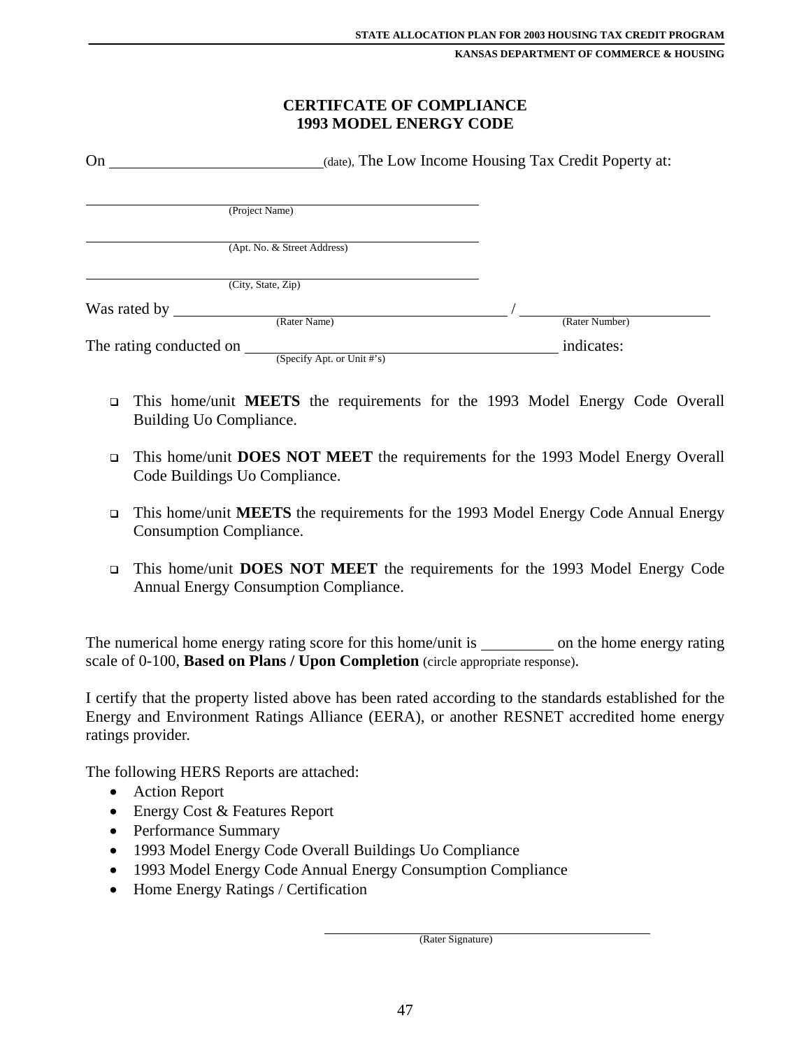# CERTIFCATE OF COMPLIANCE
# 1993 MODEL ENERGY CODE

On ______________________(date), The Low Income Housing Tax Credit Poperty at:

______________________________________
(Project Name)

______________________________________
(Apt. No. & Street Address)

______________________________________
(City, State, Zip)

Was rated by ______________________________ / ____________________
(Rater Name) (Rater Number)

The rating conducted on ______________________________ indicates:
(Specify Apt. or Unit #'s)

- ❑ This home/unit **MEETS** the requirements for the 1993 Model Energy Code Overall Building Uo Compliance.
- ❑ This home/unit **DOES NOT MEET** the requirements for the 1993 Model Energy Overall Code Buildings Uo Compliance.
- ❑ This home/unit **MEETS** the requirements for the 1993 Model Energy Code Annual Energy Consumption Compliance.
- ❑ This home/unit **DOES NOT MEET** the requirements for the 1993 Model Energy Code Annual Energy Consumption Compliance.

The numerical home energy rating score for this home/unit is ________ on the home energy rating scale of 0-100, **Based on Plans / Upon Completion** (circle appropriate response).

I certify that the property listed above has been rated according to the standards established for the Energy and Environment Ratings Alliance (EERA), or another RESNET accredited home energy ratings provider.

The following HERS Reports are attached:

- Action Report
- Energy Cost & Features Report
- Performance Summary
- 1993 Model Energy Code Overall Buildings Uo Compliance
- 1993 Model Energy Code Annual Energy Consumption Compliance
- Home Energy Ratings / Certification

______________________________________
(Rater Signature)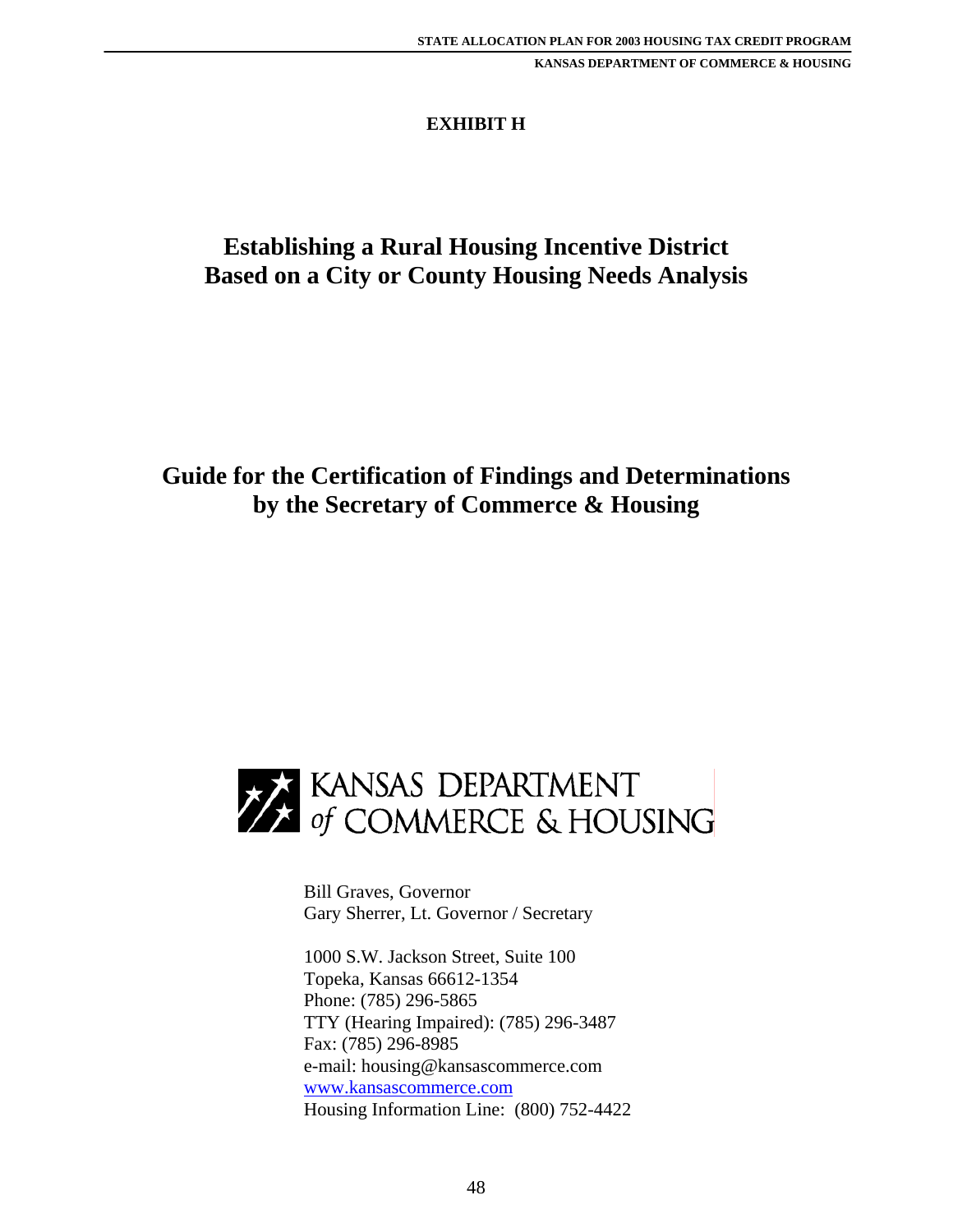**EXHIBIT H**

# Establishing a Rural Housing Incentive District Based on a City or County Housing Needs Analysis

# Guide for the Certification of Findings and Determinations by the Secretary of Commerce & Housing

KANSAS DEPARTMENT of COMMERCE & HOUSING

Bill Graves, Governor
Gary Sherrer, Lt. Governor / Secretary

1000 S.W. Jackson Street, Suite 100
Topeka, Kansas 66612-1354
Phone: (785) 296-5865
TTY (Hearing Impaired): (785) 296-3487
Fax: (785) 296-8985
e-mail: housing@kansascommerce.com
www.kansascommerce.com
Housing Information Line: (800) 752-4422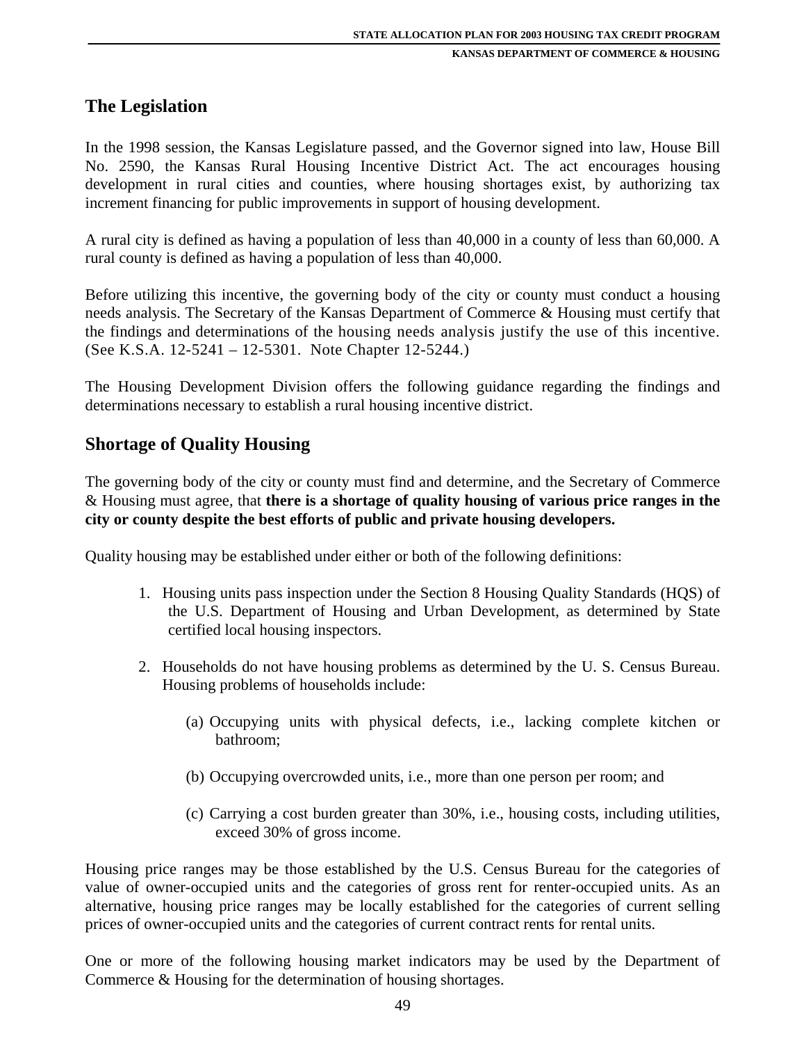## The Legislation

In the 1998 session, the Kansas Legislature passed, and the Governor signed into law, House Bill No. 2590, the Kansas Rural Housing Incentive District Act. The act encourages housing development in rural cities and counties, where housing shortages exist, by authorizing tax increment financing for public improvements in support of housing development.

A rural city is defined as having a population of less than 40,000 in a county of less than 60,000. A rural county is defined as having a population of less than 40,000.

Before utilizing this incentive, the governing body of the city or county must conduct a housing needs analysis. The Secretary of the Kansas Department of Commerce & Housing must certify that the findings and determinations of the housing needs analysis justify the use of this incentive. (See K.S.A. 12-5241 – 12-5301. Note Chapter 12-5244.)

The Housing Development Division offers the following guidance regarding the findings and determinations necessary to establish a rural housing incentive district.

## Shortage of Quality Housing

The governing body of the city or county must find and determine, and the Secretary of Commerce & Housing must agree, that **there is a shortage of quality housing of various price ranges in the city or county despite the best efforts of public and private housing developers.**

Quality housing may be established under either or both of the following definitions:

1. Housing units pass inspection under the Section 8 Housing Quality Standards (HQS) of the U.S. Department of Housing and Urban Development, as determined by State certified local housing inspectors.

2. Households do not have housing problems as determined by the U. S. Census Bureau. Housing problems of households include:

   (a) Occupying units with physical defects, i.e., lacking complete kitchen or bathroom;

   (b) Occupying overcrowded units, i.e., more than one person per room; and

   (c) Carrying a cost burden greater than 30%, i.e., housing costs, including utilities, exceed 30% of gross income.

Housing price ranges may be those established by the U.S. Census Bureau for the categories of value of owner-occupied units and the categories of gross rent for renter-occupied units. As an alternative, housing price ranges may be locally established for the categories of current selling prices of owner-occupied units and the categories of current contract rents for rental units.

One or more of the following housing market indicators may be used by the Department of Commerce & Housing for the determination of housing shortages.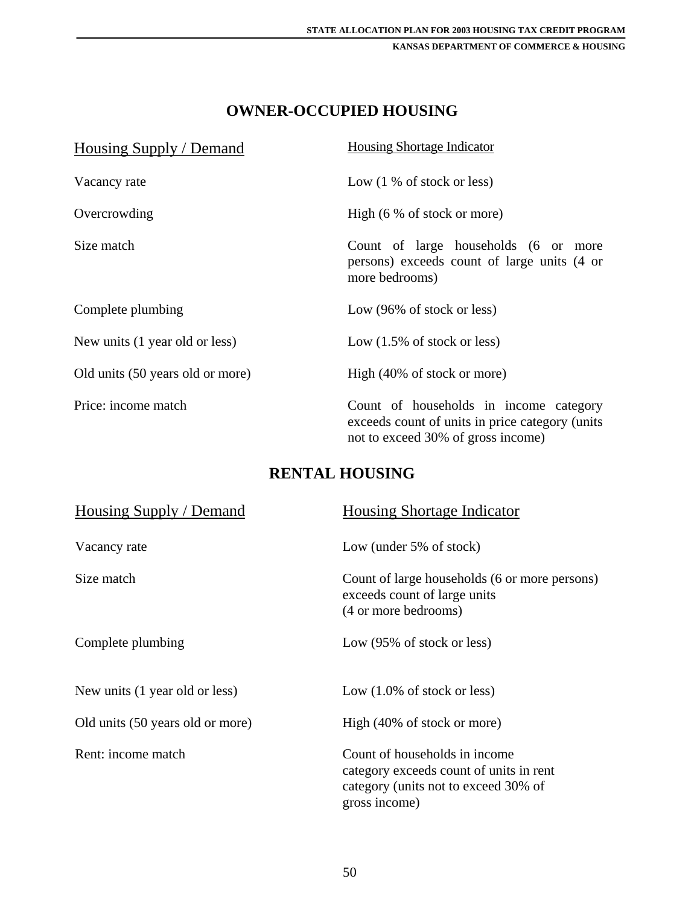## OWNER-OCCUPIED HOUSING

| Housing Supply / Demand | Housing Shortage Indicator |
|---|---|
| Vacancy rate | Low (1 % of stock or less) |
| Overcrowding | High (6 % of stock or more) |
| Size match | Count of large households (6 or more persons) exceeds count of large units (4 or more bedrooms) |
| Complete plumbing | Low (96% of stock or less) |
| New units (1 year old or less) | Low (1.5% of stock or less) |
| Old units (50 years old or more) | High (40% of stock or more) |
| Price: income match | Count of households in income category exceeds count of units in price category (units not to exceed 30% of gross income) |

## RENTAL HOUSING

| Housing Supply / Demand | Housing Shortage Indicator |
|---|---|
| Vacancy rate | Low (under 5% of stock) |
| Size match | Count of large households (6 or more persons) exceeds count of large units (4 or more bedrooms) |
| Complete plumbing | Low (95% of stock or less) |
| New units (1 year old or less) | Low (1.0% of stock or less) |
| Old units (50 years old or more) | High (40% of stock or more) |
| Rent: income match | Count of households in income category exceeds count of units in rent category (units not to exceed 30% of gross income) |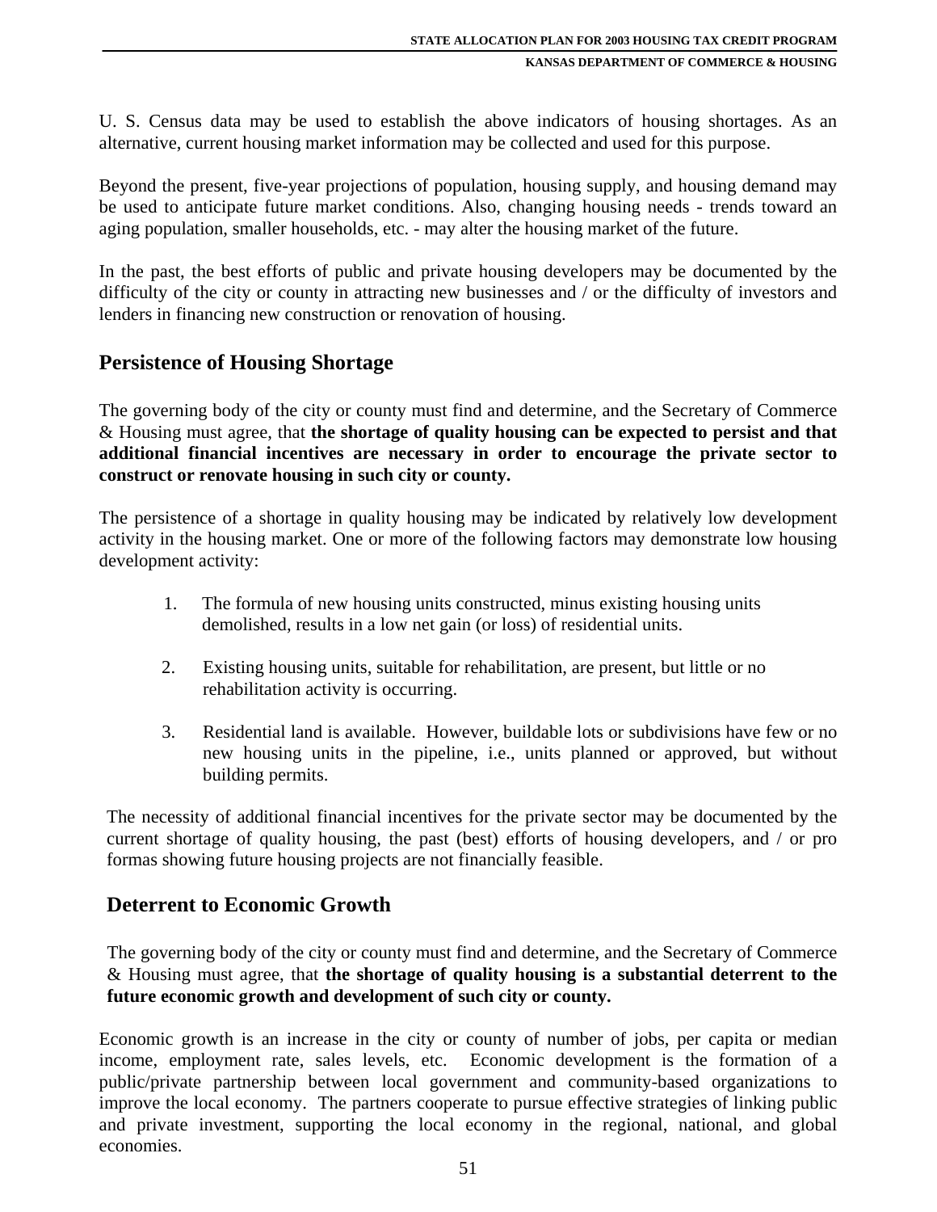U. S. Census data may be used to establish the above indicators of housing shortages. As an alternative, current housing market information may be collected and used for this purpose.

Beyond the present, five-year projections of population, housing supply, and housing demand may be used to anticipate future market conditions. Also, changing housing needs - trends toward an aging population, smaller households, etc. - may alter the housing market of the future.

In the past, the best efforts of public and private housing developers may be documented by the difficulty of the city or county in attracting new businesses and / or the difficulty of investors and lenders in financing new construction or renovation of housing.

## Persistence of Housing Shortage

The governing body of the city or county must find and determine, and the Secretary of Commerce & Housing must agree, that **the shortage of quality housing can be expected to persist and that additional financial incentives are necessary in order to encourage the private sector to construct or renovate housing in such city or county.**

The persistence of a shortage in quality housing may be indicated by relatively low development activity in the housing market. One or more of the following factors may demonstrate low housing development activity:

1. The formula of new housing units constructed, minus existing housing units demolished, results in a low net gain (or loss) of residential units.

2. Existing housing units, suitable for rehabilitation, are present, but little or no rehabilitation activity is occurring.

3. Residential land is available. However, buildable lots or subdivisions have few or no new housing units in the pipeline, i.e., units planned or approved, but without building permits.

The necessity of additional financial incentives for the private sector may be documented by the current shortage of quality housing, the past (best) efforts of housing developers, and / or pro formas showing future housing projects are not financially feasible.

## Deterrent to Economic Growth

The governing body of the city or county must find and determine, and the Secretary of Commerce & Housing must agree, that **the shortage of quality housing is a substantial deterrent to the future economic growth and development of such city or county.**

Economic growth is an increase in the city or county of number of jobs, per capita or median income, employment rate, sales levels, etc. Economic development is the formation of a public/private partnership between local government and community-based organizations to improve the local economy. The partners cooperate to pursue effective strategies of linking public and private investment, supporting the local economy in the regional, national, and global economies.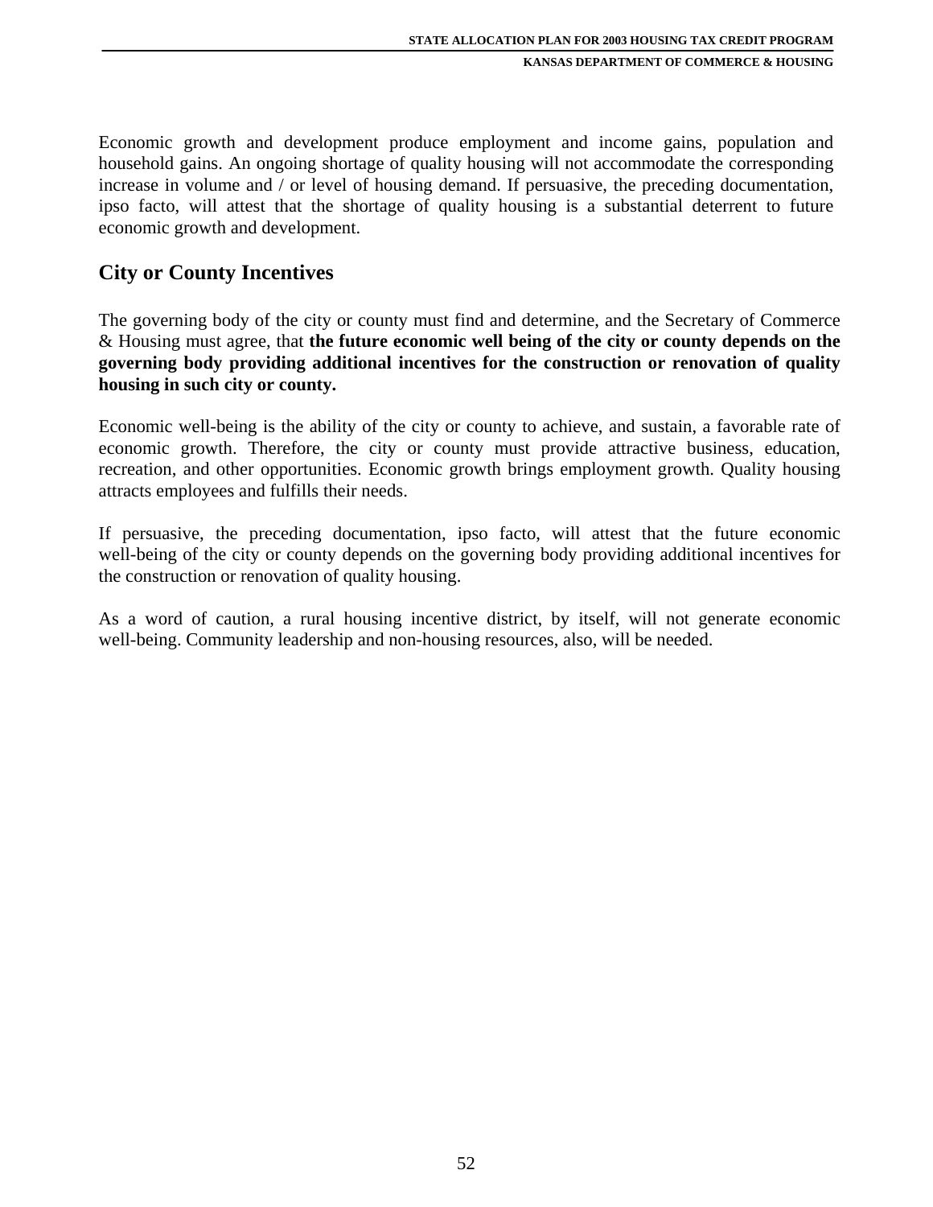Economic growth and development produce employment and income gains, population and household gains. An ongoing shortage of quality housing will not accommodate the corresponding increase in volume and / or level of housing demand. If persuasive, the preceding documentation, ipso facto, will attest that the shortage of quality housing is a substantial deterrent to future economic growth and development.

## City or County Incentives

The governing body of the city or county must find and determine, and the Secretary of Commerce & Housing must agree, that **the future economic well being of the city or county depends on the governing body providing additional incentives for the construction or renovation of quality housing in such city or county.**

Economic well-being is the ability of the city or county to achieve, and sustain, a favorable rate of economic growth. Therefore, the city or county must provide attractive business, education, recreation, and other opportunities. Economic growth brings employment growth. Quality housing attracts employees and fulfills their needs.

If persuasive, the preceding documentation, ipso facto, will attest that the future economic well-being of the city or county depends on the governing body providing additional incentives for the construction or renovation of quality housing.

As a word of caution, a rural housing incentive district, by itself, will not generate economic well-being. Community leadership and non-housing resources, also, will be needed.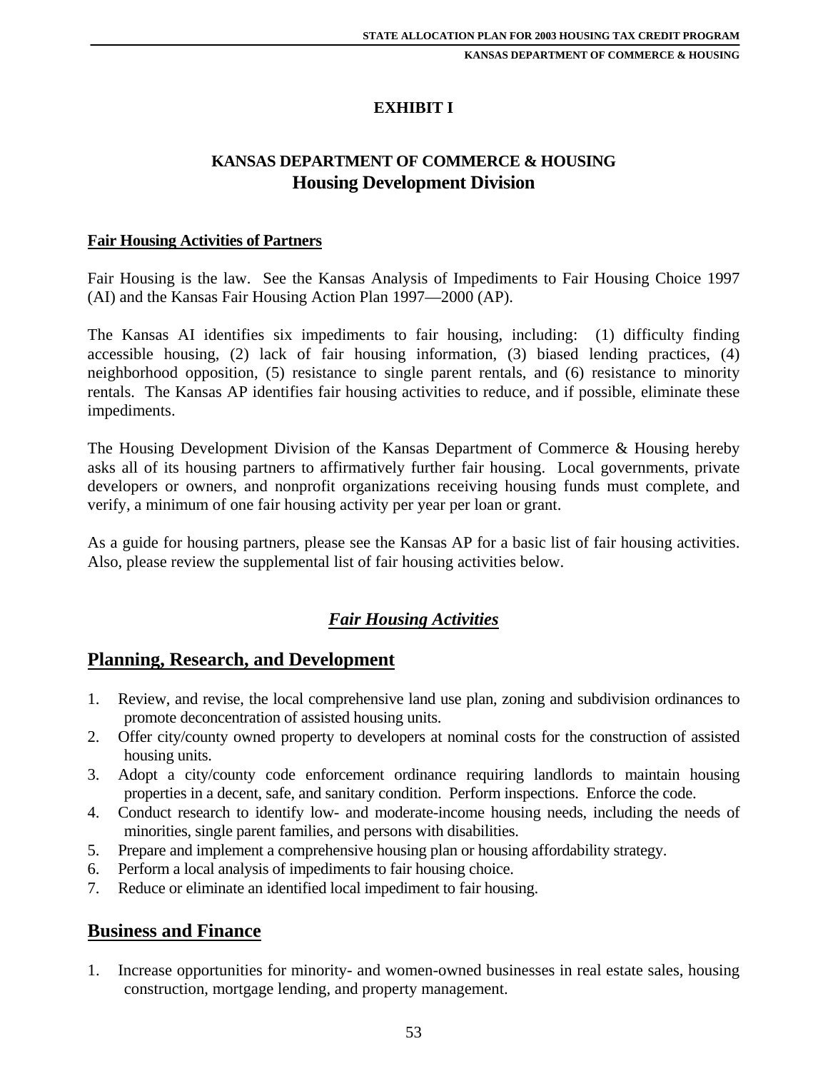# EXHIBIT I

## KANSAS DEPARTMENT OF COMMERCE & HOUSING
## Housing Development Division

**Fair Housing Activities of Partners**

Fair Housing is the law. See the Kansas Analysis of Impediments to Fair Housing Choice 1997 (AI) and the Kansas Fair Housing Action Plan 1997—2000 (AP).

The Kansas AI identifies six impediments to fair housing, including: (1) difficulty finding accessible housing, (2) lack of fair housing information, (3) biased lending practices, (4) neighborhood opposition, (5) resistance to single parent rentals, and (6) resistance to minority rentals. The Kansas AP identifies fair housing activities to reduce, and if possible, eliminate these impediments.

The Housing Development Division of the Kansas Department of Commerce & Housing hereby asks all of its housing partners to affirmatively further fair housing. Local governments, private developers or owners, and nonprofit organizations receiving housing funds must complete, and verify, a minimum of one fair housing activity per year per loan or grant.

As a guide for housing partners, please see the Kansas AP for a basic list of fair housing activities. Also, please review the supplemental list of fair housing activities below.

### *Fair Housing Activities*

## Planning, Research, and Development

1. Review, and revise, the local comprehensive land use plan, zoning and subdivision ordinances to promote deconcentration of assisted housing units.
2. Offer city/county owned property to developers at nominal costs for the construction of assisted housing units.
3. Adopt a city/county code enforcement ordinance requiring landlords to maintain housing properties in a decent, safe, and sanitary condition. Perform inspections. Enforce the code.
4. Conduct research to identify low- and moderate-income housing needs, including the needs of minorities, single parent families, and persons with disabilities.
5. Prepare and implement a comprehensive housing plan or housing affordability strategy.
6. Perform a local analysis of impediments to fair housing choice.
7. Reduce or eliminate an identified local impediment to fair housing.

## Business and Finance

1. Increase opportunities for minority- and women-owned businesses in real estate sales, housing construction, mortgage lending, and property management.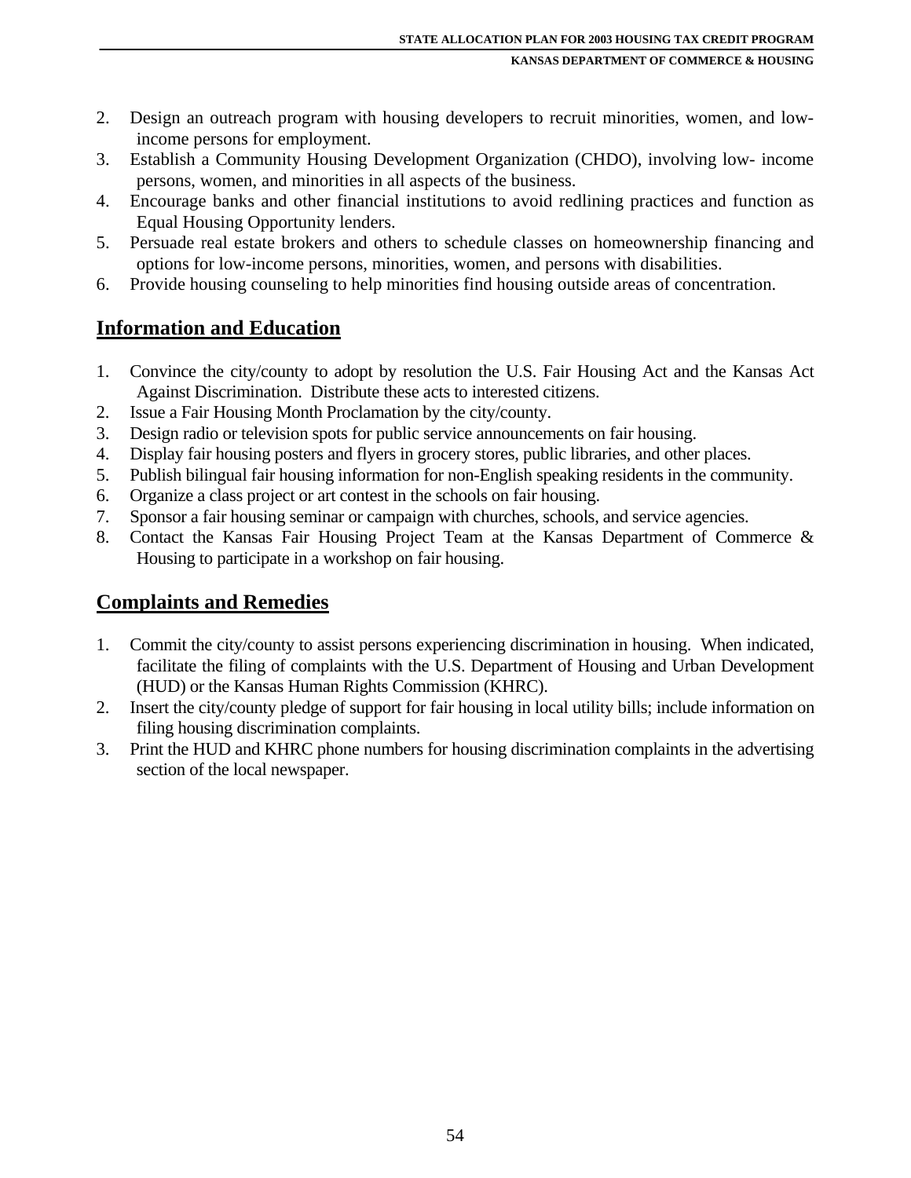2. Design an outreach program with housing developers to recruit minorities, women, and low-income persons for employment.
3. Establish a Community Housing Development Organization (CHDO), involving low- income persons, women, and minorities in all aspects of the business.
4. Encourage banks and other financial institutions to avoid redlining practices and function as Equal Housing Opportunity lenders.
5. Persuade real estate brokers and others to schedule classes on homeownership financing and options for low-income persons, minorities, women, and persons with disabilities.
6. Provide housing counseling to help minorities find housing outside areas of concentration.

## Information and Education

1. Convince the city/county to adopt by resolution the U.S. Fair Housing Act and the Kansas Act Against Discrimination. Distribute these acts to interested citizens.
2. Issue a Fair Housing Month Proclamation by the city/county.
3. Design radio or television spots for public service announcements on fair housing.
4. Display fair housing posters and flyers in grocery stores, public libraries, and other places.
5. Publish bilingual fair housing information for non-English speaking residents in the community.
6. Organize a class project or art contest in the schools on fair housing.
7. Sponsor a fair housing seminar or campaign with churches, schools, and service agencies.
8. Contact the Kansas Fair Housing Project Team at the Kansas Department of Commerce & Housing to participate in a workshop on fair housing.

## Complaints and Remedies

1. Commit the city/county to assist persons experiencing discrimination in housing. When indicated, facilitate the filing of complaints with the U.S. Department of Housing and Urban Development (HUD) or the Kansas Human Rights Commission (KHRC).
2. Insert the city/county pledge of support for fair housing in local utility bills; include information on filing housing discrimination complaints.
3. Print the HUD and KHRC phone numbers for housing discrimination complaints in the advertising section of the local newspaper.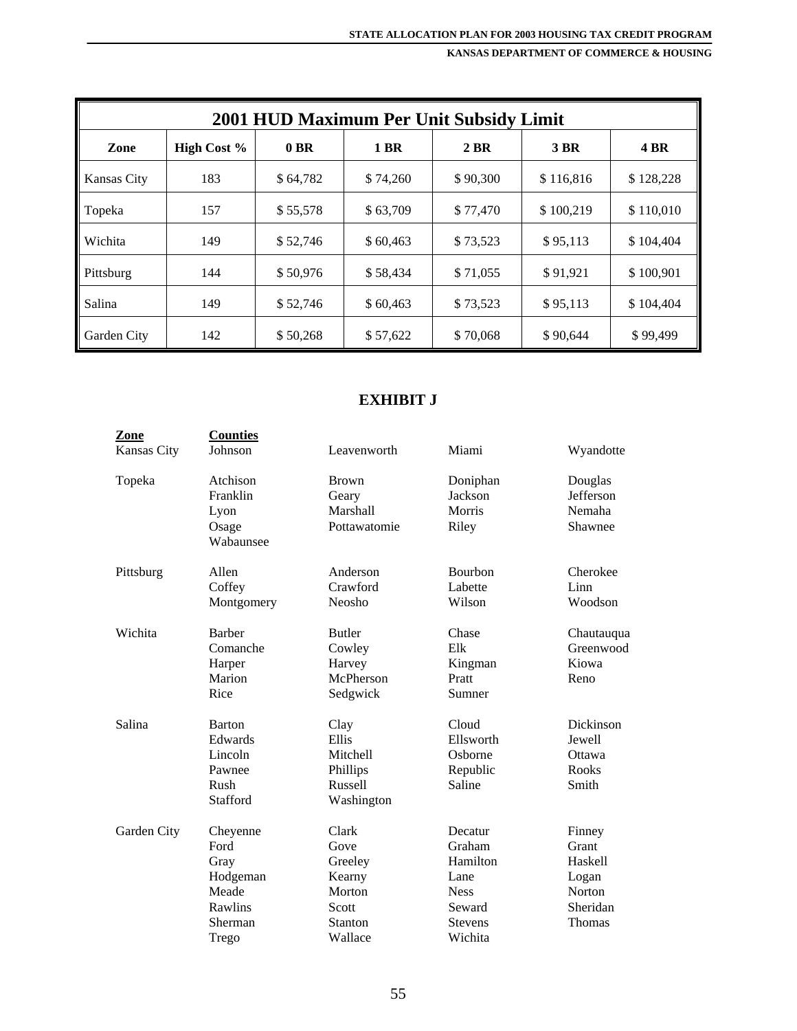| 2001 HUD Maximum Per Unit Subsidy Limit | | | | | | |
|---|---|---|---|---|---|---|
| **Zone** | **High Cost %** | **0 BR** | **1 BR** | **2 BR** | **3 BR** | **4 BR** |
| Kansas City | 183 | $ 64,782 | $ 74,260 | $ 90,300 | $ 116,816 | $ 128,228 |
| Topeka | 157 | $ 55,578 | $ 63,709 | $ 77,470 | $ 100,219 | $ 110,010 |
| Wichita | 149 | $ 52,746 | $ 60,463 | $ 73,523 | $ 95,113 | $ 104,404 |
| Pittsburg | 144 | $ 50,976 | $ 58,434 | $ 71,055 | $ 91,921 | $ 100,901 |
| Salina | 149 | $ 52,746 | $ 60,463 | $ 73,523 | $ 95,113 | $ 104,404 |
| Garden City | 142 | $ 50,268 | $ 57,622 | $ 70,068 | $ 90,644 | $ 99,499 |

## EXHIBIT J

| Zone | Counties | | | |
|---|---|---|---|---|
| Kansas City | Johnson | Leavenworth | Miami | Wyandotte |
| Topeka | Atchison | Brown | Doniphan | Douglas |
| | Franklin | Geary | Jackson | Jefferson |
| | Lyon | Marshall | Morris | Nemaha |
| | Osage | Pottawatomie | Riley | Shawnee |
| | Wabaunsee | | | |
| Pittsburg | Allen | Anderson | Bourbon | Cherokee |
| | Coffey | Crawford | Labette | Linn |
| | Montgomery | Neosho | Wilson | Woodson |
| Wichita | Barber | Butler | Chase | Chautauqua |
| | Comanche | Cowley | Elk | Greenwood |
| | Harper | Harvey | Kingman | Kiowa |
| | Marion | McPherson | Pratt | Reno |
| | Rice | Sedgwick | Sumner | |
| Salina | Barton | Clay | Cloud | Dickinson |
| | Edwards | Ellis | Ellsworth | Jewell |
| | Lincoln | Mitchell | Osborne | Ottawa |
| | Pawnee | Phillips | Republic | Rooks |
| | Rush | Russell | Saline | Smith |
| | Stafford | Washington | | |
| Garden City | Cheyenne | Clark | Decatur | Finney |
| | Ford | Gove | Graham | Grant |
| | Gray | Greeley | Hamilton | Haskell |
| | Hodgeman | Kearny | Lane | Logan |
| | Meade | Morton | Ness | Norton |
| | Rawlins | Scott | Seward | Sheridan |
| | Sherman | Stanton | Stevens | Thomas |
| | Trego | Wallace | Wichita | |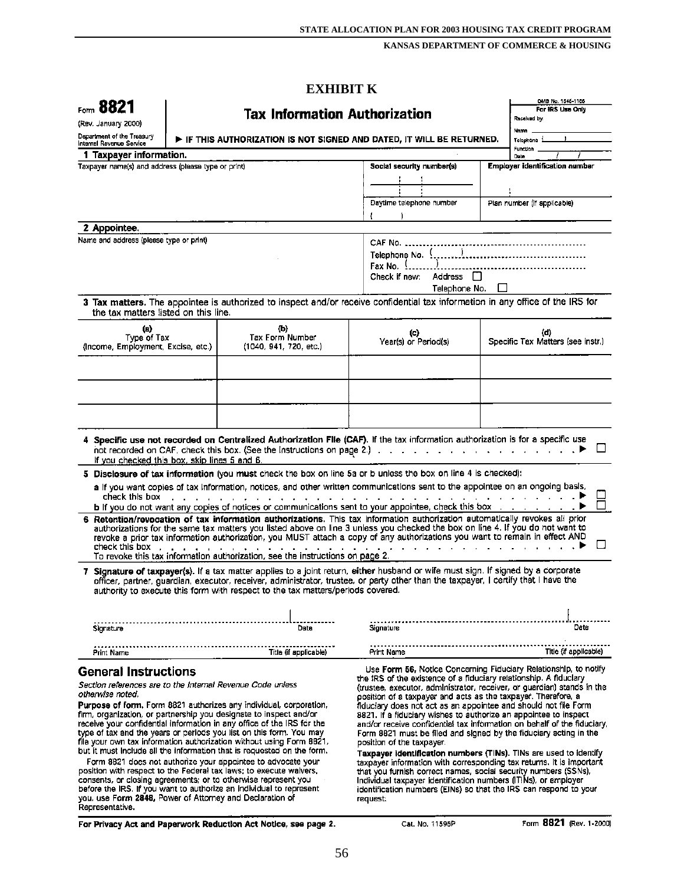# EXHIBIT K

Form **8821** (Rev. January 2000) Department of the Treasury Internal Revenue Service

## Tax Information Authorization

▶ IF THIS AUTHORIZATION IS NOT SIGNED AND DATED, IT WILL BE RETURNED.

OMB No. 1545-1165

For IRS Use Only
Received by:
Name
Telephone ( )
Function
Date / /

### 1 Taxpayer information.

Taxpayer name(s) and address (please type or print)

Social security number(s)

Employer identification number

Daytime telephone number ( )

Plan number (if applicable)

### 2 Appointee.

Name and address (please type or print)

CAF No.
Telephone No. ( )
Fax No. ( )
Check if new: Address ☐ Telephone No. ☐

**3 Tax matters.** The appointee is authorized to inspect and/or receive confidential tax information in any office of the IRS for the tax matters listed on this line.

| (a) Type of Tax (Income, Employment, Excise, etc.) | (b) Tax Form Number (1040, 941, 720, etc.) | (c) Year(s) or Period(s) | (d) Specific Tax Matters (see instr.) |
|---|---|---|---|
| | | | |
| | | | |
| | | | |

**4 Specific use not recorded on Centralized Authorization File (CAF).** If the tax information authorization is for a specific use not recorded on CAF, check this box. (See the instructions on page 2.) ▶ ☐
If you checked this box, skip lines 5 and 6.

**5 Disclosure of tax information** (you **must** check the box on line 5a or b unless the box on line 4 is checked):

**a** If you want copies of tax information, notices, and other written communications sent to the appointee on an ongoing basis, check this box ▶ ☐

**b** If you do not want any copies of notices or communications sent to your appointee, check this box ▶ ☐

**6 Retention/revocation of tax information authorizations.** This tax information authorization automatically revokes all prior authorizations for the same tax matters you listed above on line 3 unless you checked the box on line 4. If you do not want to revoke a prior tax information authorization, you MUST attach a copy of any authorizations you want to remain in effect AND check this box ▶ ☐
To revoke this tax information authorization, see the instructions on page 2.

**7 Signature of taxpayer(s).** If a tax matter applies to a joint return, **either** husband or wife must sign. If signed by a corporate officer, partner, guardian, executor, receiver, administrator, trustee, or party other than the taxpayer, I certify that I have the authority to execute this form with respect to the tax matters/periods covered.

Signature ____________ Date ____________ Signature ____________ Date ____________

Print Name ____________ Title (if applicable) ____________ Print Name ____________ Title (if applicable) ____________

## General Instructions

*Section references are to the Internal Revenue Code unless otherwise noted.*

**Purpose of form.** Form 8821 authorizes any individual, corporation, firm, organization, or partnership you designate to inspect and/or receive your confidential information in any office of the IRS for the type of tax and the years or periods you list on this form. You may file your own tax information authorization without using Form 8821, but it must include all the information that is requested on the form.

Form 8821 does not authorize your appointee to advocate your position with respect to the Federal tax laws; to execute waivers, consents, or closing agreements; or to otherwise represent you before the IRS. If you want to authorize an individual to represent you, use **Form 2848,** Power of Attorney and Declaration of Representative.

Use **Form 56,** Notice Concerning Fiduciary Relationship, to notify the IRS of the existence of a fiduciary relationship. A fiduciary (trustee, executor, administrator, receiver, or guardian) stands in the position of a taxpayer and acts as the taxpayer. Therefore, a fiduciary does not act as an appointee and should not file Form 8821. If a fiduciary wishes to authorize an appointee to inspect and/or receive confidential tax information on behalf of the fiduciary, Form 8821 must be filed and signed by the fiduciary acting in the position of the taxpayer.

**Taxpayer identification numbers (TINs).** TINs are used to identify taxpayer information with corresponding tax returns. It is important that you furnish correct names, social security numbers (SSNs), individual taxpayer identification numbers (ITINs), or employer identification numbers (EINs) so that the IRS can respond to your request.

**For Privacy Act and Paperwork Reduction Act Notice, see page 2.** Cat. No. 11596P Form **8821** (Rev. 1-2000)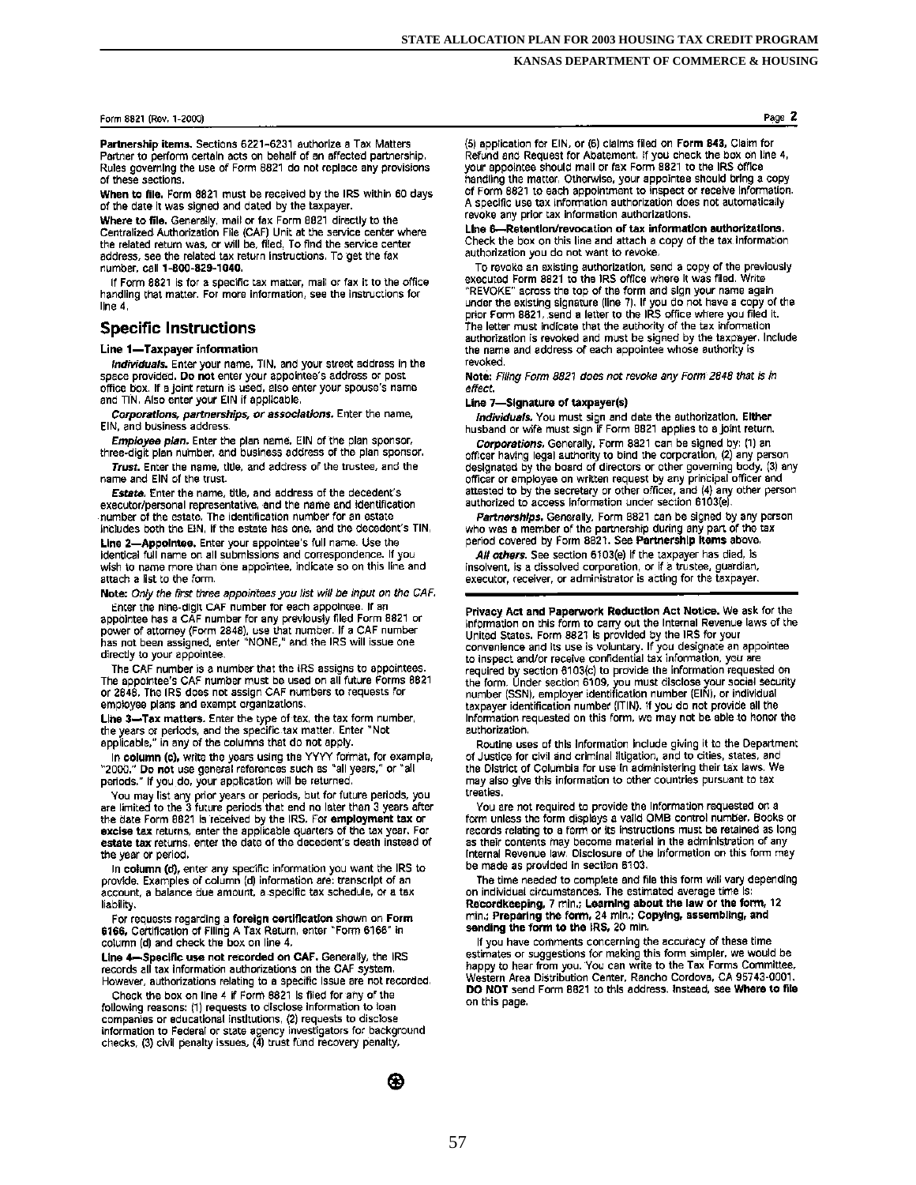Form 8821 (Rev. 1-2000) Page **2**

**Partnership items.** Sections 6221–6231 authorize a Tax Matters Partner to perform certain acts on behalf of an affected partnership. Rules governing the use of Form 8821 do not replace any provisions of these sections.

**When to file.** Form 8821 must be received by the IRS within 60 days of the date it was signed and dated by the taxpayer.

**Where to file.** Generally, mail or fax Form 8821 directly to the Centralized Authorization File (CAF) Unit at the service center where the related return was, or will be, filed. To find the service center address, see the related tax return instructions. To get the fax number, call **1-800-829-1040.**

If Form 8821 is for a specific tax matter, mail or fax it to the office handling that matter. For more information, see the instructions for line 4.

## Specific Instructions

### Line 1—Taxpayer information

***Individuals.*** Enter your name, TIN, and your street address in the space provided. **Do not** enter your appointee's address or post office box. If a joint return is used, also enter your spouse's name and TIN. Also enter your EIN if applicable.

***Corporations, partnerships, or associations.*** Enter the name, EIN, and business address.

***Employee plan.*** Enter the plan name, EIN of the plan sponsor, three-digit plan number, and business address of the plan sponsor.

***Trust.*** Enter the name, title, and address of the trustee, and the name and EIN of the trust.

***Estate.*** Enter the name, title, and address of the decedent's executor/personal representative, and the name and identification number of the estate. The identification number for an estate includes both the EIN, if the estate has one, and the decedent's TIN.

**Line 2—Appointee.** Enter your appointee's full name. Use the identical full name on all submissions and correspondence. If you wish to name more than one appointee, indicate so on this line and attach a list to the form.

**Note:** *Only the first three appointees you list will be input on the CAF.*

Enter the nine-digit CAF number for each appointee. If an appointee has a CAF number for any previously filed Form 8821 or power of attorney (Form 2848), use that number. If a CAF number has not been assigned, enter "NONE," and the IRS will issue one directly to your appointee.

The CAF number is a number that the IRS assigns to appointees. The appointee's CAF number must be used on all future Forms 8821 or 2848. The IRS does not assign CAF numbers to requests for employee plans and exempt organizations.

**Line 3—Tax matters.** Enter the type of tax, the tax form number, the years or periods, and the specific tax matter. Enter "Not applicable," in any of the columns that do not apply.

In **column (c),** write the years using the YYYY format, for example, "2000." **Do not** use general references such as "all years," or "all periods." If you do, your application will be returned.

You may list any prior years or periods, but for future periods, you are limited to the 3 future periods that end no later than 3 years after the date Form 8821 is received by the IRS. For **employment tax or excise tax** returns, enter the applicable quarters of the tax year. For **estate tax** returns, enter the date of the decedent's death instead of the year or period.

In **column (d),** enter any specific information you want the IRS to provide. Examples of column (d) information are: transcript of an account, a balance due amount, a specific tax schedule, or a tax liability.

For requests regarding a **foreign certification** shown on **Form 6166,** Certification of Filing A Tax Return, enter "Form 6166" in column (d) and check the box on line 4.

**Line 4—Specific use not recorded on CAF.** Generally, the IRS records all tax information authorizations on the CAF system. However, authorizations relating to a specific issue are not recorded.

Check the box on line 4 if Form 8821 is filed for any of the following reasons: (1) requests to disclose information to loan companies or educational institutions, (2) requests to disclose information to Federal or state agency investigators for background checks, (3) civil penalty issues, (4) trust fund recovery penalty, (5) application for EIN, or (6) claims filed on **Form 843,** Claim for Refund and Request for Abatement. If you check the box on line 4, your appointee should mail or fax Form 8821 to the IRS office handling the matter. Otherwise, your appointee should bring a copy of Form 8821 to each appointment to inspect or receive information. A specific use tax information authorization does not automatically revoke any prior tax information authorizations.

**Line 6—Retention/revocation of tax information authorizations.** Check the box on this line and attach a copy of the tax information authorization you do not want to revoke.

To revoke an existing authorization, send a copy of the previously executed Form 8821 to the IRS office where it was filed. Write "REVOKE" across the top of the form and sign your name again under the existing signature (line 7). If you do not have a copy of the prior Form 8821, send a letter to the IRS office where you filed it. The letter must indicate that the authority of the tax information authorization is revoked and must be signed by the taxpayer. Include the name and address of each appointee whose authority is revoked.

**Note:** *Filing Form 8821 does not revoke any Form 2848 that is in effect.*

### Line 7—Signature of taxpayer(s)

***Individuals.*** You must sign and date the authorization. **Either** husband or wife must sign if Form 8821 applies to a joint return.

***Corporations.*** Generally, Form 8821 can be signed by: (1) an officer having legal authority to bind the corporation, (2) any person designated by the board of directors or other governing body, (3) any officer or employee on written request by any principal officer and attested to by the secretary or other officer, and (4) any other person authorized to access information under section 6103(e).

***Partnerships.*** Generally, Form 8821 can be signed by any person who was a member of the partnership during any part of the tax period covered by Form 8821. See **Partnership items** above.

***All others.*** See section 6103(e) if the taxpayer has died, is insolvent, is a dissolved corporation, or if a trustee, guardian, executor, receiver, or administrator is acting for the taxpayer.

---

**Privacy Act and Paperwork Reduction Act Notice.** We ask for the information on this form to carry out the Internal Revenue laws of the United States. Form 8821 is provided by the IRS for your convenience and its use is voluntary. If you designate an appointee to inspect and/or receive confidential tax information, you are required by section 6103(c) to provide the information requested on the form. Under section 6109, you must disclose your social security number (SSN), employer identification number (EIN), or individual taxpayer identification number (ITIN). If you do not provide all the information requested on this form, we may not be able to honor the authorization.

Routine uses of this information include giving it to the Department of Justice for civil and criminal litigation, and to cities, states, and the District of Columbia for use in administering their tax laws. We may also give this information to other countries pursuant to tax treaties.

You are not required to provide the information requested on a form unless the form displays a valid OMB control number. Books or records relating to a form or its instructions must be retained as long as their contents may become material in the administration of any Internal Revenue law. Disclosure of the information on this form may be made as provided in section 6103.

The time needed to complete and file this form will vary depending on individual circumstances. The estimated average time is: **Recordkeeping,** 7 min.; **Learning about the law or the form,** 12 min.; **Preparing the form,** 24 min.; **Copying, assembling, and sending the form to the IRS,** 20 min.

If you have comments concerning the accuracy of these time estimates or suggestions for making this form simpler, we would be happy to hear from you. You can write to the Tax Forms Committee, Western Area Distribution Center, Rancho Cordova, CA 95743-0001. **DO NOT** send Form 8821 to this address. Instead, see **Where to file** on this page.